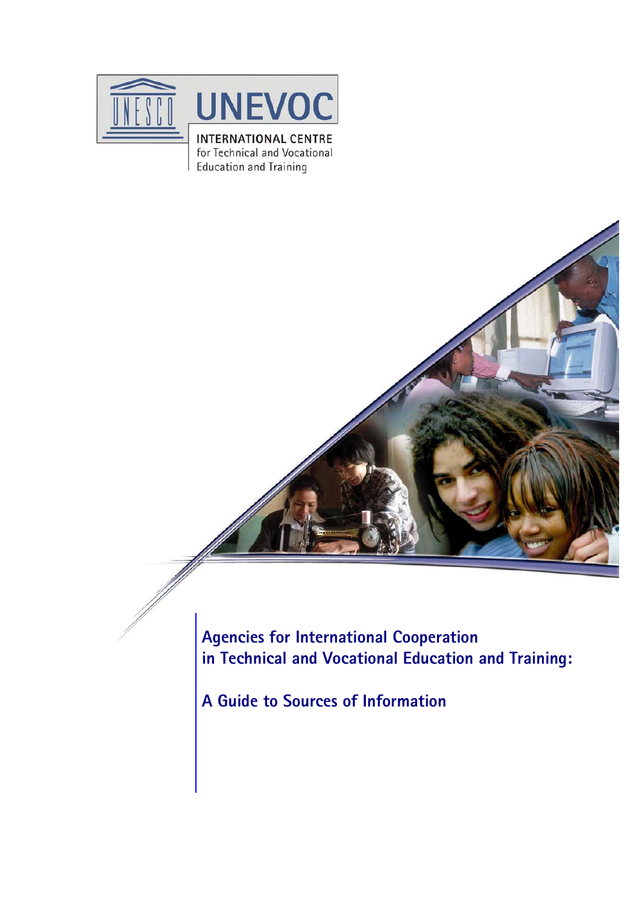UNESCO UNEVOC

INTERNATIONAL CENTRE
for Technical and Vocational
Education and Training

# Agencies for International Cooperation in Technical and Vocational Education and Training:

## A Guide to Sources of Information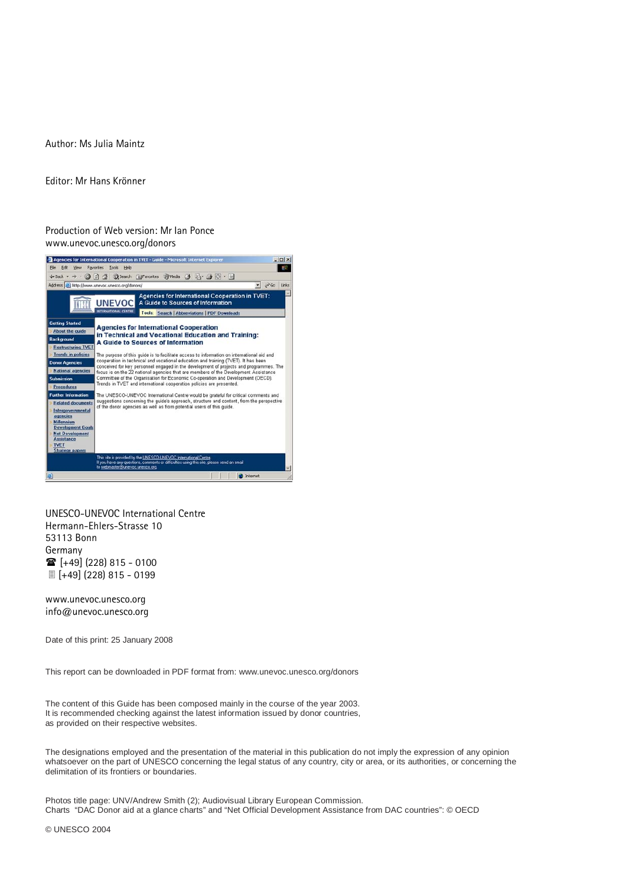Author: Ms Julia Maintz

Editor: Mr Hans Krönner

Production of Web version: Mr Ian Ponce
www.unevoc.unesco.org/donors

UNESCO-UNEVOC International Centre
Hermann-Ehlers-Strasse 10
53113 Bonn
Germany
☎ [+49] (228) 815 - 0100
[+49] (228) 815 - 0199

www.unevoc.unesco.org
info@unevoc.unesco.org

Date of this print: 25 January 2008

This report can be downloaded in PDF format from: www.unevoc.unesco.org/donors

The content of this Guide has been composed mainly in the course of the year 2003.
It is recommended checking against the latest information issued by donor countries,
as provided on their respective websites.

The designations employed and the presentation of the material in this publication do not imply the expression of any opinion whatsoever on the part of UNESCO concerning the legal status of any country, city or area, or its authorities, or concerning the delimitation of its frontiers or boundaries.

Photos title page: UNV/Andrew Smith (2); Audiovisual Library European Commission.
Charts "DAC Donor aid at a glance charts" and "Net Official Development Assistance from DAC countries": © OECD

© UNESCO 2004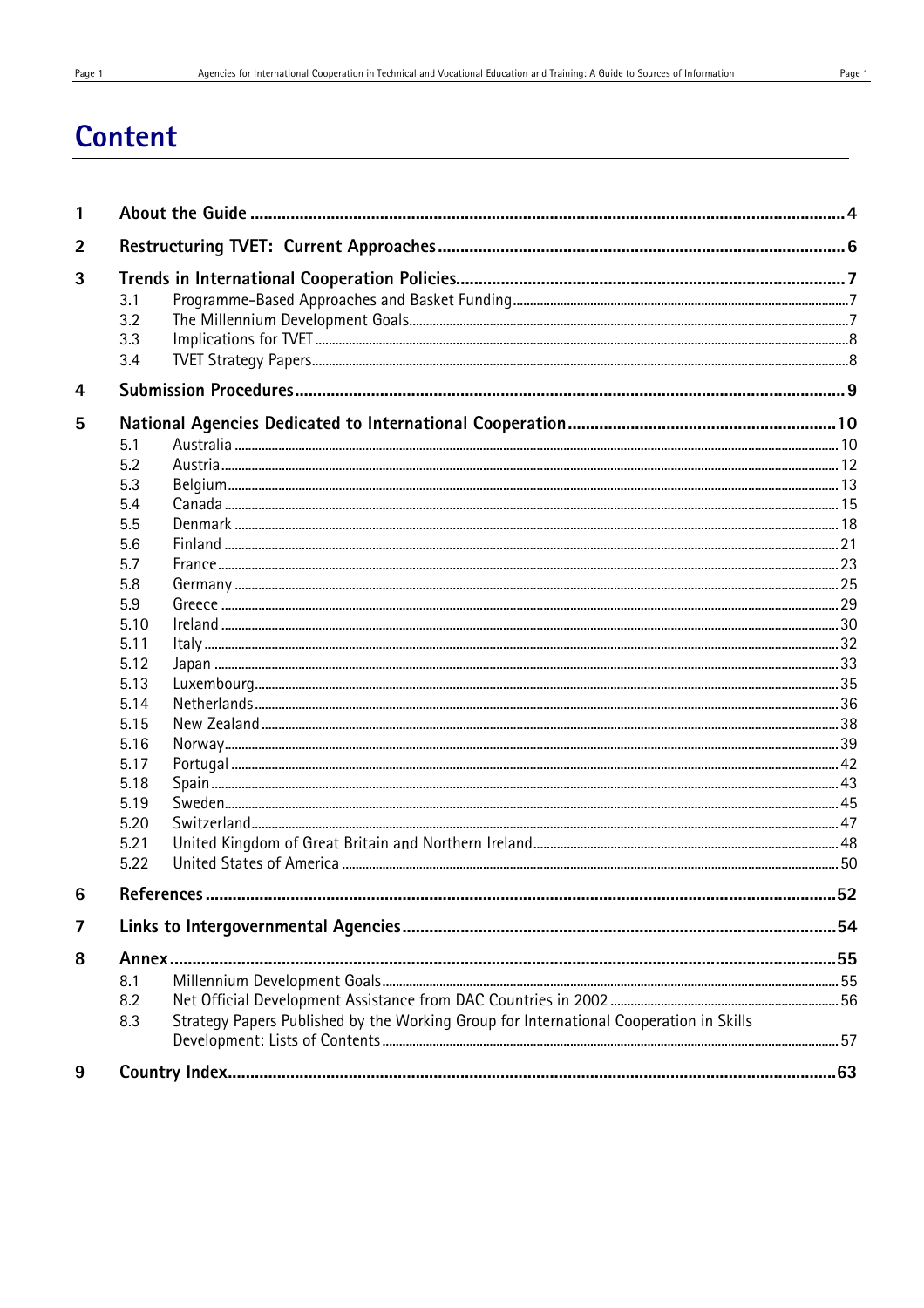# Content

1 **About the Guide** ..... 4

2 **Restructuring TVET: Current Approaches** ..... 6

3 **Trends in International Cooperation Policies** ..... 7
- 3.1 Programme-Based Approaches and Basket Funding ..... 7
- 3.2 The Millennium Development Goals ..... 7
- 3.3 Implications for TVET ..... 8
- 3.4 TVET Strategy Papers ..... 8

4 **Submission Procedures** ..... 9

5 **National Agencies Dedicated to International Cooperation** ..... 10
- 5.1 Australia ..... 10
- 5.2 Austria ..... 12
- 5.3 Belgium ..... 13
- 5.4 Canada ..... 15
- 5.5 Denmark ..... 18
- 5.6 Finland ..... 21
- 5.7 France ..... 23
- 5.8 Germany ..... 25
- 5.9 Greece ..... 29
- 5.10 Ireland ..... 30
- 5.11 Italy ..... 32
- 5.12 Japan ..... 33
- 5.13 Luxembourg ..... 35
- 5.14 Netherlands ..... 36
- 5.15 New Zealand ..... 38
- 5.16 Norway ..... 39
- 5.17 Portugal ..... 42
- 5.18 Spain ..... 43
- 5.19 Sweden ..... 45
- 5.20 Switzerland ..... 47
- 5.21 United Kingdom of Great Britain and Northern Ireland ..... 48
- 5.22 United States of America ..... 50

6 **References** ..... 52

7 **Links to Intergovernmental Agencies** ..... 54

8 **Annex** ..... 55
- 8.1 Millennium Development Goals ..... 55
- 8.2 Net Official Development Assistance from DAC Countries in 2002 ..... 56
- 8.3 Strategy Papers Published by the Working Group for International Cooperation in Skills Development: Lists of Contents ..... 57

9 **Country Index** ..... 63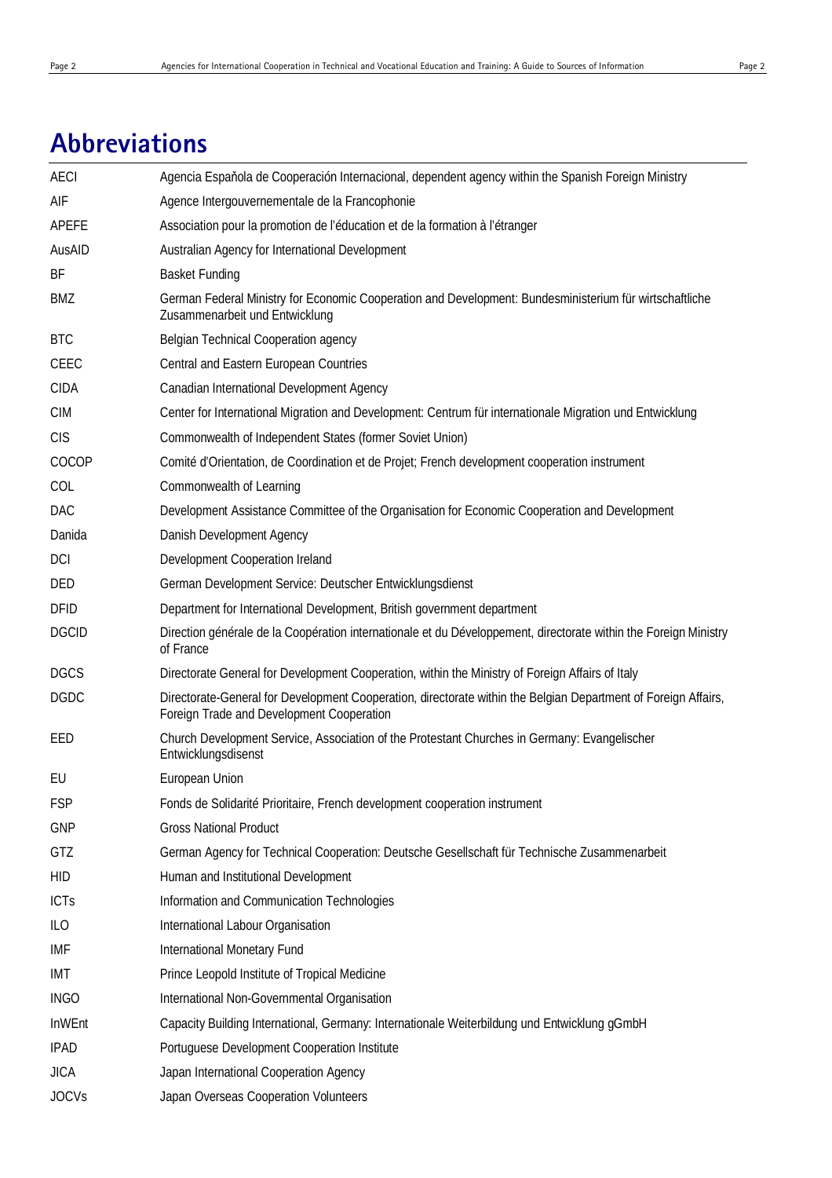# Abbreviations

| | |
|---|---|
| AECI | Agencia Española de Cooperación Internacional, dependent agency within the Spanish Foreign Ministry |
| AIF | Agence Intergouvernementale de la Francophonie |
| APEFE | Association pour la promotion de l'éducation et de la formation à l'étranger |
| AusAID | Australian Agency for International Development |
| BF | Basket Funding |
| BMZ | German Federal Ministry for Economic Cooperation and Development: Bundesministerium für wirtschaftliche Zusammenarbeit und Entwicklung |
| BTC | Belgian Technical Cooperation agency |
| CEEC | Central and Eastern European Countries |
| CIDA | Canadian International Development Agency |
| CIM | Center for International Migration and Development: Centrum für internationale Migration und Entwicklung |
| CIS | Commonwealth of Independent States (former Soviet Union) |
| COCOP | Comité d'Orientation, de Coordination et de Projet; French development cooperation instrument |
| COL | Commonwealth of Learning |
| DAC | Development Assistance Committee of the Organisation for Economic Cooperation and Development |
| Danida | Danish Development Agency |
| DCI | Development Cooperation Ireland |
| DED | German Development Service: Deutscher Entwicklungsdienst |
| DFID | Department for International Development, British government department |
| DGCID | Direction générale de la Coopération internationale et du Développement, directorate within the Foreign Ministry of France |
| DGCS | Directorate General for Development Cooperation, within the Ministry of Foreign Affairs of Italy |
| DGDC | Directorate-General for Development Cooperation, directorate within the Belgian Department of Foreign Affairs, Foreign Trade and Development Cooperation |
| EED | Church Development Service, Association of the Protestant Churches in Germany: Evangelischer Entwicklungsdisenst |
| EU | European Union |
| FSP | Fonds de Solidarité Prioritaire, French development cooperation instrument |
| GNP | Gross National Product |
| GTZ | German Agency for Technical Cooperation: Deutsche Gesellschaft für Technische Zusammenarbeit |
| HID | Human and Institutional Development |
| ICTs | Information and Communication Technologies |
| ILO | International Labour Organisation |
| IMF | International Monetary Fund |
| IMT | Prince Leopold Institute of Tropical Medicine |
| INGO | International Non-Governmental Organisation |
| InWEnt | Capacity Building International, Germany: Internationale Weiterbildung und Entwicklung gGmbH |
| IPAD | Portuguese Development Cooperation Institute |
| JICA | Japan International Cooperation Agency |
| JOCVs | Japan Overseas Cooperation Volunteers |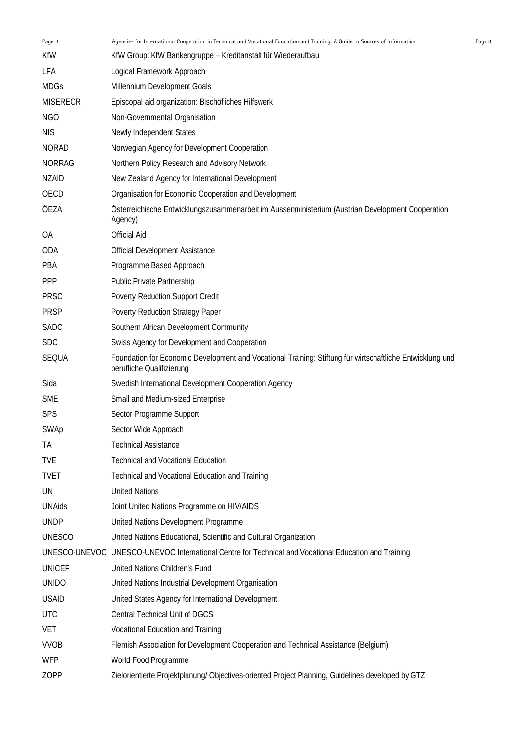| | |
|---|---|
| KfW | KfW Group: KfW Bankengruppe – Kreditanstalt für Wiederaufbau |
| LFA | Logical Framework Approach |
| MDGs | Millennium Development Goals |
| MISEREOR | Episcopal aid organization: Bischöfliches Hilfswerk |
| NGO | Non-Governmental Organisation |
| NIS | Newly Independent States |
| NORAD | Norwegian Agency for Development Cooperation |
| NORRAG | Northern Policy Research and Advisory Network |
| NZAID | New Zealand Agency for International Development |
| OECD | Organisation for Economic Cooperation and Development |
| ÖEZA | Österreichische Entwicklungszusammenarbeit im Aussenministerium (Austrian Development Cooperation Agency) |
| OA | Official Aid |
| ODA | Official Development Assistance |
| PBA | Programme Based Approach |
| PPP | Public Private Partnership |
| PRSC | Poverty Reduction Support Credit |
| PRSP | Poverty Reduction Strategy Paper |
| SADC | Southern African Development Community |
| SDC | Swiss Agency for Development and Cooperation |
| SEQUA | Foundation for Economic Development and Vocational Training: Stiftung für wirtschaftliche Entwicklung und berufliche Qualifizierung |
| Sida | Swedish International Development Cooperation Agency |
| SME | Small and Medium-sized Enterprise |
| SPS | Sector Programme Support |
| SWAp | Sector Wide Approach |
| TA | Technical Assistance |
| TVE | Technical and Vocational Education |
| TVET | Technical and Vocational Education and Training |
| UN | United Nations |
| UNAids | Joint United Nations Programme on HIV/AIDS |
| UNDP | United Nations Development Programme |
| UNESCO | United Nations Educational, Scientific and Cultural Organization |
| UNESCO-UNEVOC | UNESCO-UNEVOC International Centre for Technical and Vocational Education and Training |
| UNICEF | United Nations Children's Fund |
| UNIDO | United Nations Industrial Development Organisation |
| USAID | United States Agency for International Development |
| UTC | Central Technical Unit of DGCS |
| VET | Vocational Education and Training |
| VVOB | Flemish Association for Development Cooperation and Technical Assistance (Belgium) |
| WFP | World Food Programme |
| ZOPP | Zielorientierte Projektplanung/ Objectives-oriented Project Planning, Guidelines developed by GTZ |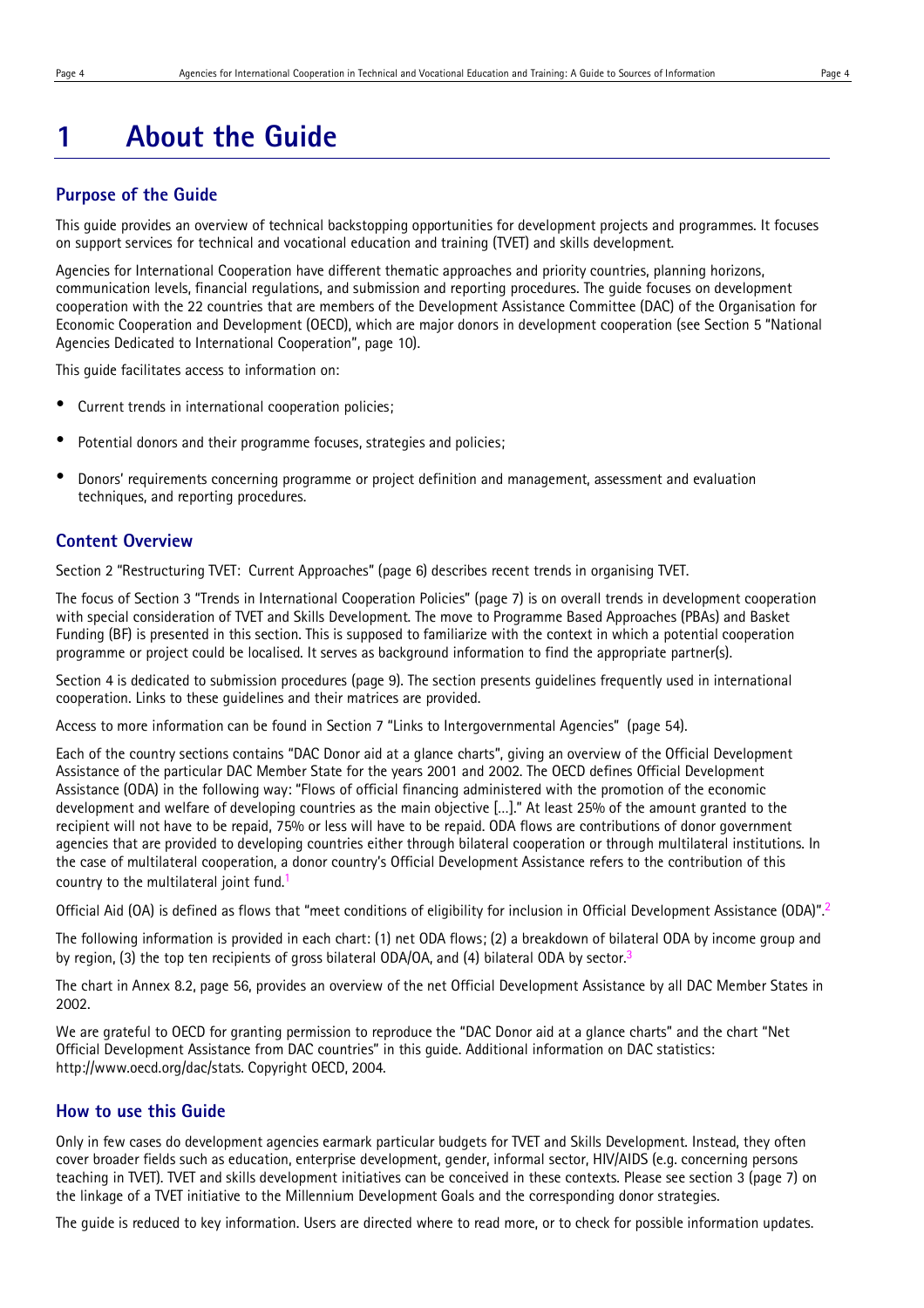# 1 About the Guide

## Purpose of the Guide

This guide provides an overview of technical backstopping opportunities for development projects and programmes. It focuses on support services for technical and vocational education and training (TVET) and skills development.

Agencies for International Cooperation have different thematic approaches and priority countries, planning horizons, communication levels, financial regulations, and submission and reporting procedures. The guide focuses on development cooperation with the 22 countries that are members of the Development Assistance Committee (DAC) of the Organisation for Economic Cooperation and Development (OECD), which are major donors in development cooperation (see Section 5 "National Agencies Dedicated to International Cooperation", page 10).

This guide facilitates access to information on:

- Current trends in international cooperation policies;
- Potential donors and their programme focuses, strategies and policies;
- Donors' requirements concerning programme or project definition and management, assessment and evaluation techniques, and reporting procedures.

## Content Overview

Section 2 "Restructuring TVET: Current Approaches" (page 6) describes recent trends in organising TVET.

The focus of Section 3 "Trends in International Cooperation Policies" (page 7) is on overall trends in development cooperation with special consideration of TVET and Skills Development. The move to Programme Based Approaches (PBAs) and Basket Funding (BF) is presented in this section. This is supposed to familiarize with the context in which a potential cooperation programme or project could be localised. It serves as background information to find the appropriate partner(s).

Section 4 is dedicated to submission procedures (page 9). The section presents guidelines frequently used in international cooperation. Links to these guidelines and their matrices are provided.

Access to more information can be found in Section 7 "Links to Intergovernmental Agencies" (page 54).

Each of the country sections contains "DAC Donor aid at a glance charts", giving an overview of the Official Development Assistance of the particular DAC Member State for the years 2001 and 2002. The OECD defines Official Development Assistance (ODA) in the following way: "Flows of official financing administered with the promotion of the economic development and welfare of developing countries as the main objective [...]." At least 25% of the amount granted to the recipient will not have to be repaid, 75% or less will have to be repaid. ODA flows are contributions of donor government agencies that are provided to developing countries either through bilateral cooperation or through multilateral institutions. In the case of multilateral cooperation, a donor country's Official Development Assistance refers to the contribution of this country to the multilateral joint fund.[1]

Official Aid (OA) is defined as flows that "meet conditions of eligibility for inclusion in Official Development Assistance (ODA)".[2]

The following information is provided in each chart: (1) net ODA flows; (2) a breakdown of bilateral ODA by income group and by region, (3) the top ten recipients of gross bilateral ODA/OA, and (4) bilateral ODA by sector.[3]

The chart in Annex 8.2, page 56, provides an overview of the net Official Development Assistance by all DAC Member States in 2002.

We are grateful to OECD for granting permission to reproduce the "DAC Donor aid at a glance charts" and the chart "Net Official Development Assistance from DAC countries" in this guide. Additional information on DAC statistics: http://www.oecd.org/dac/stats. Copyright OECD, 2004.

## How to use this Guide

Only in few cases do development agencies earmark particular budgets for TVET and Skills Development. Instead, they often cover broader fields such as education, enterprise development, gender, informal sector, HIV/AIDS (e.g. concerning persons teaching in TVET). TVET and skills development initiatives can be conceived in these contexts. Please see section 3 (page 7) on the linkage of a TVET initiative to the Millennium Development Goals and the corresponding donor strategies.

The guide is reduced to key information. Users are directed where to read more, or to check for possible information updates.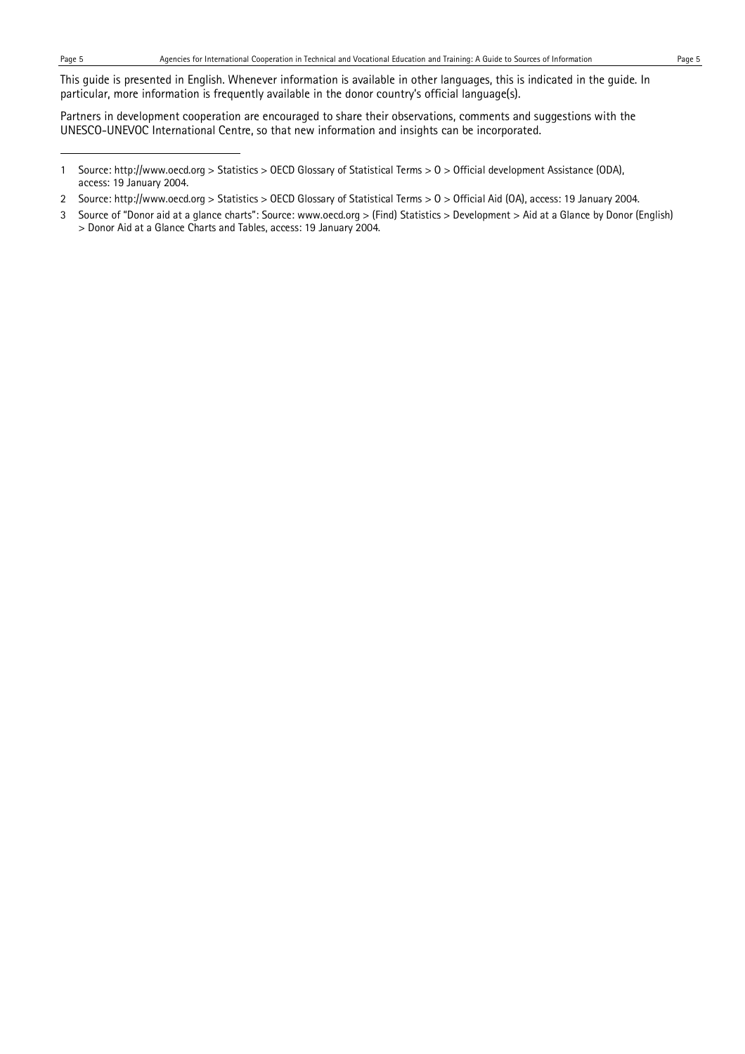This guide is presented in English. Whenever information is available in other languages, this is indicated in the guide. In particular, more information is frequently available in the donor country's official language(s).

Partners in development cooperation are encouraged to share their observations, comments and suggestions with the UNESCO-UNEVOC International Centre, so that new information and insights can be incorporated.

---

1 Source: http://www.oecd.org > Statistics > OECD Glossary of Statistical Terms > O > Official development Assistance (ODA), access: 19 January 2004.

2 Source: http://www.oecd.org > Statistics > OECD Glossary of Statistical Terms > O > Official Aid (OA), access: 19 January 2004.

3 Source of "Donor aid at a glance charts": Source: www.oecd.org > (Find) Statistics > Development > Aid at a Glance by Donor (English) > Donor Aid at a Glance Charts and Tables, access: 19 January 2004.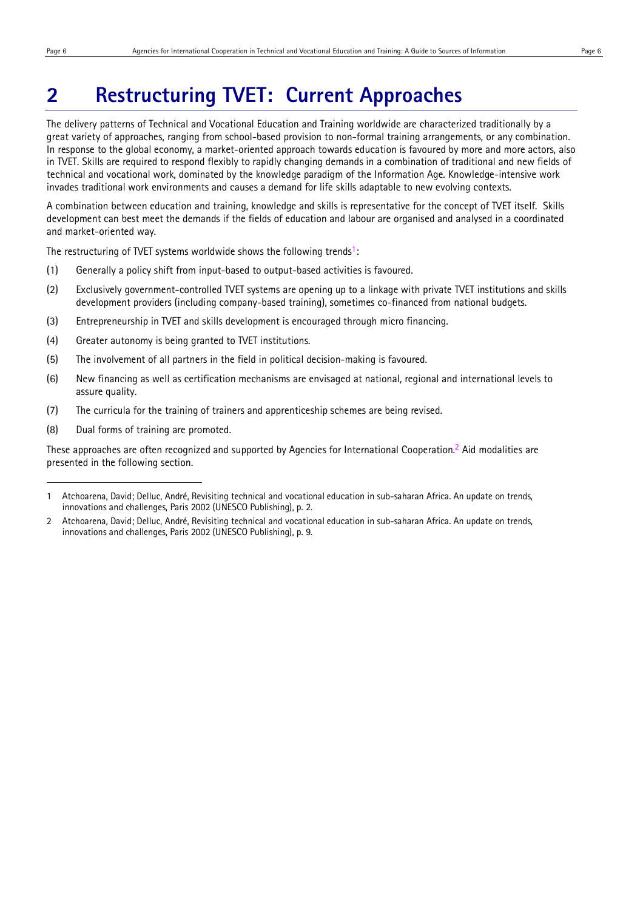# 2 Restructuring TVET: Current Approaches

The delivery patterns of Technical and Vocational Education and Training worldwide are characterized traditionally by a great variety of approaches, ranging from school-based provision to non-formal training arrangements, or any combination. In response to the global economy, a market-oriented approach towards education is favoured by more and more actors, also in TVET. Skills are required to respond flexibly to rapidly changing demands in a combination of traditional and new fields of technical and vocational work, dominated by the knowledge paradigm of the Information Age. Knowledge-intensive work invades traditional work environments and causes a demand for life skills adaptable to new evolving contexts.

A combination between education and training, knowledge and skills is representative for the concept of TVET itself. Skills development can best meet the demands if the fields of education and labour are organised and analysed in a coordinated and market-oriented way.

The restructuring of TVET systems worldwide shows the following trends[1]:

(1) Generally a policy shift from input-based to output-based activities is favoured.

(2) Exclusively government-controlled TVET systems are opening up to a linkage with private TVET institutions and skills development providers (including company-based training), sometimes co-financed from national budgets.

(3) Entrepreneurship in TVET and skills development is encouraged through micro financing.

(4) Greater autonomy is being granted to TVET institutions.

(5) The involvement of all partners in the field in political decision-making is favoured.

(6) New financing as well as certification mechanisms are envisaged at national, regional and international levels to assure quality.

(7) The curricula for the training of trainers and apprenticeship schemes are being revised.

(8) Dual forms of training are promoted.

These approaches are often recognized and supported by Agencies for International Cooperation.[2] Aid modalities are presented in the following section.

---

1 Atchoarena, David; Delluc, André, Revisiting technical and vocational education in sub-saharan Africa. An update on trends, innovations and challenges, Paris 2002 (UNESCO Publishing), p. 2.

2 Atchoarena, David; Delluc, André, Revisiting technical and vocational education in sub-saharan Africa. An update on trends, innovations and challenges, Paris 2002 (UNESCO Publishing), p. 9.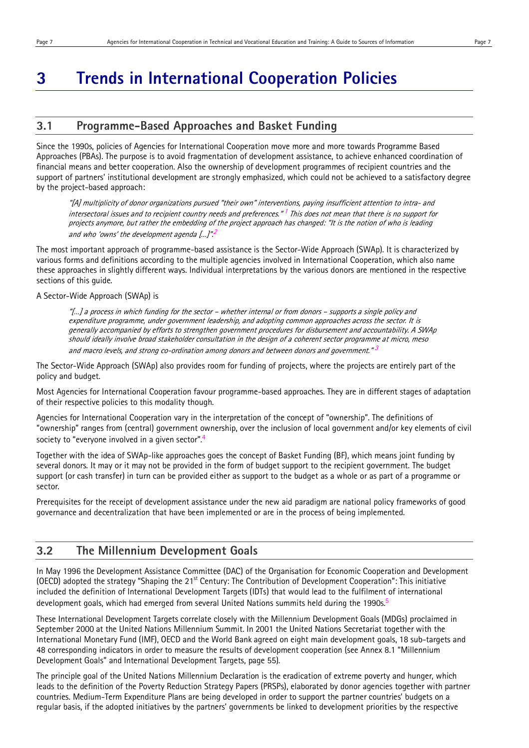# 3 Trends in International Cooperation Policies

## 3.1 Programme-Based Approaches and Basket Funding

Since the 1990s, policies of Agencies for International Cooperation move more and more towards Programme Based Approaches (PBAs). The purpose is to avoid fragmentation of development assistance, to achieve enhanced coordination of financial means and better cooperation. Also the ownership of development programmes of recipient countries and the support of partners' institutional development are strongly emphasized, which could not be achieved to a satisfactory degree by the project-based approach:

> *"[A] multiplicity of donor organizations pursued "their own" interventions, paying insufficient attention to intra- and intersectoral issues and to recipient country needs and preferences."* [1] *This does not mean that there is no support for projects anymore, but rather the embedding of the project approach has changed: "It is the notion of who is leading and who 'owns' the development agenda [...]".* [2]

The most important approach of programme-based assistance is the Sector-Wide Approach (SWAp). It is characterized by various forms and definitions according to the multiple agencies involved in International Cooperation, which also name these approaches in slightly different ways. Individual interpretations by the various donors are mentioned in the respective sections of this guide.

A Sector-Wide Approach (SWAp) is

> *"[...] a process in which funding for the sector – whether internal or from donors – supports a single policy and expenditure programme, under government leadership, and adopting common approaches across the sector. It is generally accompanied by efforts to strengthen government procedures for disbursement and accountability. A SWAp should ideally involve broad stakeholder consultation in the design of a coherent sector programme at micro, meso and macro levels, and strong co-ordination among donors and between donors and government."* [3]

The Sector-Wide Approach (SWAp) also provides room for funding of projects, where the projects are entirely part of the policy and budget.

Most Agencies for International Cooperation favour programme-based approaches. They are in different stages of adaptation of their respective policies to this modality though.

Agencies for International Cooperation vary in the interpretation of the concept of "ownership". The definitions of "ownership" ranges from (central) government ownership, over the inclusion of local government and/or key elements of civil society to "everyone involved in a given sector".[4]

Together with the idea of SWAp-like approaches goes the concept of Basket Funding (BF), which means joint funding by several donors. It may or it may not be provided in the form of budget support to the recipient government. The budget support (or cash transfer) in turn can be provided either as support to the budget as a whole or as part of a programme or sector.

Prerequisites for the receipt of development assistance under the new aid paradigm are national policy frameworks of good governance and decentralization that have been implemented or are in the process of being implemented.

## 3.2 The Millennium Development Goals

In May 1996 the Development Assistance Committee (DAC) of the Organisation for Economic Cooperation and Development (OECD) adopted the strategy "Shaping the 21st Century: The Contribution of Development Cooperation": This initiative included the definition of International Development Targets (IDTs) that would lead to the fulfilment of international development goals, which had emerged from several United Nations summits held during the 1990s.[5]

These International Development Targets correlate closely with the Millennium Development Goals (MDGs) proclaimed in September 2000 at the United Nations Millennium Summit. In 2001 the United Nations Secretariat together with the International Monetary Fund (IMF), OECD and the World Bank agreed on eight main development goals, 18 sub-targets and 48 corresponding indicators in order to measure the results of development cooperation (see Annex 8.1 "Millennium Development Goals" and International Development Targets, page 55).

The principle goal of the United Nations Millennium Declaration is the eradication of extreme poverty and hunger, which leads to the definition of the Poverty Reduction Strategy Papers (PRSPs), elaborated by donor agencies together with partner countries. Medium-Term Expenditure Plans are being developed in order to support the partner countries' budgets on a regular basis, if the adopted initiatives by the partners' governments be linked to development priorities by the respective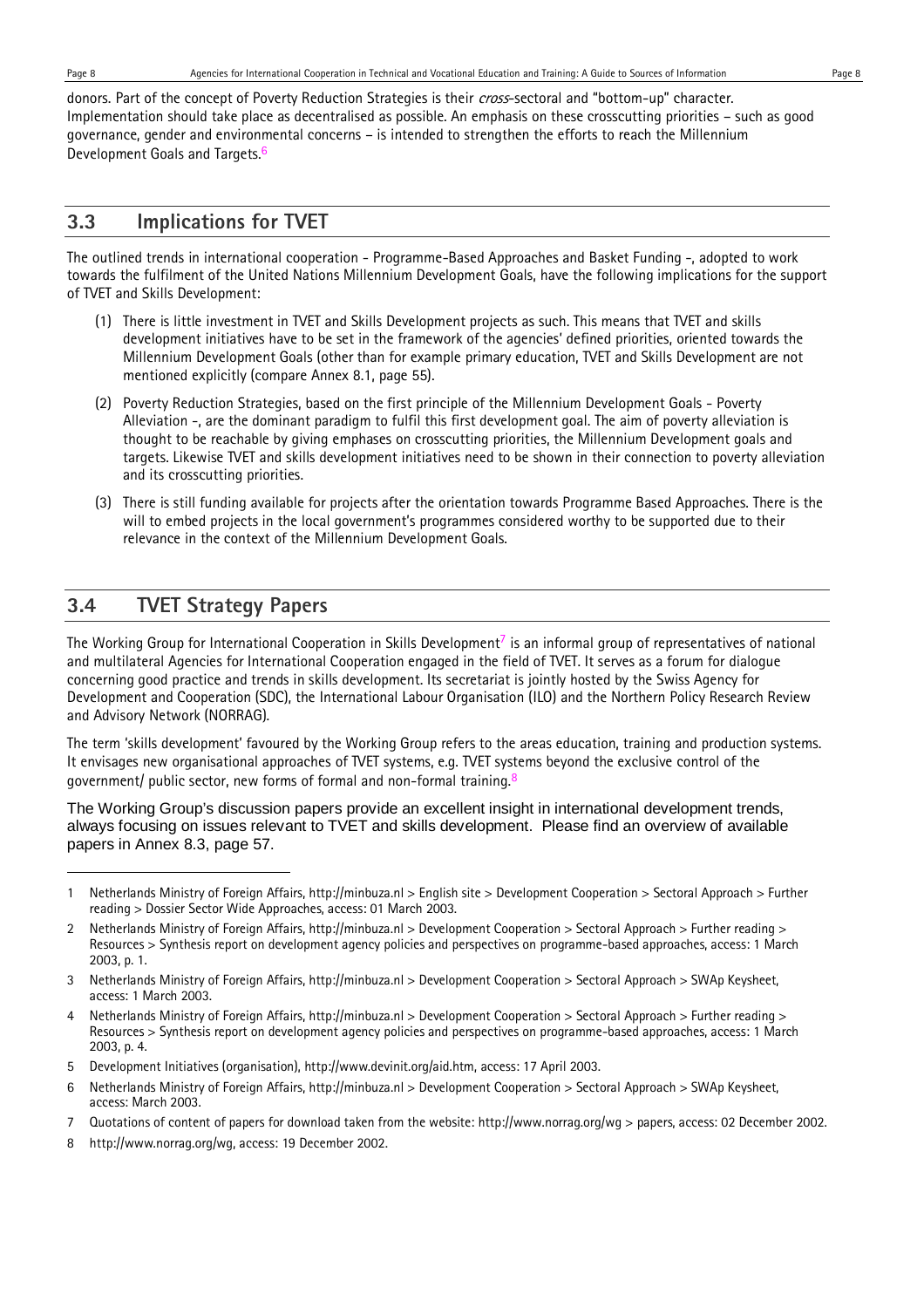donors. Part of the concept of Poverty Reduction Strategies is their *cross*-sectoral and "bottom-up" character. Implementation should take place as decentralised as possible. An emphasis on these crosscutting priorities – such as good governance, gender and environmental concerns – is intended to strengthen the efforts to reach the Millennium Development Goals and Targets.[6]

## 3.3 Implications for TVET

The outlined trends in international cooperation - Programme-Based Approaches and Basket Funding -, adopted to work towards the fulfilment of the United Nations Millennium Development Goals, have the following implications for the support of TVET and Skills Development:

(1) There is little investment in TVET and Skills Development projects as such. This means that TVET and skills development initiatives have to be set in the framework of the agencies' defined priorities, oriented towards the Millennium Development Goals (other than for example primary education, TVET and Skills Development are not mentioned explicitly (compare Annex 8.1, page 55).

(2) Poverty Reduction Strategies, based on the first principle of the Millennium Development Goals - Poverty Alleviation -, are the dominant paradigm to fulfil this first development goal. The aim of poverty alleviation is thought to be reachable by giving emphases on crosscutting priorities, the Millennium Development goals and targets. Likewise TVET and skills development initiatives need to be shown in their connection to poverty alleviation and its crosscutting priorities.

(3) There is still funding available for projects after the orientation towards Programme Based Approaches. There is the will to embed projects in the local government's programmes considered worthy to be supported due to their relevance in the context of the Millennium Development Goals.

## 3.4 TVET Strategy Papers

The Working Group for International Cooperation in Skills Development[7] is an informal group of representatives of national and multilateral Agencies for International Cooperation engaged in the field of TVET. It serves as a forum for dialogue concerning good practice and trends in skills development. Its secretariat is jointly hosted by the Swiss Agency for Development and Cooperation (SDC), the International Labour Organisation (ILO) and the Northern Policy Research Review and Advisory Network (NORRAG).

The term 'skills development' favoured by the Working Group refers to the areas education, training and production systems. It envisages new organisational approaches of TVET systems, e.g. TVET systems beyond the exclusive control of the government/ public sector, new forms of formal and non-formal training.[8]

The Working Group's discussion papers provide an excellent insight in international development trends, always focusing on issues relevant to TVET and skills development. Please find an overview of available papers in Annex 8.3, page 57.

---

1 Netherlands Ministry of Foreign Affairs, http://minbuza.nl > English site > Development Cooperation > Sectoral Approach > Further reading > Dossier Sector Wide Approaches, access: 01 March 2003.

2 Netherlands Ministry of Foreign Affairs, http://minbuza.nl > Development Cooperation > Sectoral Approach > Further reading > Resources > Synthesis report on development agency policies and perspectives on programme-based approaches, access: 1 March 2003, p. 1.

3 Netherlands Ministry of Foreign Affairs, http://minbuza.nl > Development Cooperation > Sectoral Approach > SWAp Keysheet, access: 1 March 2003.

4 Netherlands Ministry of Foreign Affairs, http://minbuza.nl > Development Cooperation > Sectoral Approach > Further reading > Resources > Synthesis report on development agency policies and perspectives on programme-based approaches, access: 1 March 2003, p. 4.

5 Development Initiatives (organisation), http://www.devinit.org/aid.htm, access: 17 April 2003.

6 Netherlands Ministry of Foreign Affairs, http://minbuza.nl > Development Cooperation > Sectoral Approach > SWAp Keysheet, access: March 2003.

7 Quotations of content of papers for download taken from the website: http://www.norrag.org/wg > papers, access: 02 December 2002.

8 http://www.norrag.org/wg, access: 19 December 2002.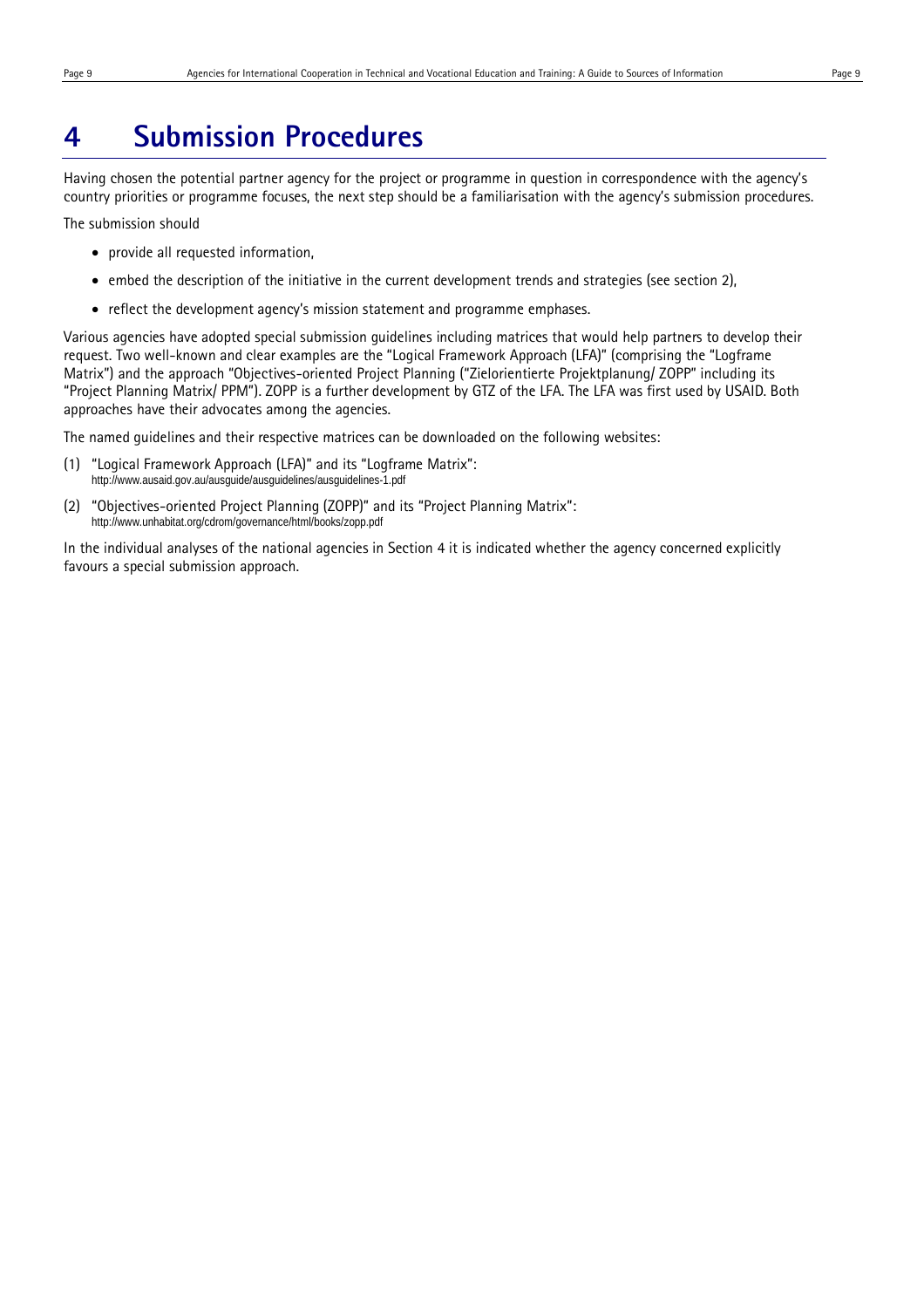# 4 Submission Procedures

Having chosen the potential partner agency for the project or programme in question in correspondence with the agency's country priorities or programme focuses, the next step should be a familiarisation with the agency's submission procedures.

The submission should

- provide all requested information,
- embed the description of the initiative in the current development trends and strategies (see section 2),
- reflect the development agency's mission statement and programme emphases.

Various agencies have adopted special submission guidelines including matrices that would help partners to develop their request. Two well-known and clear examples are the "Logical Framework Approach (LFA)" (comprising the "Logframe Matrix") and the approach "Objectives-oriented Project Planning ("Zielorientierte Projektplanung/ ZOPP" including its "Project Planning Matrix/ PPM"). ZOPP is a further development by GTZ of the LFA. The LFA was first used by USAID. Both approaches have their advocates among the agencies.

The named guidelines and their respective matrices can be downloaded on the following websites:

(1) "Logical Framework Approach (LFA)" and its "Logframe Matrix":
http://www.ausaid.gov.au/ausguide/ausguidelines/ausguidelines-1.pdf

(2) "Objectives-oriented Project Planning (ZOPP)" and its "Project Planning Matrix":
http://www.unhabitat.org/cdrom/governance/html/books/zopp.pdf

In the individual analyses of the national agencies in Section 4 it is indicated whether the agency concerned explicitly favours a special submission approach.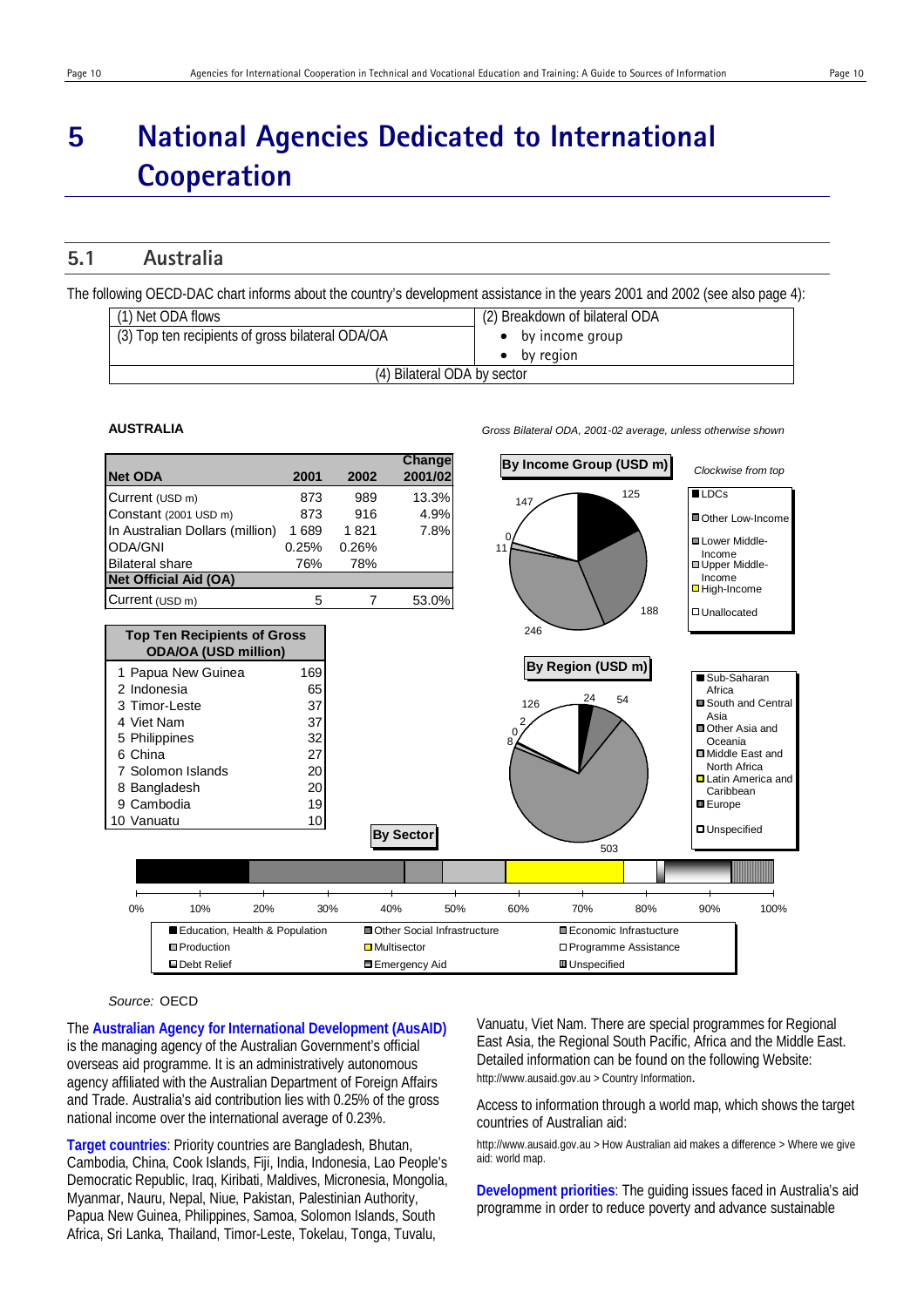# 5 National Agencies Dedicated to International Cooperation

## 5.1 Australia

The following OECD-DAC chart informs about the country's development assistance in the years 2001 and 2002 (see also page 4):

| (1) Net ODA flows | (2) Breakdown of bilateral ODA |
|---|---|
| (3) Top ten recipients of gross bilateral ODA/OA | • by income group<br>• by region |
| (4) Bilateral ODA by sector | |

**AUSTRALIA**

*Gross Bilateral ODA, 2001-02 average, unless otherwise shown*

| Net ODA | 2001 | 2002 | Change 2001/02 |
|---|---|---|---|
| Current (USD m) | 873 | 989 | 13.3% |
| Constant (2001 USD m) | 873 | 916 | 4.9% |
| In Australian Dollars (million) | 1 689 | 1 821 | 7.8% |
| ODA/GNI | 0.25% | 0.26% | |
| Bilateral share | 76% | 78% | |
| **Net Official Aid (OA)** | | | |
| Current (USD m) | 5 | 7 | 53.0% |

| Top Ten Recipients of Gross ODA/OA (USD million) | |
|---|---|
| 1 Papua New Guinea | 169 |
| 2 Indonesia | 65 |
| 3 Timor-Leste | 37 |
| 4 Viet Nam | 37 |
| 5 Philippines | 32 |
| 6 China | 27 |
| 7 Solomon Islands | 20 |
| 8 Bangladesh | 20 |
| 9 Cambodia | 19 |
| 10 Vanuatu | 10 |

**By Income Group (USD m)** — *Clockwise from top*: LDCs 125; Other Low-Income 188; Lower Middle-Income 246; Upper Middle-Income 11; High-Income 0; Unallocated 147

**By Region (USD m)**: Sub-Saharan Africa 24; South and Central Asia 54; Other Asia and Oceania 503; Middle East and North Africa 8; Latin America and Caribbean 0; Europe 2; Unspecified 126

**By Sector**: Education, Health & Population; Other Social Infrastructure; Economic Infrastructure; Production; Multisector; Programme Assistance; Debt Relief; Emergency Aid; Unspecified

Source: OECD

The **Australian Agency for International Development (AusAID)** is the managing agency of the Australian Government's official overseas aid programme. It is an administratively autonomous agency affiliated with the Australian Department of Foreign Affairs and Trade. Australia's aid contribution lies with 0.25% of the gross national income over the international average of 0.23%.

**Target countries**: Priority countries are Bangladesh, Bhutan, Cambodia, China, Cook Islands, Fiji, India, Indonesia, Lao People's Democratic Republic, Iraq, Kiribati, Maldives, Micronesia, Mongolia, Myanmar, Nauru, Nepal, Niue, Pakistan, Palestinian Authority, Papua New Guinea, Philippines, Samoa, Solomon Islands, South Africa, Sri Lanka, Thailand, Timor-Leste, Tokelau, Tonga, Tuvalu, Vanuatu, Viet Nam. There are special programmes for Regional East Asia, the Regional South Pacific, Africa and the Middle East. Detailed information can be found on the following Website: http://www.ausaid.gov.au > Country Information.

Access to information through a world map, which shows the target countries of Australian aid:

http://www.ausaid.gov.au > How Australian aid makes a difference > Where we give aid: world map.

**Development priorities**: The guiding issues faced in Australia's aid programme in order to reduce poverty and advance sustainable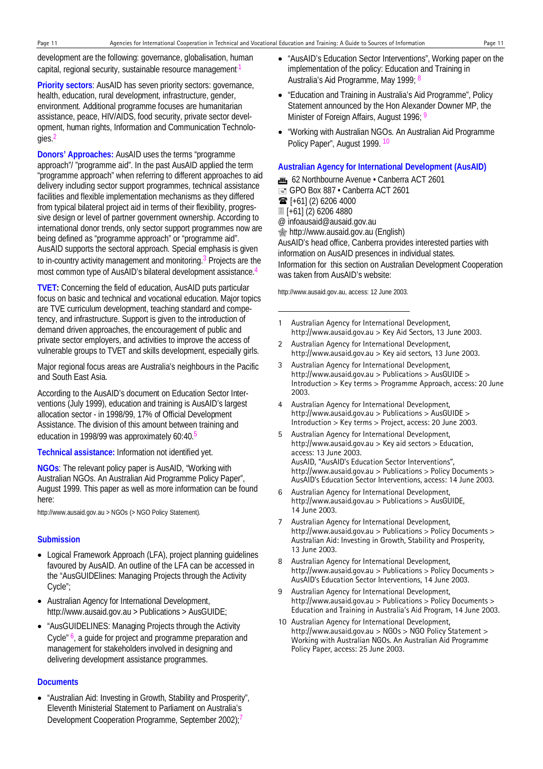development are the following: governance, globalisation, human capital, regional security, sustainable resource management[1]

**Priority sectors**: AusAID has seven priority sectors: governance, health, education, rural development, infrastructure, gender, environment. Additional programme focuses are humanitarian assistance, peace, HIV/AIDS, food security, private sector development, human rights, Information and Communication Technologies.[2]

**Donors' Approaches:** AusAID uses the terms "programme approach"/ "programme aid". In the past AusAID applied the term "programme approach" when referring to different approaches to aid delivery including sector support programmes, technical assistance facilities and flexible implementation mechanisms as they differed from typical bilateral project aid in terms of their flexibility, progressive design or level of partner government ownership. According to international donor trends, only sector support programmes now are being defined as "programme approach" or "programme aid". AusAID supports the sectoral approach. Special emphasis is given to in-country activity management and monitoring.[3] Projects are the most common type of AusAID's bilateral development assistance.[4]

**TVET:** Concerning the field of education, AusAID puts particular focus on basic and technical and vocational education. Major topics are TVE curriculum development, teaching standard and competency, and infrastructure. Support is given to the introduction of demand driven approaches, the encouragement of public and private sector employers, and activities to improve the access of vulnerable groups to TVET and skills development, especially girls.

Major regional focus areas are Australia's neighbours in the Pacific and South East Asia.

According to the AusAID's document on Education Sector Interventions (July 1999), education and training is AusAID's largest allocation sector - in 1998/99, 17% of Official Development Assistance. The division of this amount between training and education in 1998/99 was approximately 60:40.[5]

**Technical assistance:** Information not identified yet.

**NGOs**: The relevant policy paper is AusAID, "Working with Australian NGOs. An Australian Aid Programme Policy Paper", August 1999. This paper as well as more information can be found here:

http://www.ausaid.gov.au > NGOs (> NGO Policy Statement).

### Submission

- Logical Framework Approach (LFA), project planning guidelines favoured by AusAID. An outline of the LFA can be accessed in the "AusGUIDElines: Managing Projects through the Activity Cycle";
- Australian Agency for International Development, http://www.ausaid.gov.au > Publications > AusGUIDE;
- "AusGUIDELINES: Managing Projects through the Activity Cycle" [6], a guide for project and programme preparation and management for stakeholders involved in designing and delivering development assistance programmes.

### Documents

- "Australian Aid: Investing in Growth, Stability and Prosperity", Eleventh Ministerial Statement to Parliament on Australia's Development Cooperation Programme, September 2002);[7]
- "AusAID's Education Sector Interventions", Working paper on the implementation of the policy: Education and Training in Australia's Aid Programme, May 1999; [8]
- "Education and Training in Australia's Aid Programme", Policy Statement announced by the Hon Alexander Downer MP, the Minister of Foreign Affairs, August 1996; [9]
- "Working with Australian NGOs. An Australian Aid Programme Policy Paper", August 1999. [10]

### Australian Agency for International Development (AusAID)

62 Northbourne Avenue • Canberra ACT 2601
GPO Box 887 • Canberra ACT 2601
☎ [+61] (2) 6206 4000
[+61] (2) 6206 4880
@ infoausaid@ausaid.gov.au
http://www.ausaid.gov.au (English)
AusAID's head office, Canberra provides interested parties with information on AusAID presences in individual states.
Information for this section on Australian Development Cooperation was taken from AusAID's website:

http://www.ausaid.gov.au, access: 12 June 2003.

---

1. Australian Agency for International Development, http://www.ausaid.gov.au > Key Aid Sectors, 13 June 2003.
2. Australian Agency for International Development, http://www.ausaid.gov.au > Key aid sectors, 13 June 2003.
3. Australian Agency for International Development, http://www.ausaid.gov.au > Publications > AusGUIDE > Introduction > Key terms > Programme Approach, access: 20 June 2003.
4. Australian Agency for International Development, http://www.ausaid.gov.au > Publications > AusGUIDE > Introduction > Key terms > Project, access: 20 June 2003.
5. Australian Agency for International Development, http://www.ausaid.gov.au > Key aid sectors > Education, access: 13 June 2003.
   AusAID, "AusAID's Education Sector Interventions", http://www.ausaid.gov.au > Publications > Policy Documents > AusAID's Education Sector Interventions, access: 14 June 2003.
6. Australian Agency for International Development, http://www.ausaid.gov.au > Publications > AusGUIDE, 14 June 2003.
7. Australian Agency for International Development, http://www.ausaid.gov.au > Publications > Policy Documents > Australian Aid: Investing in Growth, Stability and Prosperity, 13 June 2003.
8. Australian Agency for International Development, http://www.ausaid.gov.au > Publications > Policy Documents > AusAID's Education Sector Interventions, 14 June 2003.
9. Australian Agency for International Development, http://www.ausaid.gov.au > Publications > Policy Documents > Education and Training in Australia's Aid Program, 14 June 2003.
10. Australian Agency for International Development, http://www.ausaid.gov.au > NGOs > NGO Policy Statement > Working with Australian NGOs. An Australian Aid Programme Policy Paper, access: 25 June 2003.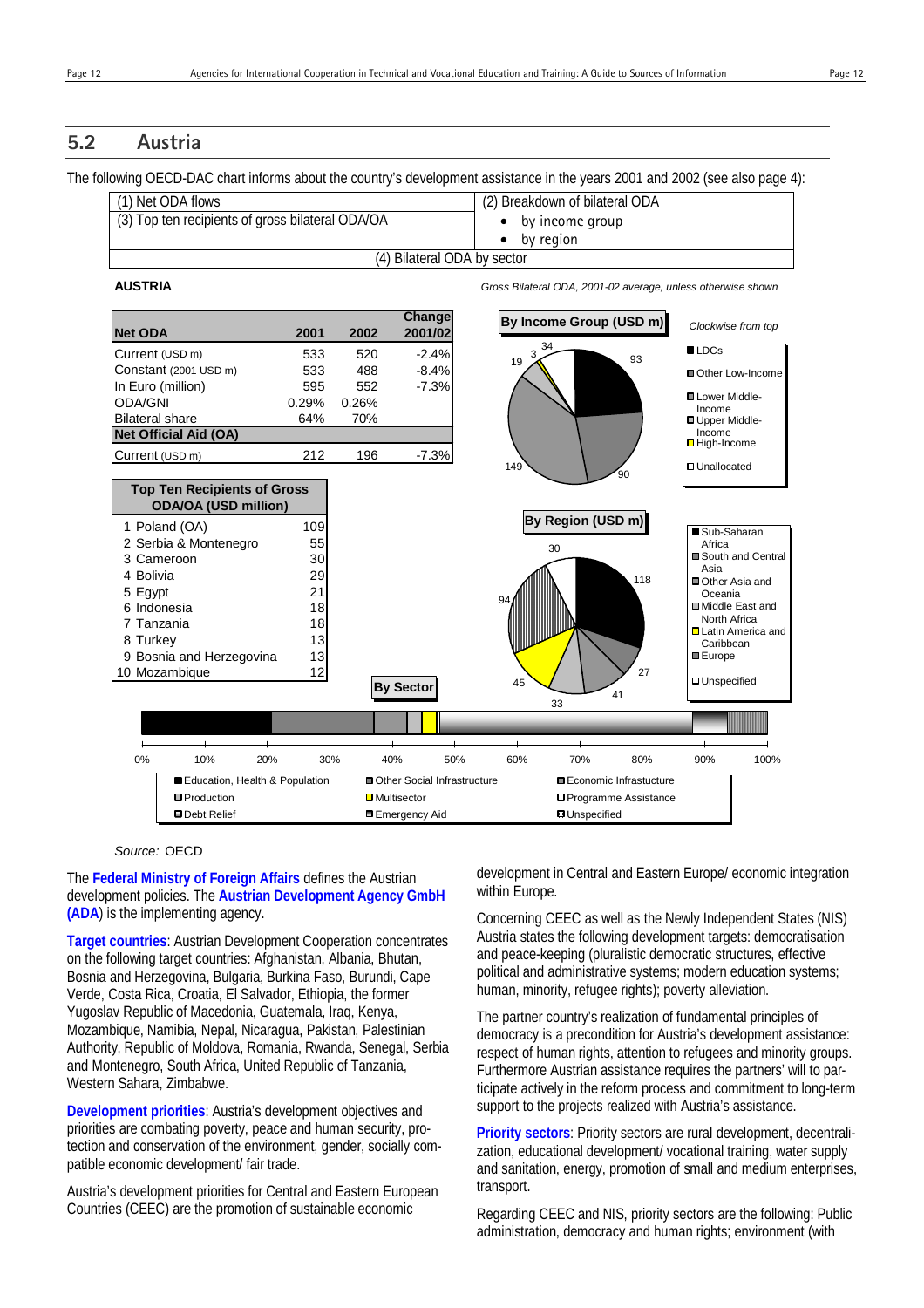## 5.2 Austria

The following OECD-DAC chart informs about the country's development assistance in the years 2001 and 2002 (see also page 4):

| (1) Net ODA flows | (2) Breakdown of bilateral ODA |
|---|---|
| (3) Top ten recipients of gross bilateral ODA/OA | • by income group<br>• by region |
| (4) Bilateral ODA by sector | |

**AUSTRIA**

*Gross Bilateral ODA, 2001-02 average, unless otherwise shown*

| Net ODA | 2001 | 2002 | Change 2001/02 |
|---|---|---|---|
| Current (USD m) | 533 | 520 | -2.4% |
| Constant (2001 USD m) | 533 | 488 | -8.4% |
| In Euro (million) | 595 | 552 | -7.3% |
| ODA/GNI | 0.29% | 0.26% | |
| Bilateral share | 64% | 70% | |
| **Net Official Aid (OA)** | | | |
| Current (USD m) | 212 | 196 | -7.3% |

| Top Ten Recipients of Gross ODA/OA (USD million) | |
|---|---|
| 1 Poland (OA) | 109 |
| 2 Serbia & Montenegro | 55 |
| 3 Cameroon | 30 |
| 4 Bolivia | 29 |
| 5 Egypt | 21 |
| 6 Indonesia | 18 |
| 7 Tanzania | 18 |
| 8 Turkey | 13 |
| 9 Bosnia and Herzegovina | 13 |
| 10 Mozambique | 12 |

**By Income Group (USD m)** — *Clockwise from top*: LDCs 93; Other Low-Income 90; Lower Middle-Income 149; Upper Middle-Income 19; High-Income 3; Unallocated 34

**By Region (USD m)**: Sub-Saharan Africa 118; South and Central Asia 27; Other Asia and Oceania 41; Middle East and North Africa 33; Latin America and Caribbean 45; Europe 94; Unspecified 30

**By Sector**: Education, Health & Population; Other Social Infrastructure; Economic Infrastructure; Production; Multisector; Programme Assistance; Debt Relief; Emergency Aid; Unspecified

*Source:* OECD

The **Federal Ministry of Foreign Affairs** defines the Austrian development policies. The **Austrian Development Agency GmbH (ADA)** is the implementing agency.

**Target countries**: Austrian Development Cooperation concentrates on the following target countries: Afghanistan, Albania, Bhutan, Bosnia and Herzegovina, Bulgaria, Burkina Faso, Burundi, Cape Verde, Costa Rica, Croatia, El Salvador, Ethiopia, the former Yugoslav Republic of Macedonia, Guatemala, Iraq, Kenya, Mozambique, Namibia, Nepal, Nicaragua, Palestinian Authority, Republic of Moldova, Romania, Rwanda, Senegal, Serbia and Montenegro, South Africa, United Republic of Tanzania, Western Sahara, Zimbabwe.

**Development priorities**: Austria's development objectives and priorities are combating poverty, peace and human security, protection and conservation of the environment, gender, socially compatible economic development/ fair trade.

Austria's development priorities for Central and Eastern European Countries (CEEC) are the promotion of sustainable economic development in Central and Eastern Europe/ economic integration within Europe.

Concerning CEEC as well as the Newly Independent States (NIS) Austria states the following development targets: democratisation and peace-keeping (pluralistic democratic structures, effective political and administrative systems; modern education systems; human, minority, refugee rights); poverty alleviation.

The partner country's realization of fundamental principles of democracy is a precondition for Austria's development assistance: respect of human rights, attention to refugees and minority groups. Furthermore Austrian assistance requires the partners' will to participate actively in the reform process and commitment to long-term support to the projects realized with Austria's assistance.

**Priority sectors**: Priority sectors are rural development, decentralization, educational development/ vocational training, water supply and sanitation, energy, promotion of small and medium enterprises, transport.

Regarding CEEC and NIS, priority sectors are the following: Public administration, democracy and human rights; environment (with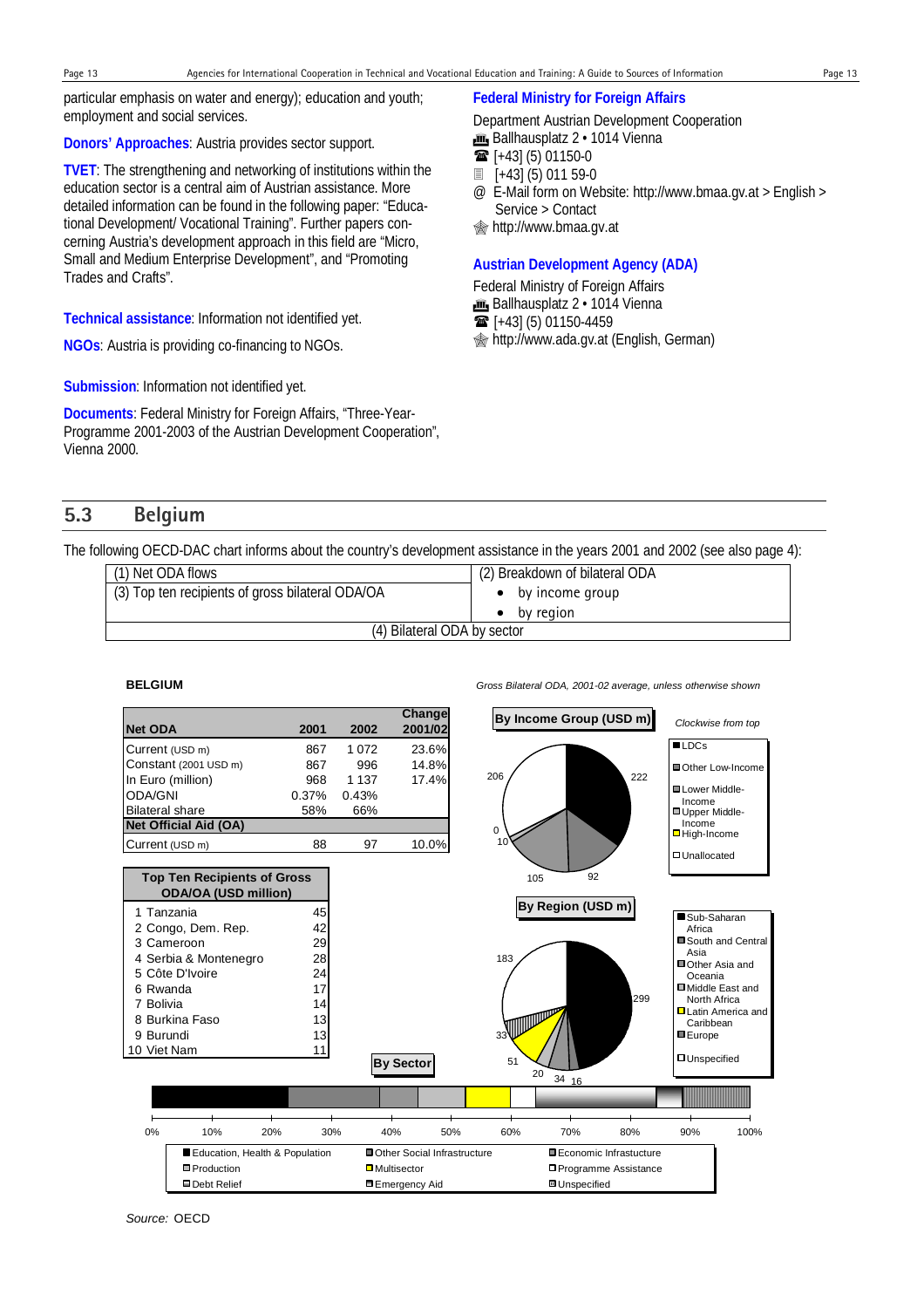particular emphasis on water and energy); education and youth; employment and social services.

**Donors' Approaches**: Austria provides sector support.

**TVET**: The strengthening and networking of institutions within the education sector is a central aim of Austrian assistance. More detailed information can be found in the following paper: "Educational Development/ Vocational Training". Further papers concerning Austria's development approach in this field are "Micro, Small and Medium Enterprise Development", and "Promoting Trades and Crafts".

**Technical assistance**: Information not identified yet.

**NGOs**: Austria is providing co-financing to NGOs.

**Submission**: Information not identified yet.

**Documents**: Federal Ministry for Foreign Affairs, "Three-Year-Programme 2001-2003 of the Austrian Development Cooperation", Vienna 2000.

**Federal Ministry for Foreign Affairs**

Department Austrian Development Cooperation
Ballhausplatz 2 • 1014 Vienna
[+43] (5) 01150-0
[+43] (5) 011 59-0
@ E-Mail form on Website: http://www.bmaa.gv.at > English > Service > Contact
http://www.bmaa.gv.at

**Austrian Development Agency (ADA)**

Federal Ministry of Foreign Affairs
Ballhausplatz 2 • 1014 Vienna
[+43] (5) 01150-4459
http://www.ada.gv.at (English, German)

## 5.3 Belgium

The following OECD-DAC chart informs about the country's development assistance in the years 2001 and 2002 (see also page 4):

| (1) Net ODA flows | (2) Breakdown of bilateral ODA |
|---|---|
| (3) Top ten recipients of gross bilateral ODA/OA | • by income group<br>• by region |
| (4) Bilateral ODA by sector | |

**BELGIUM**

*Gross Bilateral ODA, 2001-02 average, unless otherwise shown*

| Net ODA | 2001 | 2002 | Change 2001/02 |
|---|---|---|---|
| Current (USD m) | 867 | 1 072 | 23.6% |
| Constant (2001 USD m) | 867 | 996 | 14.8% |
| In Euro (million) | 968 | 1 137 | 17.4% |
| ODA/GNI | 0.37% | 0.43% | |
| Bilateral share | 58% | 66% | |
| **Net Official Aid (OA)** | | | |
| Current (USD m) | 88 | 97 | 10.0% |

| Top Ten Recipients of Gross ODA/OA (USD million) | |
|---|---|
| 1 Tanzania | 45 |
| 2 Congo, Dem. Rep. | 42 |
| 3 Cameroon | 29 |
| 4 Serbia & Montenegro | 28 |
| 5 Côte D'Ivoire | 24 |
| 6 Rwanda | 17 |
| 7 Bolivia | 14 |
| 8 Burkina Faso | 13 |
| 9 Burundi | 13 |
| 10 Viet Nam | 11 |

**By Income Group (USD m)** — *Clockwise from top*

LDCs: 222; Other Low-Income: 92; Lower Middle-Income: 105; Upper Middle-Income: 10; High-Income: 0; Unallocated: 206

**By Region (USD m)**

Sub-Saharan Africa: 299; South and Central Asia: 16; Other Asia and Oceania: 34; Middle East and North Africa: 20; Latin America and Caribbean: 51; Europe: 33; Unspecified: 183

**By Sector**

0% 10% 20% 30% 40% 50% 60% 70% 80% 90% 100%

Education, Health & Population; Other Social Infrastructure; Economic Infrastructure; Production; Multisector; Programme Assistance; Debt Relief; Emergency Aid; Unspecified

*Source:* OECD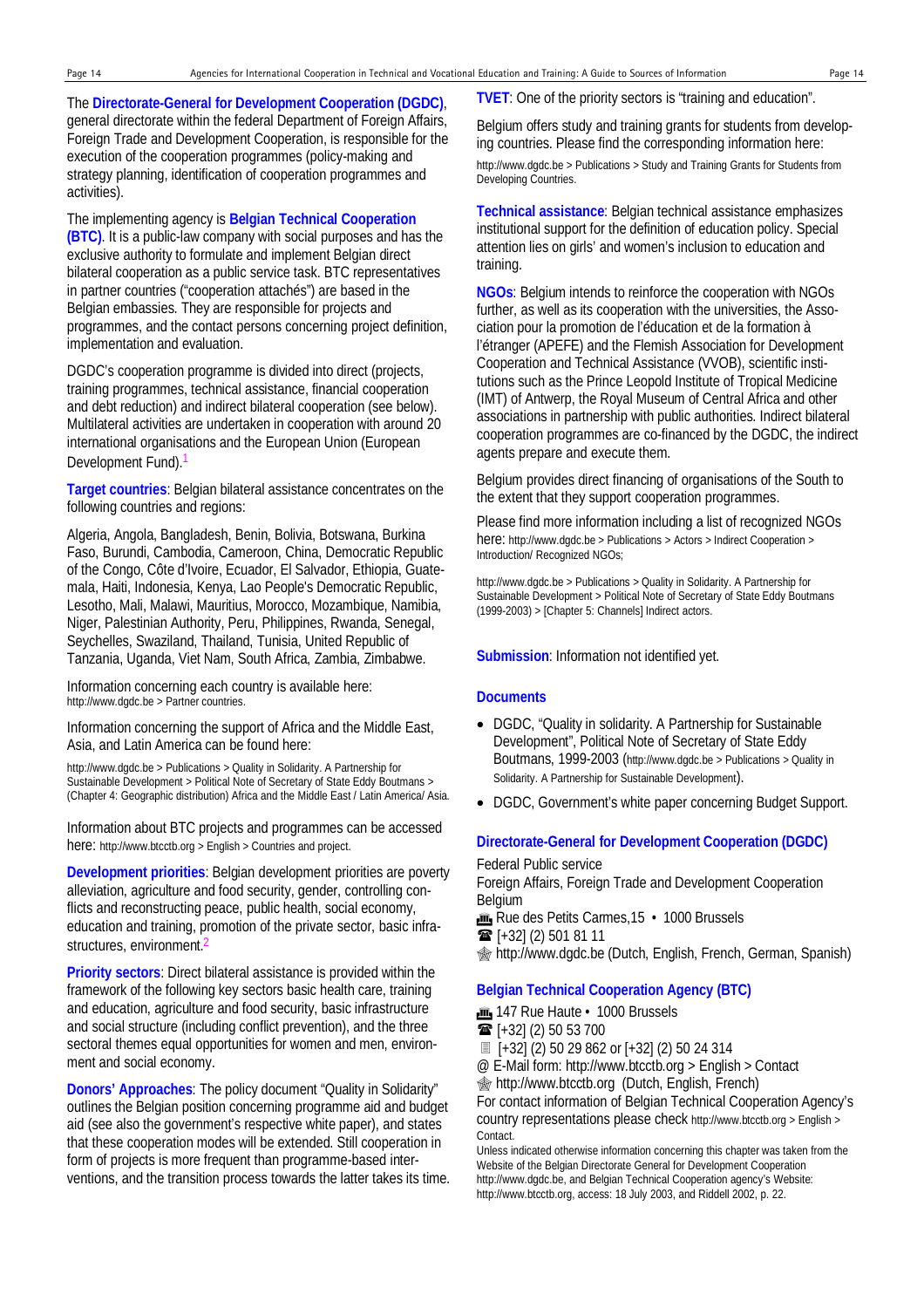The **Directorate-General for Development Cooperation (DGDC)**, general directorate within the federal Department of Foreign Affairs, Foreign Trade and Development Cooperation, is responsible for the execution of the cooperation programmes (policy-making and strategy planning, identification of cooperation programmes and activities).

The implementing agency is **Belgian Technical Cooperation (BTC)**. It is a public-law company with social purposes and has the exclusive authority to formulate and implement Belgian direct bilateral cooperation as a public service task. BTC representatives in partner countries ("cooperation attachés") are based in the Belgian embassies. They are responsible for projects and programmes, and the contact persons concerning project definition, implementation and evaluation.

DGDC's cooperation programme is divided into direct (projects, training programmes, technical assistance, financial cooperation and debt reduction) and indirect bilateral cooperation (see below). Multilateral activities are undertaken in cooperation with around 20 international organisations and the European Union (European Development Fund).[1]

**Target countries**: Belgian bilateral assistance concentrates on the following countries and regions:

Algeria, Angola, Bangladesh, Benin, Bolivia, Botswana, Burkina Faso, Burundi, Cambodia, Cameroon, China, Democratic Republic of the Congo, Côte d'Ivoire, Ecuador, El Salvador, Ethiopia, Guatemala, Haiti, Indonesia, Kenya, Lao People's Democratic Republic, Lesotho, Mali, Malawi, Mauritius, Morocco, Mozambique, Namibia, Niger, Palestinian Authority, Peru, Philippines, Rwanda, Senegal, Seychelles, Swaziland, Thailand, Tunisia, United Republic of Tanzania, Uganda, Viet Nam, South Africa, Zambia, Zimbabwe.

Information concerning each country is available here: http://www.dgdc.be > Partner countries.

Information concerning the support of Africa and the Middle East, Asia, and Latin America can be found here:

http://www.dgdc.be > Publications > Quality in Solidarity. A Partnership for Sustainable Development > Political Note of Secretary of State Eddy Boutmans > (Chapter 4: Geographic distribution) Africa and the Middle East / Latin America/ Asia.

Information about BTC projects and programmes can be accessed here: http://www.btcctb.org > English > Countries and project.

**Development priorities**: Belgian development priorities are poverty alleviation, agriculture and food security, gender, controlling conflicts and reconstructing peace, public health, social economy, education and training, promotion of the private sector, basic infrastructures, environment.[2]

**Priority sectors**: Direct bilateral assistance is provided within the framework of the following key sectors basic health care, training and education, agriculture and food security, basic infrastructure and social structure (including conflict prevention), and the three sectoral themes equal opportunities for women and men, environment and social economy.

**Donors' Approaches**: The policy document "Quality in Solidarity" outlines the Belgian position concerning programme aid and budget aid (see also the government's respective white paper), and states that these cooperation modes will be extended. Still cooperation in form of projects is more frequent than programme-based interventions, and the transition process towards the latter takes its time.

**TVET**: One of the priority sectors is "training and education".

Belgium offers study and training grants for students from developing countries. Please find the corresponding information here:

http://www.dgdc.be > Publications > Study and Training Grants for Students from Developing Countries.

**Technical assistance**: Belgian technical assistance emphasizes institutional support for the definition of education policy. Special attention lies on girls' and women's inclusion to education and training.

**NGOs**: Belgium intends to reinforce the cooperation with NGOs further, as well as its cooperation with the universities, the Association pour la promotion de l'éducation et de la formation à l'étranger (APEFE) and the Flemish Association for Development Cooperation and Technical Assistance (VVOB), scientific institutions such as the Prince Leopold Institute of Tropical Medicine (IMT) of Antwerp, the Royal Museum of Central Africa and other associations in partnership with public authorities. Indirect bilateral cooperation programmes are co-financed by the DGDC, the indirect agents prepare and execute them.

Belgium provides direct financing of organisations of the South to the extent that they support cooperation programmes.

Please find more information including a list of recognized NGOs here: http://www.dgdc.be > Publications > Actors > Indirect Cooperation > Introduction/ Recognized NGOs;

http://www.dgdc.be > Publications > Quality in Solidarity. A Partnership for Sustainable Development > Political Note of Secretary of State Eddy Boutmans (1999-2003) > [Chapter 5: Channels] Indirect actors.

**Submission**: Information not identified yet.

### Documents

- DGDC, "Quality in solidarity. A Partnership for Sustainable Development", Political Note of Secretary of State Eddy Boutmans, 1999-2003 (http://www.dgdc.be > Publications > Quality in Solidarity. A Partnership for Sustainable Development).
- DGDC, Government's white paper concerning Budget Support.

### Directorate-General for Development Cooperation (DGDC)

Federal Public service
Foreign Affairs, Foreign Trade and Development Cooperation
Belgium
Rue des Petits Carmes,15 • 1000 Brussels
[+32] (2) 501 81 11
http://www.dgdc.be (Dutch, English, French, German, Spanish)

### Belgian Technical Cooperation Agency (BTC)

147 Rue Haute • 1000 Brussels
[+32] (2) 50 53 700
[+32] (2) 50 29 862 or [+32] (2) 50 24 314
@ E-Mail form: http://www.btcctb.org > English > Contact
http://www.btcctb.org (Dutch, English, French)
For contact information of Belgian Technical Cooperation Agency's country representations please check http://www.btcctb.org > English > Contact.

Unless indicated otherwise information concerning this chapter was taken from the Website of the Belgian Directorate General for Development Cooperation http://www.dgdc.be, and Belgian Technical Cooperation agency's Website: http://www.btcctb.org, access: 18 July 2003, and Riddell 2002, p. 22.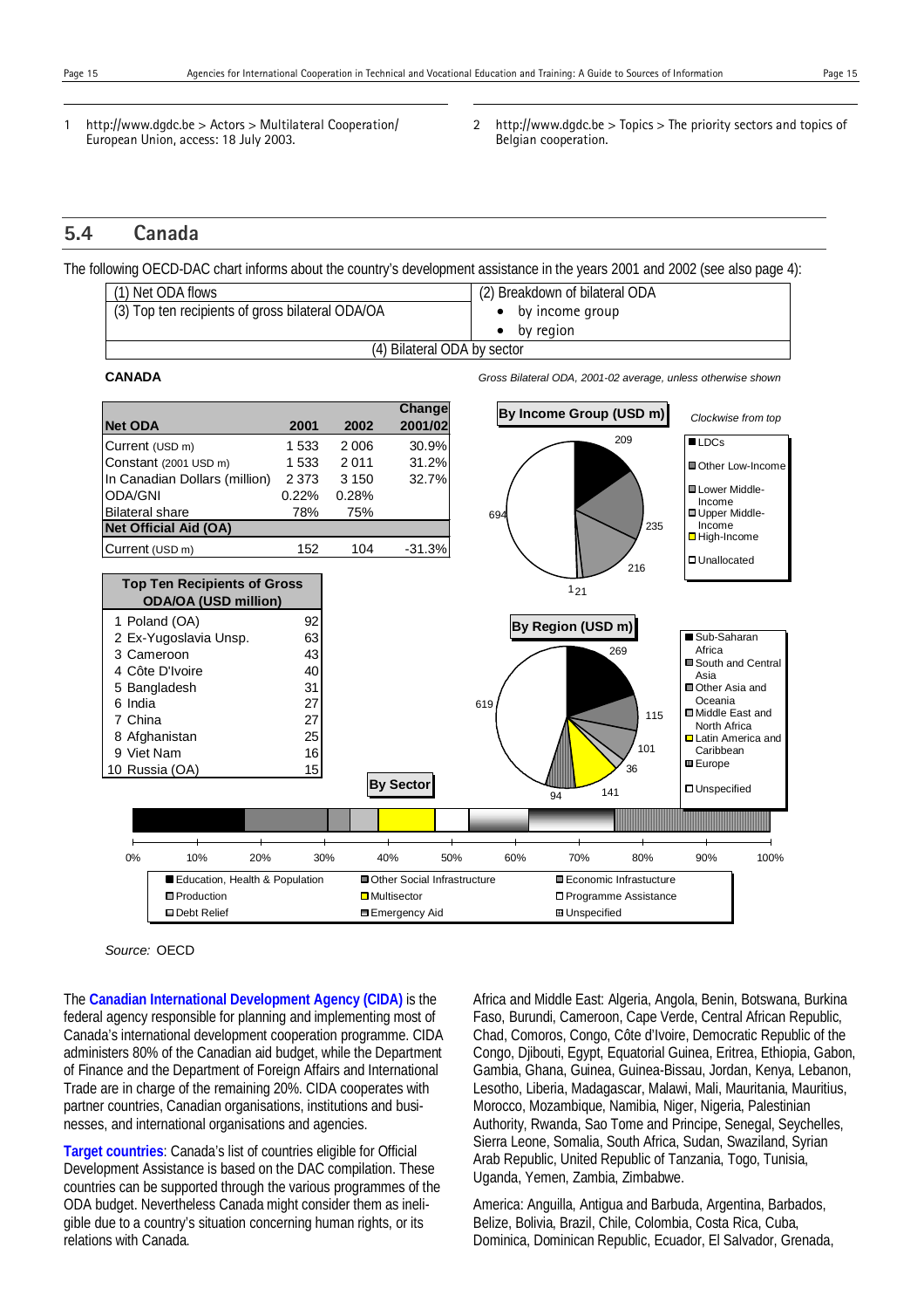1 http://www.dgdc.be > Actors > Multilateral Cooperation/ European Union, access: 18 July 2003.

2 http://www.dgdc.be > Topics > The priority sectors and topics of Belgian cooperation.

## 5.4 Canada

The following OECD-DAC chart informs about the country's development assistance in the years 2001 and 2002 (see also page 4):

| (1) Net ODA flows | (2) Breakdown of bilateral ODA |
|---|---|
| (3) Top ten recipients of gross bilateral ODA/OA | • by income group<br>• by region |
| (4) Bilateral ODA by sector | |

**CANADA**

*Gross Bilateral ODA, 2001-02 average, unless otherwise shown*

| Net ODA | 2001 | 2002 | Change 2001/02 |
|---|---|---|---|
| Current (USD m) | 1 533 | 2 006 | 30.9% |
| Constant (2001 USD m) | 1 533 | 2 011 | 31.2% |
| In Canadian Dollars (million) | 2 373 | 3 150 | 32.7% |
| ODA/GNI | 0.22% | 0.28% | |
| Bilateral share | 78% | 75% | |
| **Net Official Aid (OA)** | | | |
| Current (USD m) | 152 | 104 | -31.3% |

| Top Ten Recipients of Gross ODA/OA (USD million) | |
|---|---|
| 1 Poland (OA) | 92 |
| 2 Ex-Yugoslavia Unsp. | 63 |
| 3 Cameroon | 43 |
| 4 Côte D'Ivoire | 40 |
| 5 Bangladesh | 31 |
| 6 India | 27 |
| 7 China | 27 |
| 8 Afghanistan | 25 |
| 9 Viet Nam | 16 |
| 10 Russia (OA) | 15 |

**By Income Group (USD m)** — *Clockwise from top*: LDCs 209; Other Low-Income 235; Lower Middle-Income 216; Upper Middle-Income 21; High-Income 1; Unallocated 694

**By Region (USD m)**: Sub-Saharan Africa 269; South and Central Asia 115; Other Asia and Oceania 101; Middle East and North Africa 36; Latin America and Caribbean 141; Europe 94; Unspecified 619

**By Sector**: Education, Health & Population; Other Social Infrastructure; Economic Infrastructure; Production; Multisector; Programme Assistance; Debt Relief; Emergency Aid; Unspecified

*Source:* OECD

The **Canadian International Development Agency (CIDA)** is the federal agency responsible for planning and implementing most of Canada's international development cooperation programme. CIDA administers 80% of the Canadian aid budget, while the Department of Finance and the Department of Foreign Affairs and International Trade are in charge of the remaining 20%. CIDA cooperates with partner countries, Canadian organisations, institutions and businesses, and international organisations and agencies.

**Target countries**: Canada's list of countries eligible for Official Development Assistance is based on the DAC compilation. These countries can be supported through the various programmes of the ODA budget. Nevertheless Canada might consider them as ineligible due to a country's situation concerning human rights, or its relations with Canada.

Africa and Middle East: Algeria, Angola, Benin, Botswana, Burkina Faso, Burundi, Cameroon, Cape Verde, Central African Republic, Chad, Comoros, Congo, Côte d'Ivoire, Democratic Republic of the Congo, Djibouti, Egypt, Equatorial Guinea, Eritrea, Ethiopia, Gabon, Gambia, Ghana, Guinea, Guinea-Bissau, Jordan, Kenya, Lebanon, Lesotho, Liberia, Madagascar, Malawi, Mali, Mauritania, Mauritius, Morocco, Mozambique, Namibia, Niger, Nigeria, Palestinian Authority, Rwanda, Sao Tome and Principe, Senegal, Seychelles, Sierra Leone, Somalia, South Africa, Sudan, Swaziland, Syrian Arab Republic, United Republic of Tanzania, Togo, Tunisia, Uganda, Yemen, Zambia, Zimbabwe.

America: Anguilla, Antigua and Barbuda, Argentina, Barbados, Belize, Bolivia, Brazil, Chile, Colombia, Costa Rica, Cuba, Dominica, Dominican Republic, Ecuador, El Salvador, Grenada,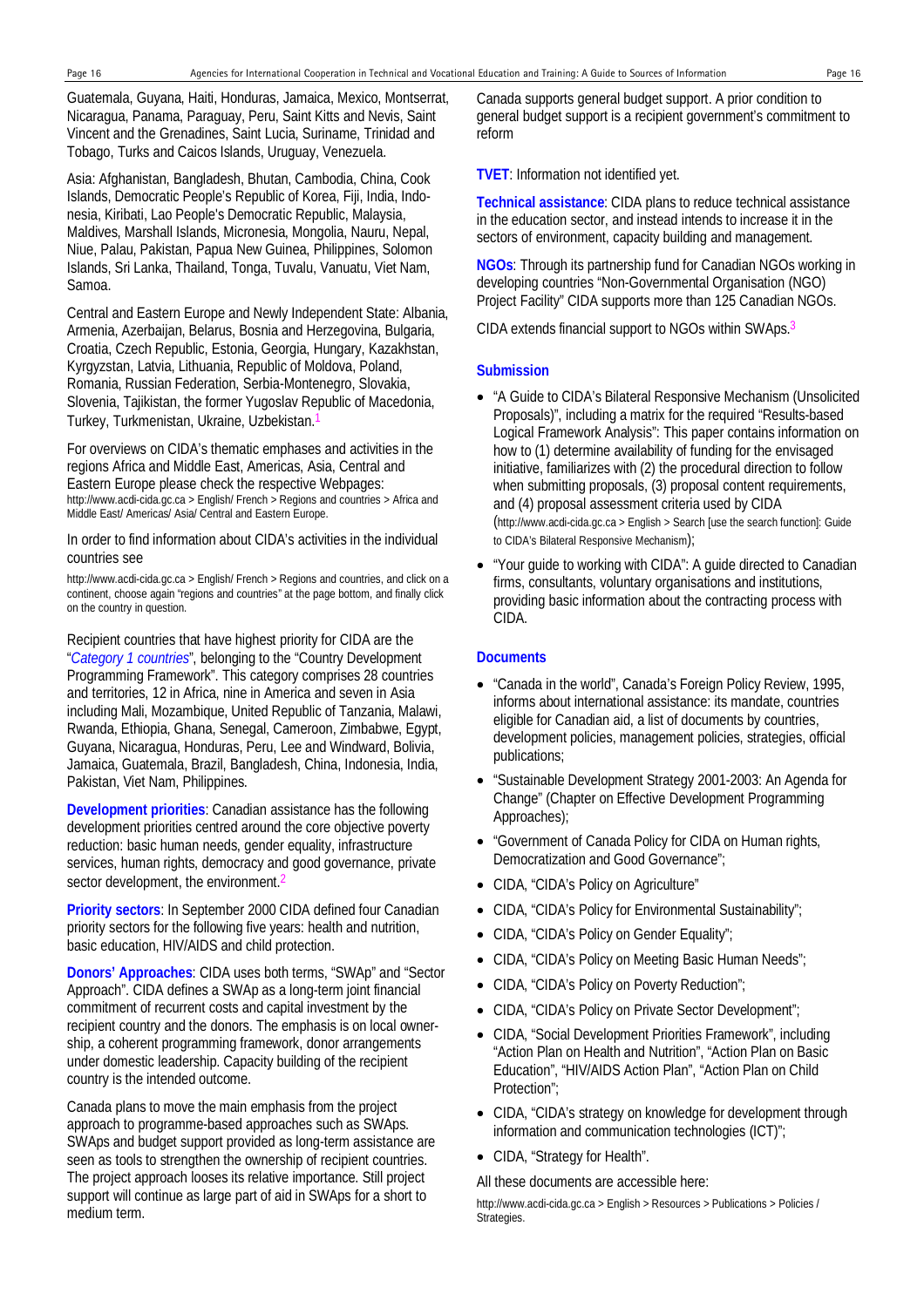Guatemala, Guyana, Haiti, Honduras, Jamaica, Mexico, Montserrat, Nicaragua, Panama, Paraguay, Peru, Saint Kitts and Nevis, Saint Vincent and the Grenadines, Saint Lucia, Suriname, Trinidad and Tobago, Turks and Caicos Islands, Uruguay, Venezuela.

Asia: Afghanistan, Bangladesh, Bhutan, Cambodia, China, Cook Islands, Democratic People's Republic of Korea, Fiji, India, Indonesia, Kiribati, Lao People's Democratic Republic, Malaysia, Maldives, Marshall Islands, Micronesia, Mongolia, Nauru, Nepal, Niue, Palau, Pakistan, Papua New Guinea, Philippines, Solomon Islands, Sri Lanka, Thailand, Tonga, Tuvalu, Vanuatu, Viet Nam, Samoa.

Central and Eastern Europe and Newly Independent State: Albania, Armenia, Azerbaijan, Belarus, Bosnia and Herzegovina, Bulgaria, Croatia, Czech Republic, Estonia, Georgia, Hungary, Kazakhstan, Kyrgyzstan, Latvia, Lithuania, Republic of Moldova, Poland, Romania, Russian Federation, Serbia-Montenegro, Slovakia, Slovenia, Tajikistan, the former Yugoslav Republic of Macedonia, Turkey, Turkmenistan, Ukraine, Uzbekistan.[1]

For overviews on CIDA's thematic emphases and activities in the regions Africa and Middle East, Americas, Asia, Central and Eastern Europe please check the respective Webpages: http://www.acdi-cida.gc.ca > English/ French > Regions and countries > Africa and Middle East/ Americas/ Asia/ Central and Eastern Europe.

In order to find information about CIDA's activities in the individual countries see

http://www.acdi-cida.gc.ca > English/ French > Regions and countries, and click on a continent, choose again "regions and countries" at the page bottom, and finally click on the country in question.

Recipient countries that have highest priority for CIDA are the "*Category 1 countries*", belonging to the "Country Development Programming Framework". This category comprises 28 countries and territories, 12 in Africa, nine in America and seven in Asia including Mali, Mozambique, United Republic of Tanzania, Malawi, Rwanda, Ethiopia, Ghana, Senegal, Cameroon, Zimbabwe, Egypt, Guyana, Nicaragua, Honduras, Peru, Lee and Windward, Bolivia, Jamaica, Guatemala, Brazil, Bangladesh, China, Indonesia, India, Pakistan, Viet Nam, Philippines.

**Development priorities**: Canadian assistance has the following development priorities centred around the core objective poverty reduction: basic human needs, gender equality, infrastructure services, human rights, democracy and good governance, private sector development, the environment.[2]

**Priority sectors**: In September 2000 CIDA defined four Canadian priority sectors for the following five years: health and nutrition, basic education, HIV/AIDS and child protection.

**Donors' Approaches**: CIDA uses both terms, "SWAp" and "Sector Approach". CIDA defines a SWAp as a long-term joint financial commitment of recurrent costs and capital investment by the recipient country and the donors. The emphasis is on local ownership, a coherent programming framework, donor arrangements under domestic leadership. Capacity building of the recipient country is the intended outcome.

Canada plans to move the main emphasis from the project approach to programme-based approaches such as SWAps. SWAps and budget support provided as long-term assistance are seen as tools to strengthen the ownership of recipient countries. The project approach looses its relative importance. Still project support will continue as large part of aid in SWAps for a short to medium term.

Canada supports general budget support. A prior condition to general budget support is a recipient government's commitment to reform

**TVET**: Information not identified yet.

**Technical assistance**: CIDA plans to reduce technical assistance in the education sector, and instead intends to increase it in the sectors of environment, capacity building and management.

**NGOs**: Through its partnership fund for Canadian NGOs working in developing countries "Non-Governmental Organisation (NGO) Project Facility" CIDA supports more than 125 Canadian NGOs.

CIDA extends financial support to NGOs within SWAps.[3]

### Submission

- "A Guide to CIDA's Bilateral Responsive Mechanism (Unsolicited Proposals)", including a matrix for the required "Results-based Logical Framework Analysis": This paper contains information on how to (1) determine availability of funding for the envisaged initiative, familiarizes with (2) the procedural direction to follow when submitting proposals, (3) proposal content requirements, and (4) proposal assessment criteria used by CIDA (http://www.acdi-cida.gc.ca > English > Search [use the search function]: Guide to CIDA's Bilateral Responsive Mechanism);
- "Your guide to working with CIDA": A guide directed to Canadian firms, consultants, voluntary organisations and institutions, providing basic information about the contracting process with CIDA.

### Documents

- "Canada in the world", Canada's Foreign Policy Review, 1995, informs about international assistance: its mandate, countries eligible for Canadian aid, a list of documents by countries, development policies, management policies, strategies, official publications;
- "Sustainable Development Strategy 2001-2003: An Agenda for Change" (Chapter on Effective Development Programming Approaches);
- "Government of Canada Policy for CIDA on Human rights, Democratization and Good Governance";
- CIDA, "CIDA's Policy on Agriculture"
- CIDA, "CIDA's Policy for Environmental Sustainability";
- CIDA, "CIDA's Policy on Gender Equality";
- CIDA, "CIDA's Policy on Meeting Basic Human Needs";
- CIDA, "CIDA's Policy on Poverty Reduction";
- CIDA, "CIDA's Policy on Private Sector Development";
- CIDA, "Social Development Priorities Framework", including "Action Plan on Health and Nutrition", "Action Plan on Basic Education", "HIV/AIDS Action Plan", "Action Plan on Child Protection";
- CIDA, "CIDA's strategy on knowledge for development through information and communication technologies (ICT)";
- CIDA, "Strategy for Health".

All these documents are accessible here:

http://www.acdi-cida.gc.ca > English > Resources > Publications > Policies / Strategies.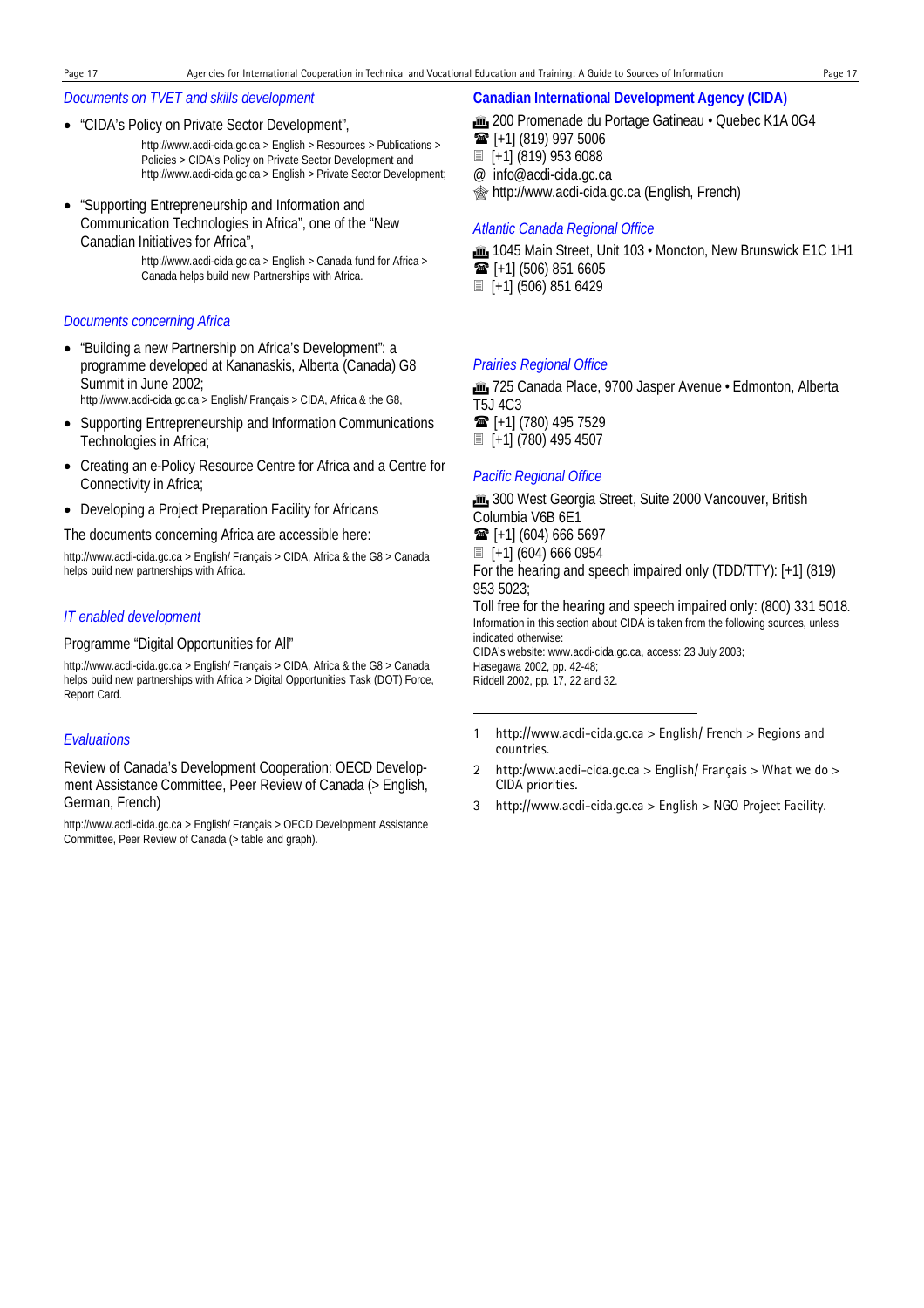### *Documents on TVET and skills development*

- "CIDA's Policy on Private Sector Development",

  http://www.acdi-cida.gc.ca > English > Resources > Publications > Policies > CIDA's Policy on Private Sector Development and http://www.acdi-cida.gc.ca > English > Private Sector Development;

- "Supporting Entrepreneurship and Information and Communication Technologies in Africa", one of the "New Canadian Initiatives for Africa",

  http://www.acdi-cida.gc.ca > English > Canada fund for Africa > Canada helps build new Partnerships with Africa.

### *Documents concerning Africa*

- "Building a new Partnership on Africa's Development": a programme developed at Kananaskis, Alberta (Canada) G8 Summit in June 2002;
  http://www.acdi-cida.gc.ca > English/ Français > CIDA, Africa & the G8,
- Supporting Entrepreneurship and Information Communications Technologies in Africa;
- Creating an e-Policy Resource Centre for Africa and a Centre for Connectivity in Africa;
- Developing a Project Preparation Facility for Africans

The documents concerning Africa are accessible here:

http://www.acdi-cida.gc.ca > English/ Français > CIDA, Africa & the G8 > Canada helps build new partnerships with Africa.

### *IT enabled development*

Programme "Digital Opportunities for All"

http://www.acdi-cida.gc.ca > English/ Français > CIDA, Africa & the G8 > Canada helps build new partnerships with Africa > Digital Opportunities Task (DOT) Force, Report Card.

### *Evaluations*

Review of Canada's Development Cooperation: OECD Development Assistance Committee, Peer Review of Canada (> English, German, French)

http://www.acdi-cida.gc.ca > English/ Français > OECD Development Assistance Committee, Peer Review of Canada (> table and graph).

## Canadian International Development Agency (CIDA)

200 Promenade du Portage Gatineau • Quebec K1A 0G4
[+1] (819) 997 5006
[+1] (819) 953 6088
@ info@acdi-cida.gc.ca
http://www.acdi-cida.gc.ca (English, French)

### *Atlantic Canada Regional Office*

1045 Main Street, Unit 103 • Moncton, New Brunswick E1C 1H1
[+1] (506) 851 6605
[+1] (506) 851 6429

### *Prairies Regional Office*

725 Canada Place, 9700 Jasper Avenue • Edmonton, Alberta T5J 4C3
[+1] (780) 495 7529
[+1] (780) 495 4507

### *Pacific Regional Office*

300 West Georgia Street, Suite 2000 Vancouver, British Columbia V6B 6E1
[+1] (604) 666 5697
[+1] (604) 666 0954
For the hearing and speech impaired only (TDD/TTY): [+1] (819) 953 5023;
Toll free for the hearing and speech impaired only: (800) 331 5018.

Information in this section about CIDA is taken from the following sources, unless indicated otherwise:
CIDA's website: www.acdi-cida.gc.ca, access: 23 July 2003;
Hasegawa 2002, pp. 42-48;
Riddell 2002, pp. 17, 22 and 32.

---

1 http://www.acdi-cida.gc.ca > English/ French > Regions and countries.

2 http:/www.acdi-cida.gc.ca > English/ Français > What we do > CIDA priorities.

3 http://www.acdi-cida.gc.ca > English > NGO Project Facility.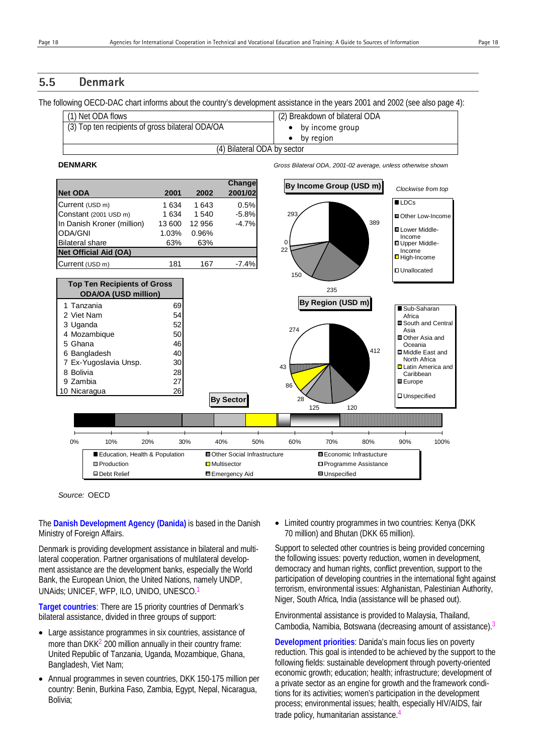## 5.5 Denmark

The following OECD-DAC chart informs about the country's development assistance in the years 2001 and 2002 (see also page 4):

| (1) Net ODA flows | (2) Breakdown of bilateral ODA |
|---|---|
| (3) Top ten recipients of gross bilateral ODA/OA | • by income group<br>• by region |
| (4) Bilateral ODA by sector | |

**DENMARK**

*Gross Bilateral ODA, 2001-02 average, unless otherwise shown*

| Net ODA | 2001 | 2002 | Change 2001/02 |
|---|---|---|---|
| Current (USD m) | 1 634 | 1 643 | 0.5% |
| Constant (2001 USD m) | 1 634 | 1 540 | -5.8% |
| In Danish Kroner (million) | 13 600 | 12 956 | -4.7% |
| ODA/GNI | 1.03% | 0.96% | |
| Bilateral share | 63% | 63% | |
| **Net Official Aid (OA)** | | | |
| Current (USD m) | 181 | 167 | -7.4% |

| Top Ten Recipients of Gross ODA/OA (USD million) | |
|---|---|
| 1 Tanzania | 69 |
| 2 Viet Nam | 54 |
| 3 Uganda | 52 |
| 4 Mozambique | 50 |
| 5 Ghana | 46 |
| 6 Bangladesh | 40 |
| 7 Ex-Yugoslavia Unsp. | 30 |
| 8 Bolivia | 28 |
| 9 Zambia | 27 |
| 10 Nicaragua | 26 |

**By Income Group (USD m)** — *Clockwise from top*

| Income group | USD m |
|---|---|
| LDCs | 389 |
| Other Low-Income | 235 |
| Lower Middle-Income | 150 |
| Upper Middle-Income | 22 |
| High-Income | 0 |
| Unallocated | 293 |

**By Region (USD m)**

| Region | USD m |
|---|---|
| Sub-Saharan Africa | 412 |
| South and Central Asia | 120 |
| Other Asia and Oceania | 125 |
| Middle East and North Africa | 28 |
| Latin America and Caribbean | 86 |
| Europe | 43 |
| Unspecified | 274 |

**By Sector**

Legend: Education, Health & Population; Other Social Infrastructure; Economic Infrastucture; Production; Multisector; Programme Assistance; Debt Relief; Emergency Aid; Unspecified

*Source:* OECD

The **Danish Development Agency (Danida)** is based in the Danish Ministry of Foreign Affairs.

Denmark is providing development assistance in bilateral and multi-lateral cooperation. Partner organisations of multilateral development assistance are the development banks, especially the World Bank, the European Union, the United Nations, namely UNDP, UNAids; UNICEF, WFP, ILO, UNIDO, UNESCO.[1]

**Target countries**: There are 15 priority countries of Denmark's bilateral assistance, divided in three groups of support:

- Large assistance programmes in six countries, assistance of more than DKK[2] 200 million annually in their country frame: United Republic of Tanzania, Uganda, Mozambique, Ghana, Bangladesh, Viet Nam;
- Annual programmes in seven countries, DKK 150-175 million per country: Benin, Burkina Faso, Zambia, Egypt, Nepal, Nicaragua, Bolivia;
- Limited country programmes in two countries: Kenya (DKK 70 million) and Bhutan (DKK 65 million).

Support to selected other countries is being provided concerning the following issues: poverty reduction, women in development, democracy and human rights, conflict prevention, support to the participation of developing countries in the international fight against terrorism, environmental issues: Afghanistan, Palestinian Authority, Niger, South Africa, India (assistance will be phased out).

Environmental assistance is provided to Malaysia, Thailand, Cambodia, Namibia, Botswana (decreasing amount of assistance).[3]

**Development priorities**: Danida's main focus lies on poverty reduction. This goal is intended to be achieved by the support to the following fields: sustainable development through poverty-oriented economic growth; education; health; infrastructure; development of a private sector as an engine for growth and the framework conditions for its activities; women's participation in the development process; environmental issues; health, especially HIV/AIDS, fair trade policy, humanitarian assistance.[4]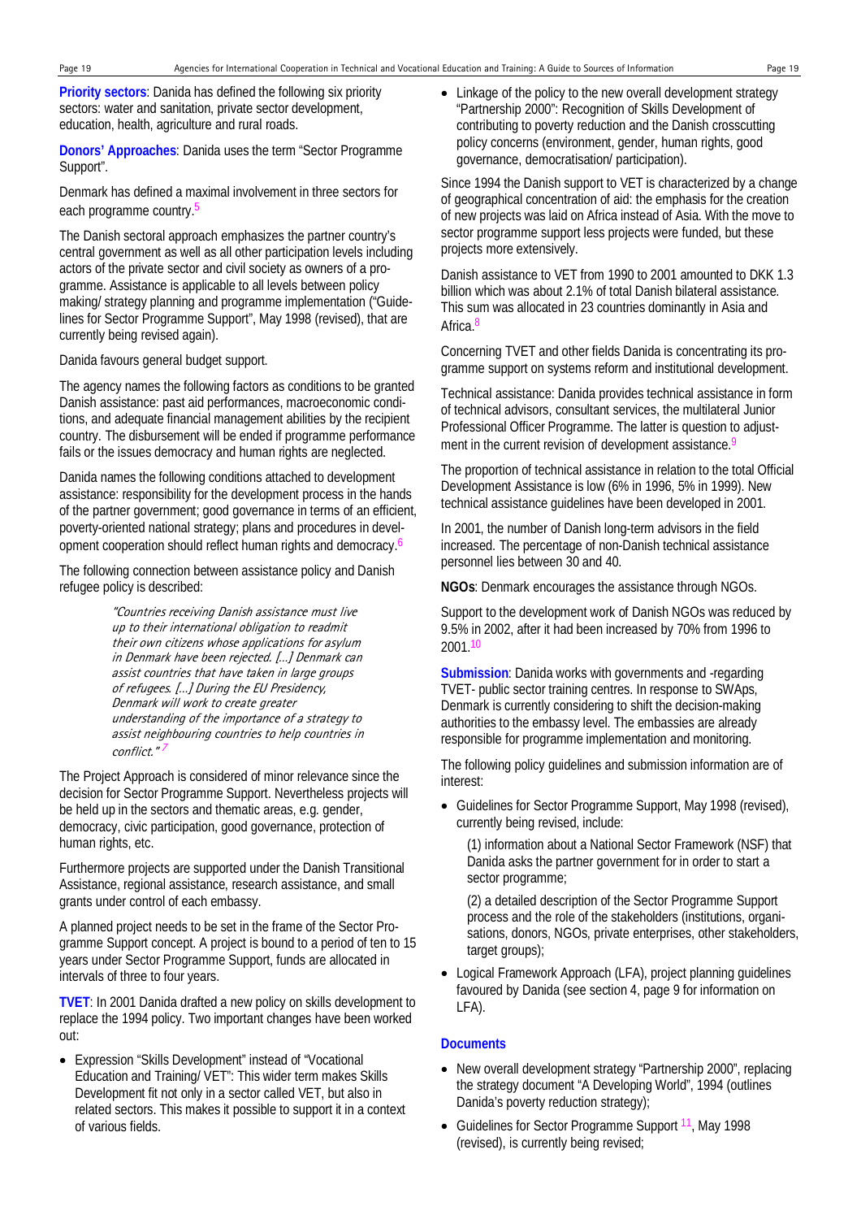**Priority sectors**: Danida has defined the following six priority sectors: water and sanitation, private sector development, education, health, agriculture and rural roads.

**Donors' Approaches**: Danida uses the term "Sector Programme Support".

Denmark has defined a maximal involvement in three sectors for each programme country.[5]

The Danish sectoral approach emphasizes the partner country's central government as well as all other participation levels including actors of the private sector and civil society as owners of a programme. Assistance is applicable to all levels between policy making/ strategy planning and programme implementation ("Guidelines for Sector Programme Support", May 1998 (revised), that are currently being revised again).

Danida favours general budget support.

The agency names the following factors as conditions to be granted Danish assistance: past aid performances, macroeconomic conditions, and adequate financial management abilities by the recipient country. The disbursement will be ended if programme performance fails or the issues democracy and human rights are neglected.

Danida names the following conditions attached to development assistance: responsibility for the development process in the hands of the partner government; good governance in terms of an efficient, poverty-oriented national strategy; plans and procedures in development cooperation should reflect human rights and democracy.[6]

The following connection between assistance policy and Danish refugee policy is described:

> *"Countries receiving Danish assistance must live up to their international obligation to readmit their own citizens whose applications for asylum in Denmark have been rejected. [...] Denmark can assist countries that have taken in large groups of refugees. [...] During the EU Presidency, Denmark will work to create greater understanding of the importance of a strategy to assist neighbouring countries to help countries in conflict."* [7]

The Project Approach is considered of minor relevance since the decision for Sector Programme Support. Nevertheless projects will be held up in the sectors and thematic areas, e.g. gender, democracy, civic participation, good governance, protection of human rights, etc.

Furthermore projects are supported under the Danish Transitional Assistance, regional assistance, research assistance, and small grants under control of each embassy.

A planned project needs to be set in the frame of the Sector Programme Support concept. A project is bound to a period of ten to 15 years under Sector Programme Support, funds are allocated in intervals of three to four years.

**TVET**: In 2001 Danida drafted a new policy on skills development to replace the 1994 policy. Two important changes have been worked out:

- Expression "Skills Development" instead of "Vocational Education and Training/ VET": This wider term makes Skills Development fit not only in a sector called VET, but also in related sectors. This makes it possible to support it in a context of various fields.
- Linkage of the policy to the new overall development strategy "Partnership 2000": Recognition of Skills Development of contributing to poverty reduction and the Danish crosscutting policy concerns (environment, gender, human rights, good governance, democratisation/ participation).

Since 1994 the Danish support to VET is characterized by a change of geographical concentration of aid: the emphasis for the creation of new projects was laid on Africa instead of Asia. With the move to sector programme support less projects were funded, but these projects more extensively.

Danish assistance to VET from 1990 to 2001 amounted to DKK 1.3 billion which was about 2.1% of total Danish bilateral assistance. This sum was allocated in 23 countries dominantly in Asia and Africa.[8]

Concerning TVET and other fields Danida is concentrating its programme support on systems reform and institutional development.

Technical assistance: Danida provides technical assistance in form of technical advisors, consultant services, the multilateral Junior Professional Officer Programme. The latter is question to adjustment in the current revision of development assistance.[9]

The proportion of technical assistance in relation to the total Official Development Assistance is low (6% in 1996, 5% in 1999). New technical assistance guidelines have been developed in 2001.

In 2001, the number of Danish long-term advisors in the field increased. The percentage of non-Danish technical assistance personnel lies between 30 and 40.

**NGOs**: Denmark encourages the assistance through NGOs.

Support to the development work of Danish NGOs was reduced by 9.5% in 2002, after it had been increased by 70% from 1996 to 2001.[10]

**Submission**: Danida works with governments and -regarding TVET- public sector training centres. In response to SWAps, Denmark is currently considering to shift the decision-making authorities to the embassy level. The embassies are already responsible for programme implementation and monitoring.

The following policy guidelines and submission information are of interest:

- Guidelines for Sector Programme Support, May 1998 (revised), currently being revised, include:

  (1) information about a National Sector Framework (NSF) that Danida asks the partner government for in order to start a sector programme;

  (2) a detailed description of the Sector Programme Support process and the role of the stakeholders (institutions, organisations, donors, NGOs, private enterprises, other stakeholders, target groups);

- Logical Framework Approach (LFA), project planning guidelines favoured by Danida (see section 4, page 9 for information on LFA).

### Documents

- New overall development strategy "Partnership 2000", replacing the strategy document "A Developing World", 1994 (outlines Danida's poverty reduction strategy);
- Guidelines for Sector Programme Support [11], May 1998 (revised), is currently being revised;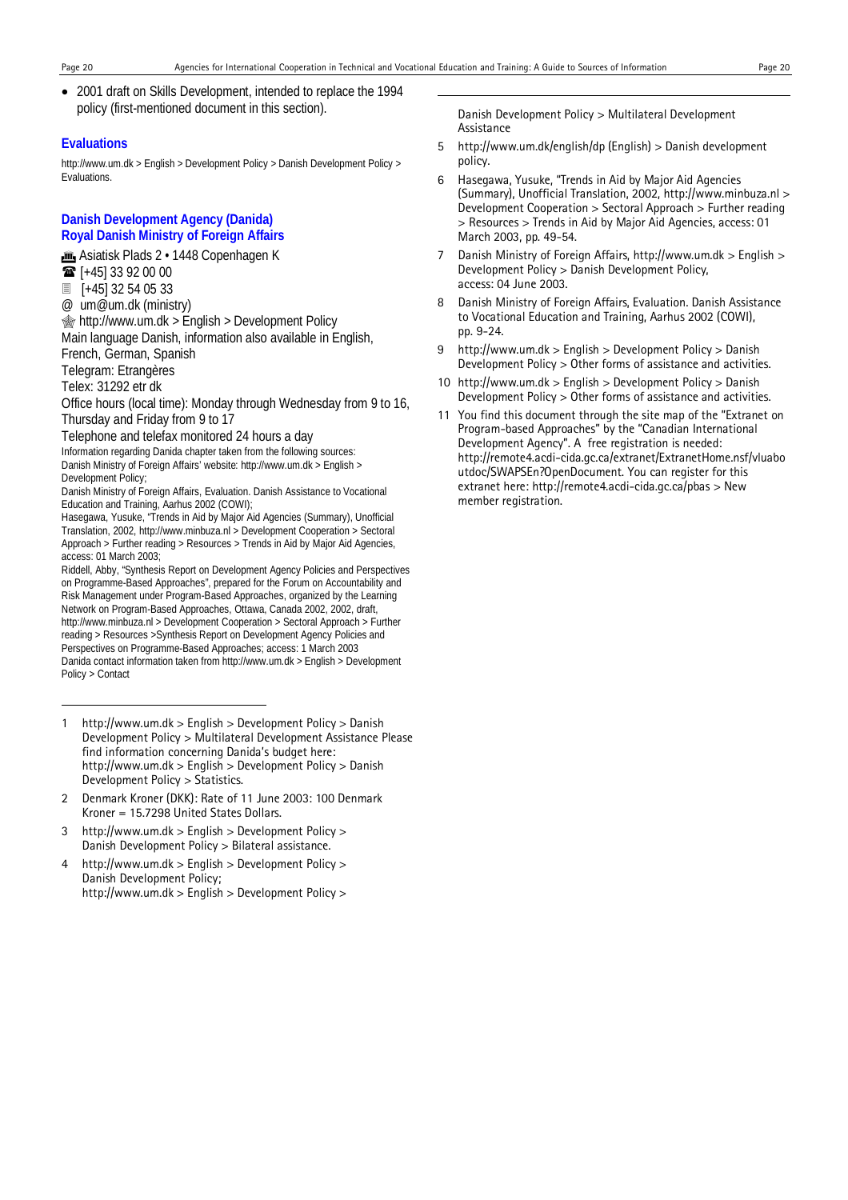- 2001 draft on Skills Development, intended to replace the 1994 policy (first-mentioned document in this section).

### Evaluations

http://www.um.dk > English > Development Policy > Danish Development Policy > Evaluations.

### Danish Development Agency (Danida)
### Royal Danish Ministry of Foreign Affairs

Asiatisk Plads 2 • 1448 Copenhagen K

[+45] 33 92 00 00

[+45] 32 54 05 33

@ um@um.dk (ministry)

http://www.um.dk > English > Development Policy

Main language Danish, information also available in English, French, German, Spanish

Telegram: Etrangères

Telex: 31292 etr dk

Office hours (local time): Monday through Wednesday from 9 to 16, Thursday and Friday from 9 to 17

Telephone and telefax monitored 24 hours a day

Information regarding Danida chapter taken from the following sources:
Danish Ministry of Foreign Affairs' website: http://www.um.dk > English > Development Policy;
Danish Ministry of Foreign Affairs, Evaluation. Danish Assistance to Vocational Education and Training, Aarhus 2002 (COWI);
Hasegawa, Yusuke, "Trends in Aid by Major Aid Agencies (Summary), Unofficial Translation, 2002, http://www.minbuza.nl > Development Cooperation > Sectoral Approach > Further reading > Resources > Trends in Aid by Major Aid Agencies, access: 01 March 2003;
Riddell, Abby, "Synthesis Report on Development Agency Policies and Perspectives on Programme-Based Approaches", prepared for the Forum on Accountability and Risk Management under Program-Based Approaches, organized by the Learning Network on Program-Based Approaches, Ottawa, Canada 2002, 2002, draft, http://www.minbuza.nl > Development Cooperation > Sectoral Approach > Further reading > Resources >Synthesis Report on Development Agency Policies and Perspectives on Programme-Based Approaches; access: 1 March 2003
Danida contact information taken from http://www.um.dk > English > Development Policy > Contact

---

1 http://www.um.dk > English > Development Policy > Danish Development Policy > Multilateral Development Assistance Please find information concerning Danida's budget here: http://www.um.dk > English > Development Policy > Danish Development Policy > Statistics.

2 Denmark Kroner (DKK): Rate of 11 June 2003: 100 Denmark Kroner = 15.7298 United States Dollars.

3 http://www.um.dk > English > Development Policy > Danish Development Policy > Bilateral assistance.

4 http://www.um.dk > English > Development Policy > Danish Development Policy; http://www.um.dk > English > Development Policy > Danish Development Policy > Multilateral Development Assistance

5 http://www.um.dk/english/dp (English) > Danish development policy.

6 Hasegawa, Yusuke, "Trends in Aid by Major Aid Agencies (Summary), Unofficial Translation, 2002, http://www.minbuza.nl > Development Cooperation > Sectoral Approach > Further reading > Resources > Trends in Aid by Major Aid Agencies, access: 01 March 2003, pp. 49-54.

7 Danish Ministry of Foreign Affairs, http://www.um.dk > English > Development Policy > Danish Development Policy, access: 04 June 2003.

8 Danish Ministry of Foreign Affairs, Evaluation. Danish Assistance to Vocational Education and Training, Aarhus 2002 (COWI), pp. 9-24.

9 http://www.um.dk > English > Development Policy > Danish Development Policy > Other forms of assistance and activities.

10 http://www.um.dk > English > Development Policy > Danish Development Policy > Other forms of assistance and activities.

11 You find this document through the site map of the "Extranet on Program-based Approaches" by the "Canadian International Development Agency". A free registration is needed: http://remote4.acdi-cida.gc.ca/extranet/ExtranetHome.nsf/vluabo utdoc/SWAPSEn?OpenDocument. You can register for this extranet here: http://remote4.acdi-cida.gc.ca/pbas > New member registration.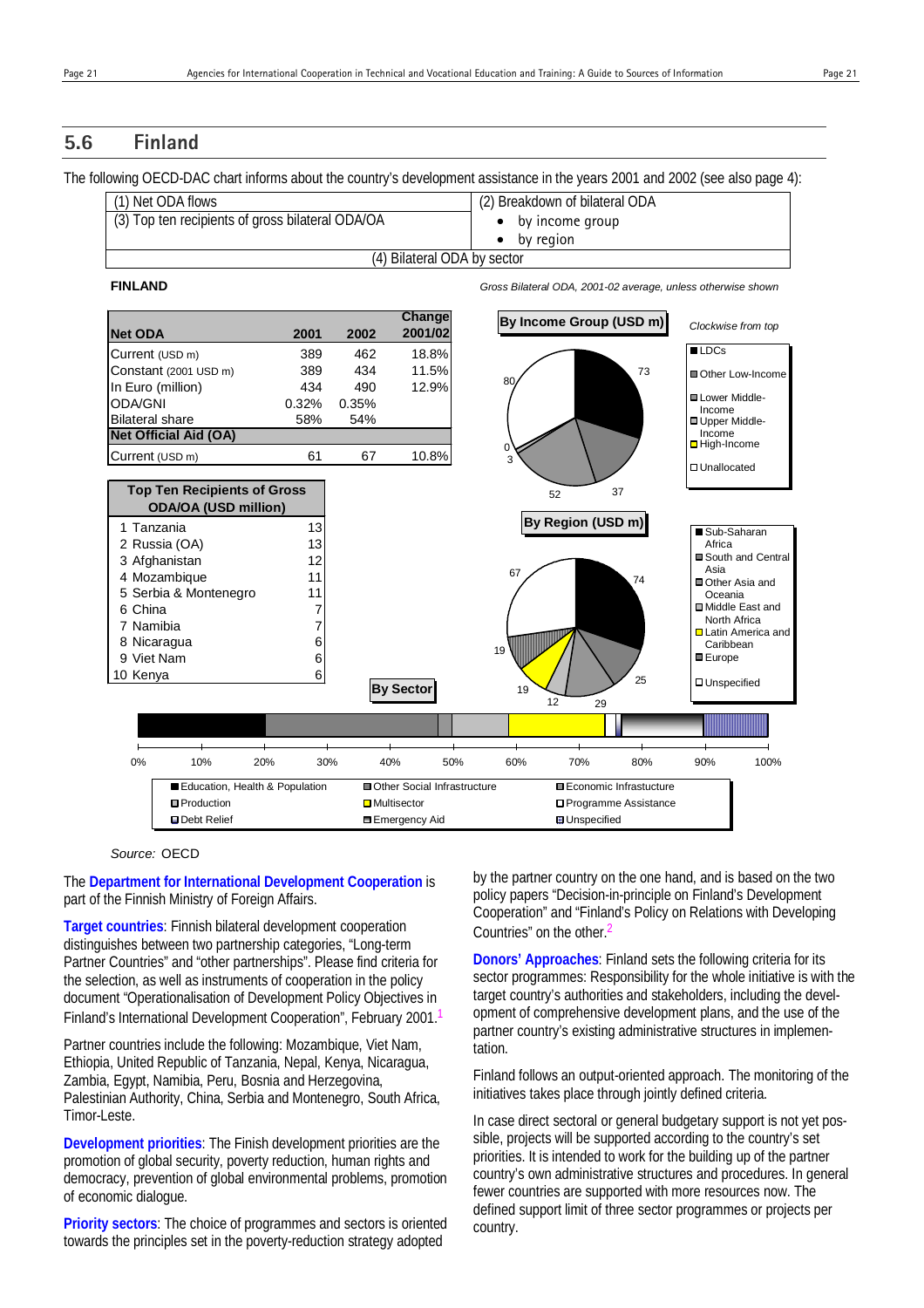## 5.6 Finland

The following OECD-DAC chart informs about the country's development assistance in the years 2001 and 2002 (see also page 4):

| (1) Net ODA flows | (2) Breakdown of bilateral ODA |
|---|---|
| (3) Top ten recipients of gross bilateral ODA/OA | • by income group<br>• by region |
| (4) Bilateral ODA by sector | |

**FINLAND**

*Gross Bilateral ODA, 2001-02 average, unless otherwise shown*

| Net ODA | 2001 | 2002 | Change 2001/02 |
|---|---|---|---|
| Current (USD m) | 389 | 462 | 18.8% |
| Constant (2001 USD m) | 389 | 434 | 11.5% |
| In Euro (million) | 434 | 490 | 12.9% |
| ODA/GNI | 0.32% | 0.35% | |
| Bilateral share | 58% | 54% | |
| **Net Official Aid (OA)** | | | |
| Current (USD m) | 61 | 67 | 10.8% |

| Top Ten Recipients of Gross ODA/OA (USD million) | |
|---|---|
| 1 Tanzania | 13 |
| 2 Russia (OA) | 13 |
| 3 Afghanistan | 12 |
| 4 Mozambique | 11 |
| 5 Serbia & Montenegro | 11 |
| 6 China | 7 |
| 7 Namibia | 7 |
| 8 Nicaragua | 6 |
| 9 Viet Nam | 6 |
| 10 Kenya | 6 |

**By Income Group (USD m)** — *Clockwise from top*: LDCs 73; Other Low-Income 37; Lower Middle-Income 52; Upper Middle-Income 3; High-Income 0; Unallocated 80

**By Region (USD m)**: Sub-Saharan Africa 74; South and Central Asia 25; Other Asia and Oceania 29; Middle East and North Africa 12; Latin America and Caribbean 19; Europe 19; Unspecified 67

**By Sector**: Education, Health & Population; Other Social Infrastructure; Economic Infrastucture; Production; Multisector; Programme Assistance; Debt Relief; Emergency Aid; Unspecified

Source: OECD

The **Department for International Development Cooperation** is part of the Finnish Ministry of Foreign Affairs.

**Target countries**: Finnish bilateral development cooperation distinguishes between two partnership categories, "Long-term Partner Countries" and "other partnerships". Please find criteria for the selection, as well as instruments of cooperation in the policy document "Operationalisation of Development Policy Objectives in Finland's International Development Cooperation", February 2001.[1]

Partner countries include the following: Mozambique, Viet Nam, Ethiopia, United Republic of Tanzania, Nepal, Kenya, Nicaragua, Zambia, Egypt, Namibia, Peru, Bosnia and Herzegovina, Palestinian Authority, China, Serbia and Montenegro, South Africa, Timor-Leste.

**Development priorities**: The Finish development priorities are the promotion of global security, poverty reduction, human rights and democracy, prevention of global environmental problems, promotion of economic dialogue.

**Priority sectors**: The choice of programmes and sectors is oriented towards the principles set in the poverty-reduction strategy adopted by the partner country on the one hand, and is based on the two policy papers "Decision-in-principle on Finland's Development Cooperation" and "Finland's Policy on Relations with Developing Countries" on the other.[2]

**Donors' Approaches**: Finland sets the following criteria for its sector programmes: Responsibility for the whole initiative is with the target country's authorities and stakeholders, including the development of comprehensive development plans, and the use of the partner country's existing administrative structures in implementation.

Finland follows an output-oriented approach. The monitoring of the initiatives takes place through jointly defined criteria.

In case direct sectoral or general budgetary support is not yet possible, projects will be supported according to the country's set priorities. It is intended to work for the building up of the partner country's own administrative structures and procedures. In general fewer countries are supported with more resources now. The defined support limit of three sector programmes or projects per country.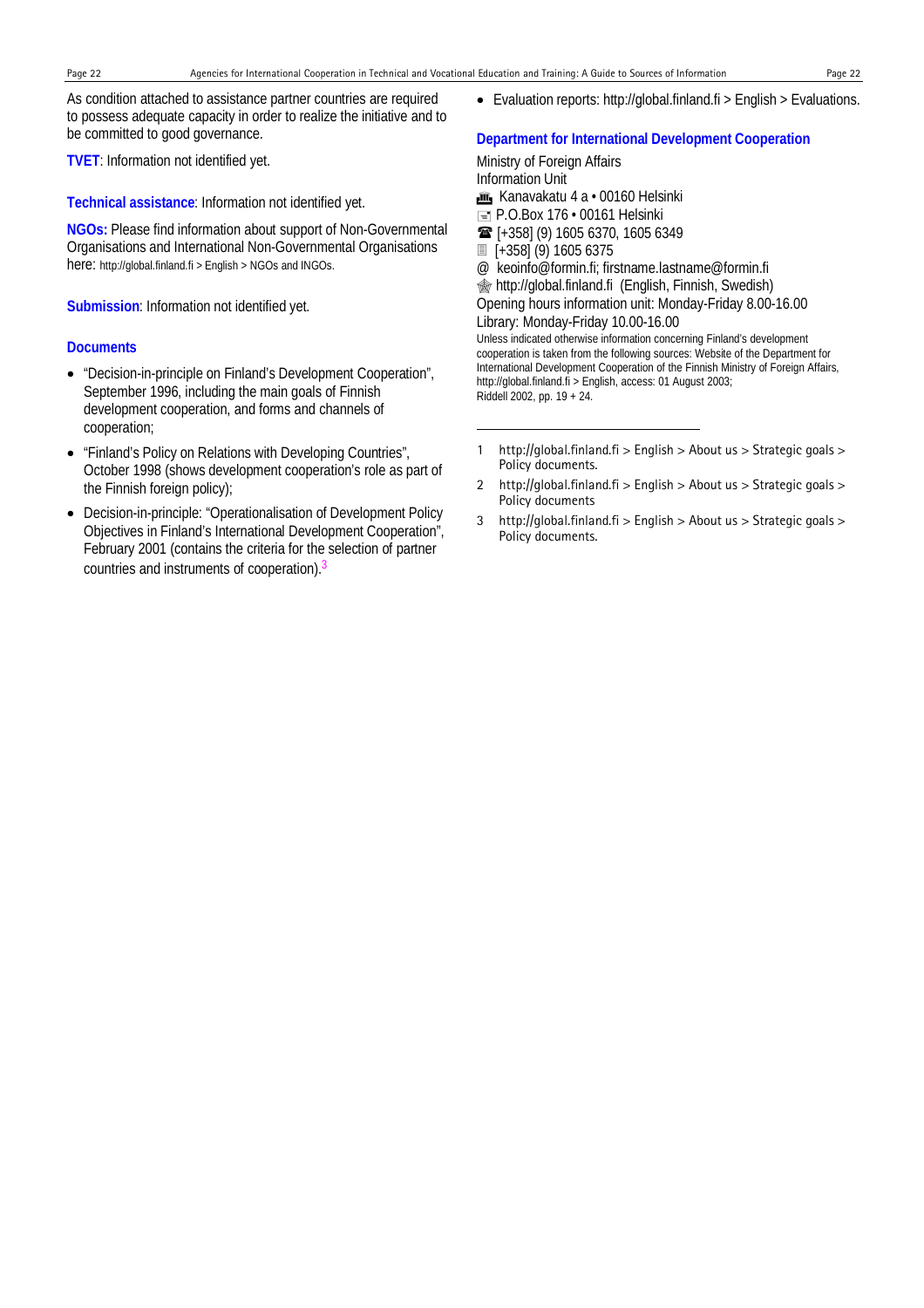As condition attached to assistance partner countries are required to possess adequate capacity in order to realize the initiative and to be committed to good governance.

**TVET**: Information not identified yet.

**Technical assistance**: Information not identified yet.

**NGOs:** Please find information about support of Non-Governmental Organisations and International Non-Governmental Organisations here: http://global.finland.fi > English > NGOs and INGOs.

**Submission**: Information not identified yet.

### Documents

- "Decision-in-principle on Finland's Development Cooperation", September 1996, including the main goals of Finnish development cooperation, and forms and channels of cooperation;
- "Finland's Policy on Relations with Developing Countries", October 1998 (shows development cooperation's role as part of the Finnish foreign policy);
- Decision-in-principle: "Operationalisation of Development Policy Objectives in Finland's International Development Cooperation", February 2001 (contains the criteria for the selection of partner countries and instruments of cooperation).[3]
- Evaluation reports: http://global.finland.fi > English > Evaluations.

### Department for International Development Cooperation

Ministry of Foreign Affairs
Information Unit
Kanavakatu 4 a • 00160 Helsinki
P.O.Box 176 • 00161 Helsinki
[+358] (9) 1605 6370, 1605 6349
[+358] (9) 1605 6375
@ keoinfo@formin.fi; firstname.lastname@formin.fi
http://global.finland.fi (English, Finnish, Swedish)
Opening hours information unit: Monday-Friday 8.00-16.00
Library: Monday-Friday 10.00-16.00

Unless indicated otherwise information concerning Finland's development cooperation is taken from the following sources: Website of the Department for International Development Cooperation of the Finnish Ministry of Foreign Affairs, http://global.finland.fi > English, access: 01 August 2003; Riddell 2002, pp. 19 + 24.

---

1 http://global.finland.fi > English > About us > Strategic goals > Policy documents.

2 http://global.finland.fi > English > About us > Strategic goals > Policy documents

3 http://global.finland.fi > English > About us > Strategic goals > Policy documents.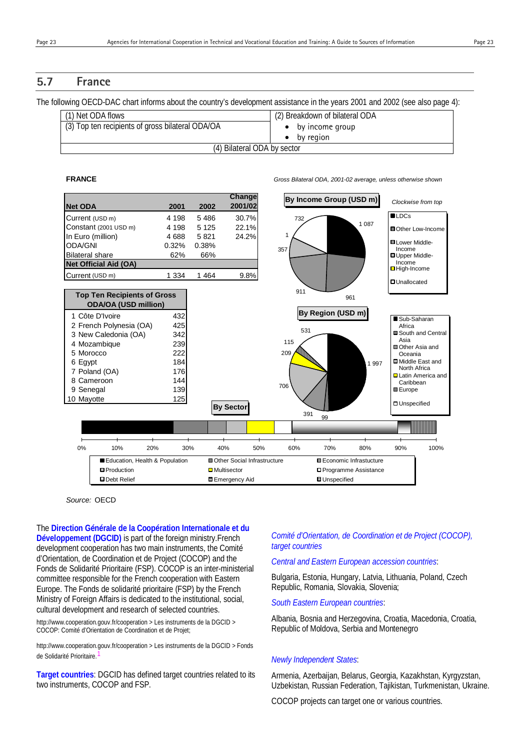## 5.7 France

The following OECD-DAC chart informs about the country's development assistance in the years 2001 and 2002 (see also page 4):

| (1) Net ODA flows | (2) Breakdown of bilateral ODA |
|---|---|
| (3) Top ten recipients of gross bilateral ODA/OA | • by income group<br>• by region |
| (4) Bilateral ODA by sector | |

**FRANCE**

*Gross Bilateral ODA, 2001-02 average, unless otherwise shown*

| Net ODA | 2001 | 2002 | Change 2001/02 |
|---|---|---|---|
| Current (USD m) | 4 198 | 5 486 | 30.7% |
| Constant (2001 USD m) | 4 198 | 5 125 | 22.1% |
| In Euro (million) | 4 688 | 5 821 | 24.2% |
| ODA/GNI | 0.32% | 0.38% | |
| Bilateral share | 62% | 66% | |
| **Net Official Aid (OA)** | | | |
| Current (USD m) | 1 334 | 1 464 | 9.8% |

| Top Ten Recipients of Gross ODA/OA (USD million) | |
|---|---|
| 1 Côte D'Ivoire | 432 |
| 2 French Polynesia (OA) | 425 |
| 3 New Caledonia (OA) | 342 |
| 4 Mozambique | 239 |
| 5 Morocco | 222 |
| 6 Egypt | 184 |
| 7 Poland (OA) | 176 |
| 8 Cameroon | 144 |
| 9 Senegal | 139 |
| 10 Mayotte | 125 |

**By Income Group (USD m)** *Clockwise from top*

| Income group | USD m |
|---|---|
| LDCs | 1 087 |
| Other Low-Income | 961 |
| Lower Middle-Income | 911 |
| Upper Middle-Income | 357 |
| High-Income | 1 |
| Unallocated | 732 |

**By Region (USD m)**

| Region | USD m |
|---|---|
| Sub-Saharan Africa | 1 997 |
| South and Central Asia | 99 |
| Other Asia and Oceania | 391 |
| Middle East and North Africa | 706 |
| Latin America and Caribbean | 209 |
| Europe | 115 |
| Unspecified | 531 |

**By Sector**

Legend: Education, Health & Population; Other Social Infrastructure; Economic Infrastucture; Production; Multisector; Programme Assistance; Debt Relief; Emergency Aid; Unspecified

Source: OECD

The **Direction Générale de la Coopération Internationale et du Développement (DGCID)** is part of the foreign ministry.French development cooperation has two main instruments, the Comité d'Orientation, de Coordination et de Project (COCOP) and the Fonds de Solidarité Prioritaire (FSP). COCOP is an inter-ministerial committee responsible for the French cooperation with Eastern Europe. The Fonds de solidarité prioritaire (FSP) by the French Ministry of Foreign Affairs is dedicated to the institutional, social, cultural development and research of selected countries.

http://www.cooperation.gouv.fr/cooperation > Les instruments de la DGCID > COCOP: Comité d'Orientation de Coordination et de Projet;

http://www.cooperation.gouv.fr/cooperation > Les instruments de la DGCID > Fonds de Solidarité Prioritaire.[1]

**Target countries**: DGCID has defined target countries related to its two instruments, COCOP and FSP.

*Comité d'Orientation, de Coordination et de Project (COCOP), target countries*

*Central and Eastern European accession countries*:

Bulgaria, Estonia, Hungary, Latvia, Lithuania, Poland, Czech Republic, Romania, Slovakia, Slovenia;

*South Eastern European countries*:

Albania, Bosnia and Herzegovina, Croatia, Macedonia, Croatia, Republic of Moldova, Serbia and Montenegro

*Newly Independent States*:

Armenia, Azerbaijan, Belarus, Georgia, Kazakhstan, Kyrgyzstan, Uzbekistan, Russian Federation, Tajikistan, Turkmenistan, Ukraine.

COCOP projects can target one or various countries.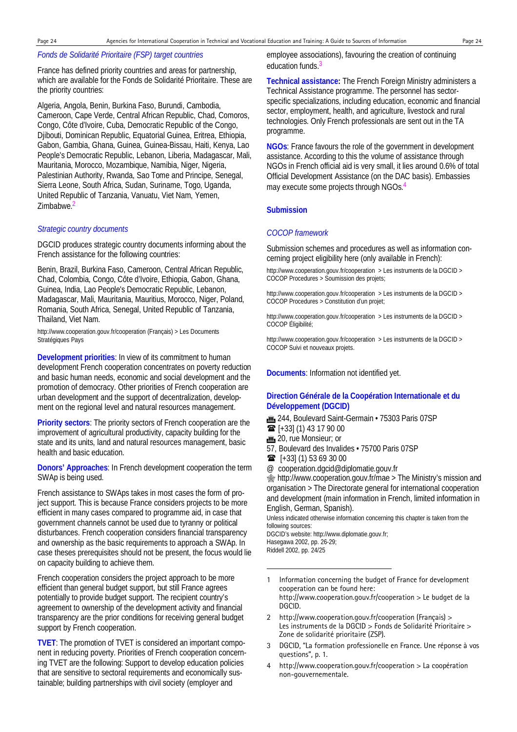*Fonds de Solidarité Prioritaire (FSP) target countries*

France has defined priority countries and areas for partnership, which are available for the Fonds de Solidarité Prioritaire. These are the priority countries:

Algeria, Angola, Benin, Burkina Faso, Burundi, Cambodia, Cameroon, Cape Verde, Central African Republic, Chad, Comoros, Congo, Côte d'Ivoire, Cuba, Democratic Republic of the Congo, Djibouti, Dominican Republic, Equatorial Guinea, Eritrea, Ethiopia, Gabon, Gambia, Ghana, Guinea, Guinea-Bissau, Haiti, Kenya, Lao People's Democratic Republic, Lebanon, Liberia, Madagascar, Mali, Mauritania, Morocco, Mozambique, Namibia, Niger, Nigeria, Palestinian Authority, Rwanda, Sao Tome and Principe, Senegal, Sierra Leone, South Africa, Sudan, Suriname, Togo, Uganda, United Republic of Tanzania, Vanuatu, Viet Nam, Yemen, Zimbabwe.[2]

*Strategic country documents*

DGCID produces strategic country documents informing about the French assistance for the following countries:

Benin, Brazil, Burkina Faso, Cameroon, Central African Republic, Chad, Colombia, Congo, Côte d'Ivoire, Ethiopia, Gabon, Ghana, Guinea, India, Lao People's Democratic Republic, Lebanon, Madagascar, Mali, Mauritania, Mauritius, Morocco, Niger, Poland, Romania, South Africa, Senegal, United Republic of Tanzania, Thailand, Viet Nam.

http://www.cooperation.gouv.fr/cooperation (Français) > Les Documents Stratégiques Pays

**Development priorities**: In view of its commitment to human development French cooperation concentrates on poverty reduction and basic human needs, economic and social development and the promotion of democracy. Other priorities of French cooperation are urban development and the support of decentralization, development on the regional level and natural resources management.

**Priority sectors**: The priority sectors of French cooperation are the improvement of agricultural productivity, capacity building for the state and its units, land and natural resources management, basic health and basic education.

**Donors' Approaches**: In French development cooperation the term SWAp is being used.

French assistance to SWAps takes in most cases the form of project support. This is because France considers projects to be more efficient in many cases compared to programme aid, in case that government channels cannot be used due to tyranny or political disturbances. French cooperation considers financial transparency and ownership as the basic requirements to approach a SWAp. In case theses prerequisites should not be present, the focus would lie on capacity building to achieve them.

French cooperation considers the project approach to be more efficient than general budget support, but still France agrees potentially to provide budget support. The recipient country's agreement to ownership of the development activity and financial transparency are the prior conditions for receiving general budget support by French cooperation.

**TVET**: The promotion of TVET is considered an important component in reducing poverty. Priorities of French cooperation concerning TVET are the following: Support to develop education policies that are sensitive to sectoral requirements and economically sustainable; building partnerships with civil society (employer and employee associations), favouring the creation of continuing education funds.[3]

**Technical assistance:** The French Foreign Ministry administers a Technical Assistance programme. The personnel has sector-specific specializations, including education, economic and financial sector, employment, health, and agriculture, livestock and rural technologies. Only French professionals are sent out in the TA programme.

**NGOs**: France favours the role of the government in development assistance. According to this the volume of assistance through NGOs in French official aid is very small, it lies around 0.6% of total Official Development Assistance (on the DAC basis). Embassies may execute some projects through NGOs.[4]

**Submission**

*COCOP framework*

Submission schemes and procedures as well as information concerning project eligibility here (only available in French):

http://www.cooperation.gouv.fr/cooperation > Les instruments de la DGCID > COCOP Procedures > Soumission des projets;

http://www.cooperation.gouv.fr/cooperation > Les instruments de la DGCID > COCOP Procedures > Constitution d'un projet;

http://www.cooperation.gouv.fr/cooperation > Les instruments de la DGCID > COCOP Éligibilité;

http://www.cooperation.gouv.fr/cooperation > Les instruments de la DGCID > COCOP Suivi et nouveaux projets.

**Documents**: Information not identified yet.

**Direction Générale de la Coopération Internationale et du Développement (DGCID)**

244, Boulevard Saint-Germain • 75303 Paris 07SP
[+33] (1) 43 17 90 00
20, rue Monsieur; or
57, Boulevard des Invalides • 75700 Paris 07SP
[+33] (1) 53 69 30 00
@ cooperation.dgcid@diplomatie.gouv.fr
http://www.cooperation.gouv.fr/mae > The Ministry's mission and organisation > The Directorate general for international cooperation and development (main information in French, limited information in English, German, Spanish).

Unless indicated otherwise information concerning this chapter is taken from the following sources:
DGCID's website: http://www.diplomatie.gouv.fr;
Hasegawa 2002, pp. 26-29;
Riddell 2002, pp. 24/25

---

1. Information concerning the budget of France for development cooperation can be found here: http://www.cooperation.gouv.fr/cooperation > Le budget de la DGCID.
2. http://www.cooperation.gouv.fr/cooperation (Français) > Les instruments de la DGCID > Fonds de Solidarité Prioritaire > Zone de solidarité prioritaire (ZSP).
3. DGCID, "La formation professionelle en France. Une réponse à vos questions", p. 1.
4. http://www.cooperation.gouv.fr/cooperation > La coopération non-gouvernementale.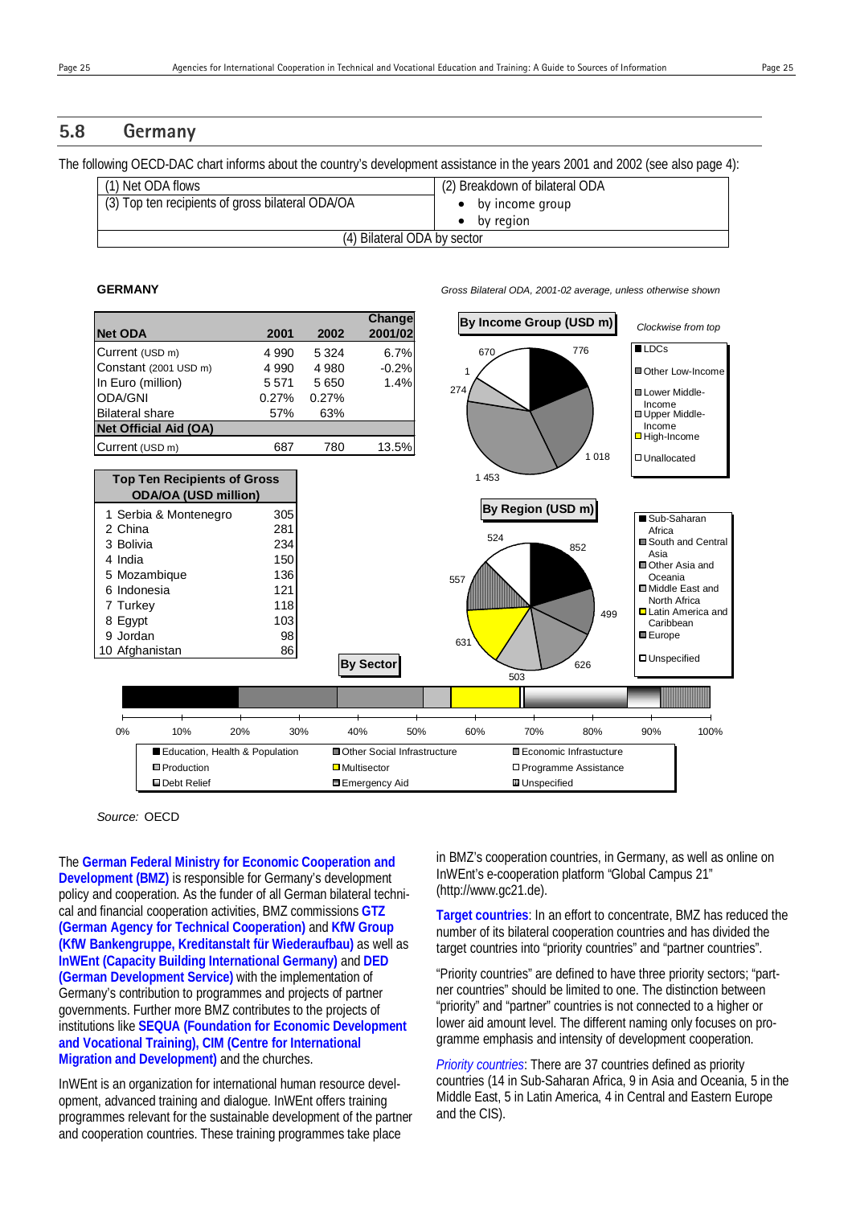## 5.8 Germany

The following OECD-DAC chart informs about the country's development assistance in the years 2001 and 2002 (see also page 4):

| (1) Net ODA flows | (2) Breakdown of bilateral ODA |
|---|---|
| (3) Top ten recipients of gross bilateral ODA/OA | • by income group<br>• by region |
| (4) Bilateral ODA by sector | |

**GERMANY**

*Gross Bilateral ODA, 2001-02 average, unless otherwise shown*

| Net ODA | 2001 | 2002 | Change 2001/02 |
|---|---|---|---|
| Current (USD m) | 4 990 | 5 324 | 6.7% |
| Constant (2001 USD m) | 4 990 | 4 980 | -0.2% |
| In Euro (million) | 5 571 | 5 650 | 1.4% |
| ODA/GNI | 0.27% | 0.27% | |
| Bilateral share | 57% | 63% | |
| **Net Official Aid (OA)** | | | |
| Current (USD m) | 687 | 780 | 13.5% |

| Top Ten Recipients of Gross ODA/OA (USD million) | |
|---|---|
| 1 Serbia & Montenegro | 305 |
| 2 China | 281 |
| 3 Bolivia | 234 |
| 4 India | 150 |
| 5 Mozambique | 136 |
| 6 Indonesia | 121 |
| 7 Turkey | 118 |
| 8 Egypt | 103 |
| 9 Jordan | 98 |
| 10 Afghanistan | 86 |

**By Income Group (USD m)** — *Clockwise from top*

| Group | USD m |
|---|---|
| LDCs | 776 |
| Other Low-Income | 1 018 |
| Lower Middle-Income | 1 453 |
| Upper Middle-Income | 274 |
| High-Income | 1 |
| Unallocated | 670 |

**By Region (USD m)**

| Region | USD m |
|---|---|
| Sub-Saharan Africa | 852 |
| South and Central Asia | 499 |
| Other Asia and Oceania | 626 |
| Middle East and North Africa | 503 |
| Latin America and Caribbean | 631 |
| Europe | 557 |
| Unspecified | 524 |

**By Sector**

Legend: Education, Health & Population; Other Social Infrastructure; Economic Infrastructure; Production; Multisector; Programme Assistance; Debt Relief; Emergency Aid; Unspecified

Source: OECD

The **German Federal Ministry for Economic Cooperation and Development (BMZ)** is responsible for Germany's development policy and cooperation. As the funder of all German bilateral technical and financial cooperation activities, BMZ commissions **GTZ (German Agency for Technical Cooperation)** and **KfW Group (KfW Bankengruppe, Kreditanstalt für Wiederaufbau)** as well as **InWEnt (Capacity Building International Germany)** and **DED (German Development Service)** with the implementation of Germany's contribution to programmes and projects of partner governments. Further more BMZ contributes to the projects of institutions like **SEQUA (Foundation for Economic Development and Vocational Training), CIM (Centre for International Migration and Development)** and the churches.

InWEnt is an organization for international human resource development, advanced training and dialogue. InWEnt offers training programmes relevant for the sustainable development of the partner and cooperation countries. These training programmes take place in BMZ's cooperation countries, in Germany, as well as online on InWEnt's e-cooperation platform "Global Campus 21" (http://www.gc21.de).

**Target countries**: In an effort to concentrate, BMZ has reduced the number of its bilateral cooperation countries and has divided the target countries into "priority countries" and "partner countries".

"Priority countries" are defined to have three priority sectors; "partner countries" should be limited to one. The distinction between "priority" and "partner" countries is not connected to a higher or lower aid amount level. The different naming only focuses on programme emphasis and intensity of development cooperation.

*Priority countries*: There are 37 countries defined as priority countries (14 in Sub-Saharan Africa, 9 in Asia and Oceania, 5 in the Middle East, 5 in Latin America, 4 in Central and Eastern Europe and the CIS).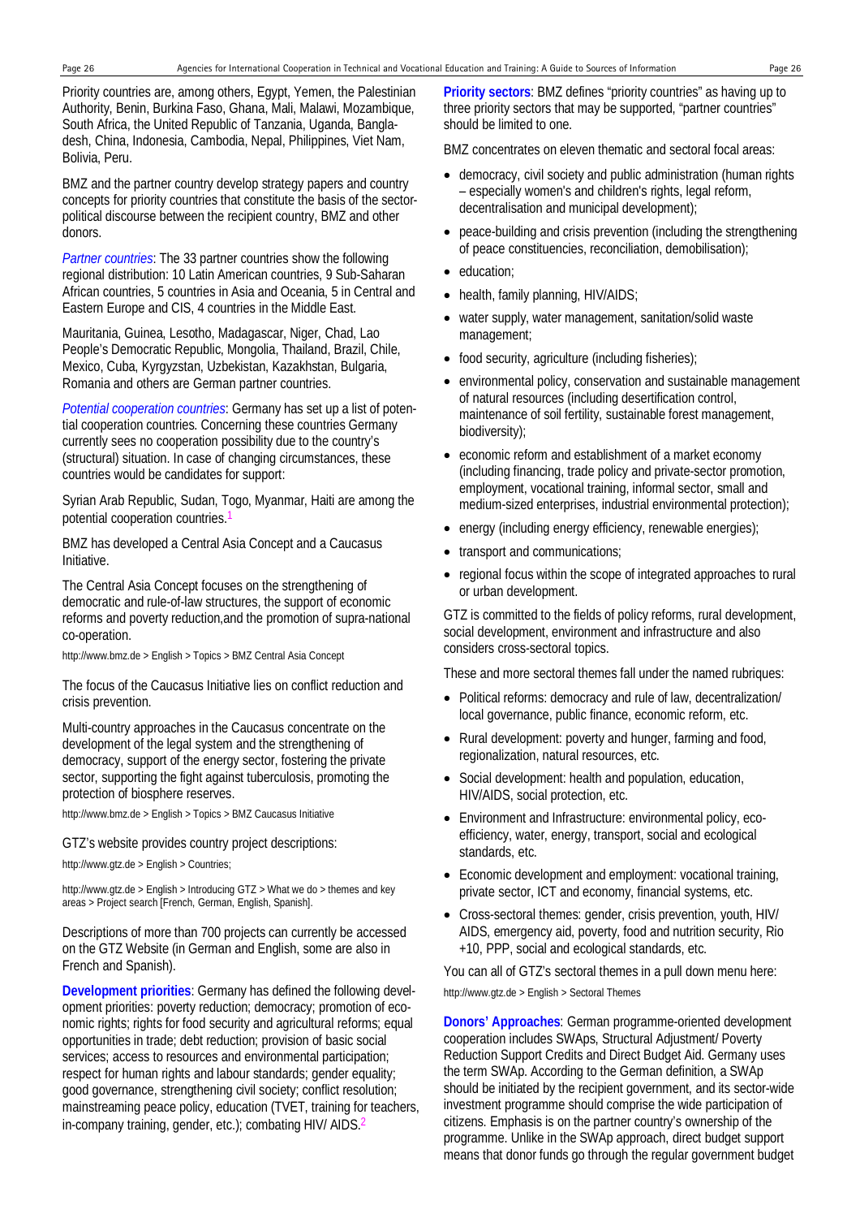Priority countries are, among others, Egypt, Yemen, the Palestinian Authority, Benin, Burkina Faso, Ghana, Mali, Malawi, Mozambique, South Africa, the United Republic of Tanzania, Uganda, Bangladesh, China, Indonesia, Cambodia, Nepal, Philippines, Viet Nam, Bolivia, Peru.

BMZ and the partner country develop strategy papers and country concepts for priority countries that constitute the basis of the sector-political discourse between the recipient country, BMZ and other donors.

*Partner countries*: The 33 partner countries show the following regional distribution: 10 Latin American countries, 9 Sub-Saharan African countries, 5 countries in Asia and Oceania, 5 in Central and Eastern Europe and CIS, 4 countries in the Middle East.

Mauritania, Guinea, Lesotho, Madagascar, Niger, Chad, Lao People's Democratic Republic, Mongolia, Thailand, Brazil, Chile, Mexico, Cuba, Kyrgyzstan, Uzbekistan, Kazakhstan, Bulgaria, Romania and others are German partner countries.

*Potential cooperation countries*: Germany has set up a list of potential cooperation countries. Concerning these countries Germany currently sees no cooperation possibility due to the country's (structural) situation. In case of changing circumstances, these countries would be candidates for support:

Syrian Arab Republic, Sudan, Togo, Myanmar, Haiti are among the potential cooperation countries.[1]

BMZ has developed a Central Asia Concept and a Caucasus Initiative.

The Central Asia Concept focuses on the strengthening of democratic and rule-of-law structures, the support of economic reforms and poverty reduction,and the promotion of supra-national co-operation.

http://www.bmz.de > English > Topics > BMZ Central Asia Concept

The focus of the Caucasus Initiative lies on conflict reduction and crisis prevention.

Multi-country approaches in the Caucasus concentrate on the development of the legal system and the strengthening of democracy, support of the energy sector, fostering the private sector, supporting the fight against tuberculosis, promoting the protection of biosphere reserves.

http://www.bmz.de > English > Topics > BMZ Caucasus Initiative

GTZ's website provides country project descriptions:

http://www.gtz.de > English > Countries;

http://www.gtz.de > English > Introducing GTZ > What we do > themes and key areas > Project search [French, German, English, Spanish].

Descriptions of more than 700 projects can currently be accessed on the GTZ Website (in German and English, some are also in French and Spanish).

**Development priorities**: Germany has defined the following development priorities: poverty reduction; democracy; promotion of economic rights; rights for food security and agricultural reforms; equal opportunities in trade; debt reduction; provision of basic social services; access to resources and environmental participation; respect for human rights and labour standards; gender equality; good governance, strengthening civil society; conflict resolution; mainstreaming peace policy, education (TVET, training for teachers, in-company training, gender, etc.); combating HIV/ AIDS.[2]

**Priority sectors**: BMZ defines "priority countries" as having up to three priority sectors that may be supported, "partner countries" should be limited to one.

BMZ concentrates on eleven thematic and sectoral focal areas:

- democracy, civil society and public administration (human rights – especially women's and children's rights, legal reform, decentralisation and municipal development);
- peace-building and crisis prevention (including the strengthening of peace constituencies, reconciliation, demobilisation);
- education;
- health, family planning, HIV/AIDS;
- water supply, water management, sanitation/solid waste management;
- food security, agriculture (including fisheries);
- environmental policy, conservation and sustainable management of natural resources (including desertification control, maintenance of soil fertility, sustainable forest management, biodiversity);
- economic reform and establishment of a market economy (including financing, trade policy and private-sector promotion, employment, vocational training, informal sector, small and medium-sized enterprises, industrial environmental protection);
- energy (including energy efficiency, renewable energies);
- transport and communications;
- regional focus within the scope of integrated approaches to rural or urban development.

GTZ is committed to the fields of policy reforms, rural development, social development, environment and infrastructure and also considers cross-sectoral topics.

These and more sectoral themes fall under the named rubriques:

- Political reforms: democracy and rule of law, decentralization/ local governance, public finance, economic reform, etc.
- Rural development: poverty and hunger, farming and food, regionalization, natural resources, etc.
- Social development: health and population, education, HIV/AIDS, social protection, etc.
- Environment and Infrastructure: environmental policy, eco-efficiency, water, energy, transport, social and ecological standards, etc.
- Economic development and employment: vocational training, private sector, ICT and economy, financial systems, etc.
- Cross-sectoral themes: gender, crisis prevention, youth, HIV/ AIDS, emergency aid, poverty, food and nutrition security, Rio +10, PPP, social and ecological standards, etc.

You can all of GTZ's sectoral themes in a pull down menu here:

http://www.gtz.de > English > Sectoral Themes

**Donors' Approaches**: German programme-oriented development cooperation includes SWAps, Structural Adjustment/ Poverty Reduction Support Credits and Direct Budget Aid. Germany uses the term SWAp. According to the German definition, a SWAp should be initiated by the recipient government, and its sector-wide investment programme should comprise the wide participation of citizens. Emphasis is on the partner country's ownership of the programme. Unlike in the SWAp approach, direct budget support means that donor funds go through the regular government budget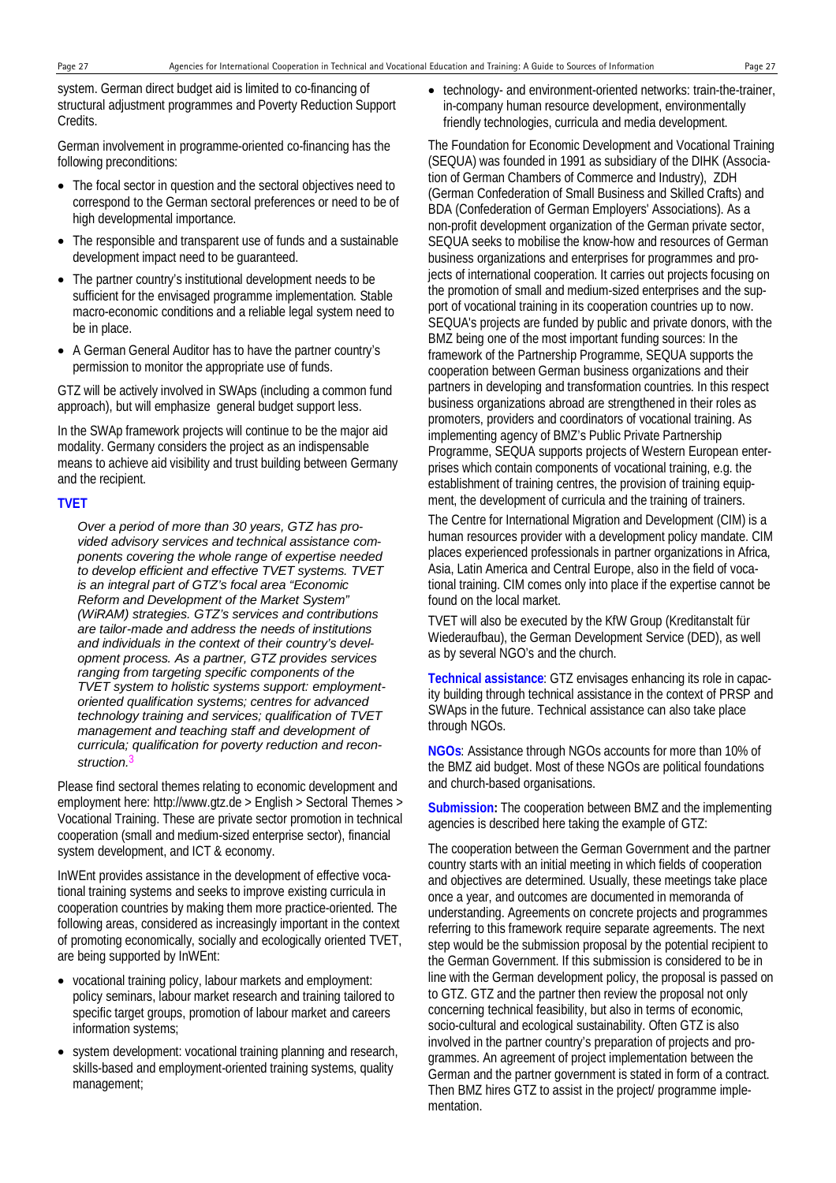system. German direct budget aid is limited to co-financing of structural adjustment programmes and Poverty Reduction Support Credits.

German involvement in programme-oriented co-financing has the following preconditions:

- The focal sector in question and the sectoral objectives need to correspond to the German sectoral preferences or need to be of high developmental importance.
- The responsible and transparent use of funds and a sustainable development impact need to be guaranteed.
- The partner country's institutional development needs to be sufficient for the envisaged programme implementation. Stable macro-economic conditions and a reliable legal system need to be in place.
- A German General Auditor has to have the partner country's permission to monitor the appropriate use of funds.

GTZ will be actively involved in SWAps (including a common fund approach), but will emphasize general budget support less.

In the SWAp framework projects will continue to be the major aid modality. Germany considers the project as an indispensable means to achieve aid visibility and trust building between Germany and the recipient.

**TVET**

> *Over a period of more than 30 years, GTZ has provided advisory services and technical assistance components covering the whole range of expertise needed to develop efficient and effective TVET systems. TVET is an integral part of GTZ's focal area "Economic Reform and Development of the Market System" (WiRAM) strategies. GTZ's services and contributions are tailor-made and address the needs of institutions and individuals in the context of their country's development process. As a partner, GTZ provides services ranging from targeting specific components of the TVET system to holistic systems support: employment-oriented qualification systems; centres for advanced technology training and services; qualification of TVET management and teaching staff and development of curricula; qualification for poverty reduction and reconstruction.*[3]

Please find sectoral themes relating to economic development and employment here: http://www.gtz.de > English > Sectoral Themes > Vocational Training. These are private sector promotion in technical cooperation (small and medium-sized enterprise sector), financial system development, and ICT & economy.

InWEnt provides assistance in the development of effective vocational training systems and seeks to improve existing curricula in cooperation countries by making them more practice-oriented. The following areas, considered as increasingly important in the context of promoting economically, socially and ecologically oriented TVET, are being supported by InWEnt:

- vocational training policy, labour markets and employment: policy seminars, labour market research and training tailored to specific target groups, promotion of labour market and careers information systems;
- system development: vocational training planning and research, skills-based and employment-oriented training systems, quality management;
- technology- and environment-oriented networks: train-the-trainer, in-company human resource development, environmentally friendly technologies, curricula and media development.

The Foundation for Economic Development and Vocational Training (SEQUA) was founded in 1991 as subsidiary of the DIHK (Association of German Chambers of Commerce and Industry), ZDH (German Confederation of Small Business and Skilled Crafts) and BDA (Confederation of German Employers' Associations). As a non-profit development organization of the German private sector, SEQUA seeks to mobilise the know-how and resources of German business organizations and enterprises for programmes and projects of international cooperation. It carries out projects focusing on the promotion of small and medium-sized enterprises and the support of vocational training in its cooperation countries up to now. SEQUA's projects are funded by public and private donors, with the BMZ being one of the most important funding sources: In the framework of the Partnership Programme, SEQUA supports the cooperation between German business organizations and their partners in developing and transformation countries. In this respect business organizations abroad are strengthened in their roles as promoters, providers and coordinators of vocational training. As implementing agency of BMZ's Public Private Partnership Programme, SEQUA supports projects of Western European enterprises which contain components of vocational training, e.g. the establishment of training centres, the provision of training equipment, the development of curricula and the training of trainers.

The Centre for International Migration and Development (CIM) is a human resources provider with a development policy mandate. CIM places experienced professionals in partner organizations in Africa, Asia, Latin America and Central Europe, also in the field of vocational training. CIM comes only into place if the expertise cannot be found on the local market.

TVET will also be executed by the KfW Group (Kreditanstalt für Wiederaufbau), the German Development Service (DED), as well as by several NGO's and the church.

**Technical assistance**: GTZ envisages enhancing its role in capacity building through technical assistance in the context of PRSP and SWAps in the future. Technical assistance can also take place through NGOs.

**NGOs**: Assistance through NGOs accounts for more than 10% of the BMZ aid budget. Most of these NGOs are political foundations and church-based organisations.

**Submission:** The cooperation between BMZ and the implementing agencies is described here taking the example of GTZ:

The cooperation between the German Government and the partner country starts with an initial meeting in which fields of cooperation and objectives are determined. Usually, these meetings take place once a year, and outcomes are documented in memoranda of understanding. Agreements on concrete projects and programmes referring to this framework require separate agreements. The next step would be the submission proposal by the potential recipient to the German Government. If this submission is considered to be in line with the German development policy, the proposal is passed on to GTZ. GTZ and the partner then review the proposal not only concerning technical feasibility, but also in terms of economic, socio-cultural and ecological sustainability. Often GTZ is also involved in the partner country's preparation of projects and programmes. An agreement of project implementation between the German and the partner government is stated in form of a contract. Then BMZ hires GTZ to assist in the project/ programme implementation.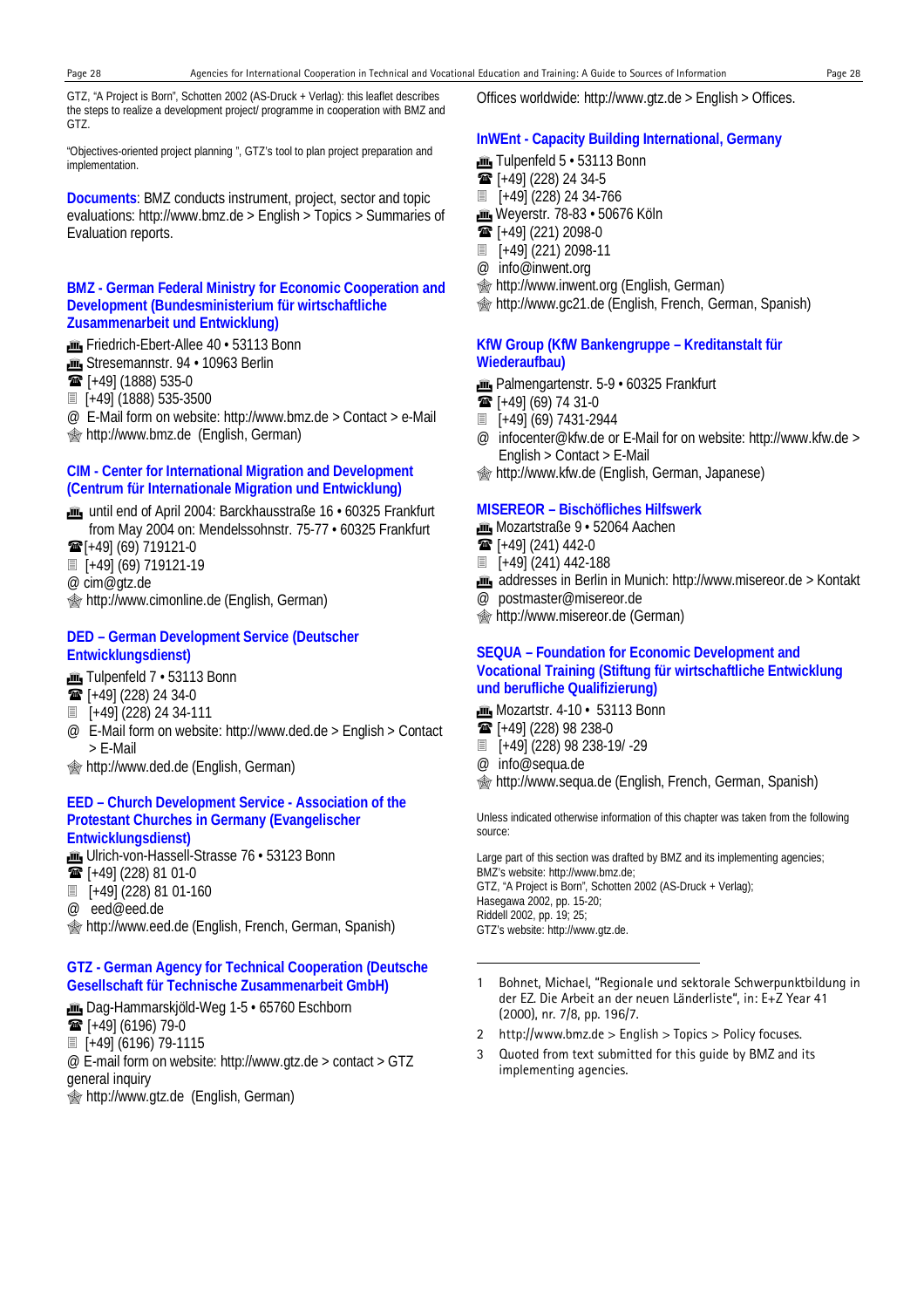GTZ, "A Project is Born", Schotten 2002 (AS-Druck + Verlag): this leaflet describes the steps to realize a development project/ programme in cooperation with BMZ and GTZ.

"Objectives-oriented project planning ", GTZ's tool to plan project preparation and implementation.

**Documents**: BMZ conducts instrument, project, sector and topic evaluations: http://www.bmz.de > English > Topics > Summaries of Evaluation reports.

### BMZ - German Federal Ministry for Economic Cooperation and Development (Bundesministerium für wirtschaftliche Zusammenarbeit und Entwicklung)

Friedrich-Ebert-Allee 40 • 53113 Bonn
Stresemannstr. 94 • 10963 Berlin
☎ [+49] (1888) 535-0
[+49] (1888) 535-3500
@ E-Mail form on website: http://www.bmz.de > Contact > e-Mail
http://www.bmz.de (English, German)

### CIM - Center for International Migration and Development (Centrum für Internationale Migration und Entwicklung)

until end of April 2004: Barckhausstraße 16 • 60325 Frankfurt
from May 2004 on: Mendelssohnstr. 75-77 • 60325 Frankfurt
☎ [+49] (69) 719121-0
[+49] (69) 719121-19
@ cim@gtz.de
http://www.cimonline.de (English, German)

### DED – German Development Service (Deutscher Entwicklungsdienst)

Tulpenfeld 7 • 53113 Bonn
☎ [+49] (228) 24 34-0
[+49] (228) 24 34-111
@ E-Mail form on website: http://www.ded.de > English > Contact > E-Mail
http://www.ded.de (English, German)

### EED – Church Development Service - Association of the Protestant Churches in Germany (Evangelischer Entwicklungsdienst)

Ulrich-von-Hassell-Strasse 76 • 53123 Bonn
☎ [+49] (228) 81 01-0
[+49] (228) 81 01-160
@ eed@eed.de
http://www.eed.de (English, French, German, Spanish)

### GTZ - German Agency for Technical Cooperation (Deutsche Gesellschaft für Technische Zusammenarbeit GmbH)

Dag-Hammarskjöld-Weg 1-5 • 65760 Eschborn
☎ [+49] (6196) 79-0
[+49] (6196) 79-1115
@ E-mail form on website: http://www.gtz.de > contact > GTZ general inquiry
http://www.gtz.de (English, German)

Offices worldwide: http://www.gtz.de > English > Offices.

### InWEnt - Capacity Building International, Germany

Tulpenfeld 5 • 53113 Bonn
☎ [+49] (228) 24 34-5
[+49] (228) 24 34-766
Weyerstr. 78-83 • 50676 Köln
☎ [+49] (221) 2098-0
[+49] (221) 2098-11
@ info@inwent.org
http://www.inwent.org (English, German)
http://www.gc21.de (English, French, German, Spanish)

### KfW Group (KfW Bankengruppe – Kreditanstalt für Wiederaufbau)

Palmengartenstr. 5-9 • 60325 Frankfurt
☎ [+49] (69) 74 31-0
[+49] (69) 7431-2944
@ infocenter@kfw.de or E-Mail for on website: http://www.kfw.de > English > Contact > E-Mail
http://www.kfw.de (English, German, Japanese)

### MISEREOR – Bischöfliches Hilfswerk

Mozartstraße 9 • 52064 Aachen
☎ [+49] (241) 442-0
[+49] (241) 442-188
addresses in Berlin in Munich: http://www.misereor.de > Kontakt
@ postmaster@misereor.de
http://www.misereor.de (German)

### SEQUA – Foundation for Economic Development and Vocational Training (Stiftung für wirtschaftliche Entwicklung und berufliche Qualifizierung)

Mozartstr. 4-10 • 53113 Bonn
☎ [+49] (228) 98 238-0
[+49] (228) 98 238-19/ -29
@ info@sequa.de
http://www.sequa.de (English, French, German, Spanish)

Unless indicated otherwise information of this chapter was taken from the following source:

Large part of this section was drafted by BMZ and its implementing agencies;
BMZ's website: http://www.bmz.de;
GTZ, "A Project is Born", Schotten 2002 (AS-Druck + Verlag);
Hasegawa 2002, pp. 15-20;
Riddell 2002, pp. 19; 25;
GTZ's website: http://www.gtz.de.

---

1 Bohnet, Michael, "Regionale und sektorale Schwerpunktbildung in der EZ. Die Arbeit an der neuen Länderliste", in: E+Z Year 41 (2000), nr. 7/8, pp. 196/7.

2 http://www.bmz.de > English > Topics > Policy focuses.

3 Quoted from text submitted for this guide by BMZ and its implementing agencies.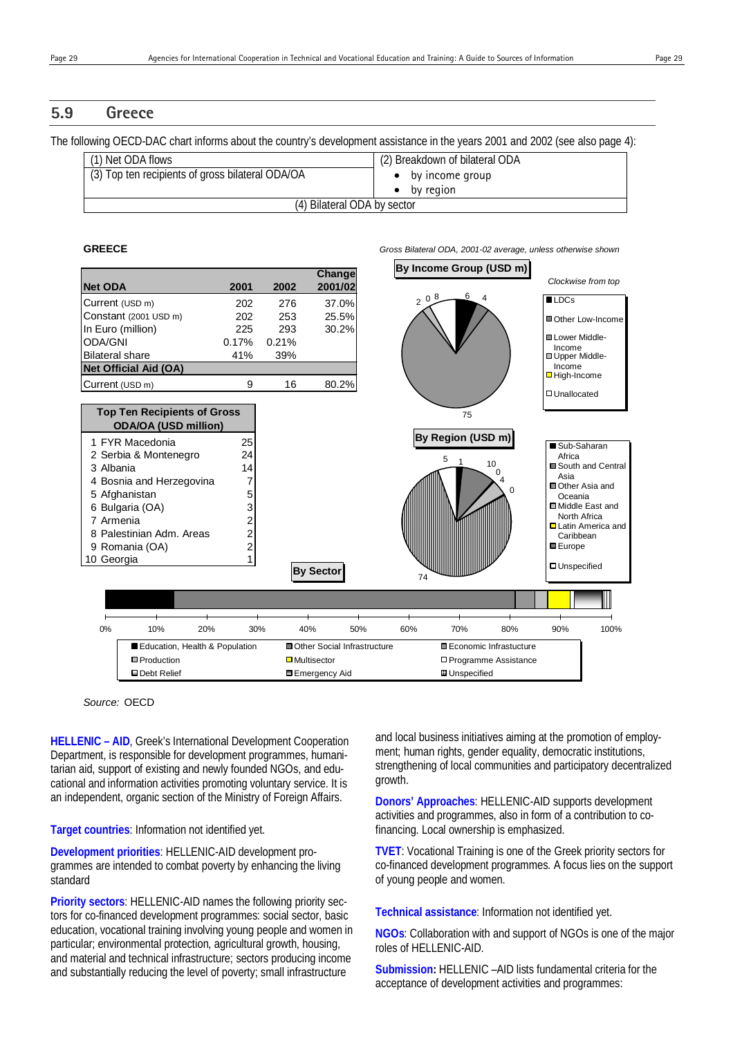## 5.9 Greece

The following OECD-DAC chart informs about the country's development assistance in the years 2001 and 2002 (see also page 4):

| (1) Net ODA flows | (2) Breakdown of bilateral ODA |
|---|---|
| (3) Top ten recipients of gross bilateral ODA/OA | • by income group<br>• by region |
| (4) Bilateral ODA by sector | |

**GREECE**

*Gross Bilateral ODA, 2001-02 average, unless otherwise shown*

| Net ODA | 2001 | 2002 | Change 2001/02 |
|---|---|---|---|
| Current (USD m) | 202 | 276 | 37.0% |
| Constant (2001 USD m) | 202 | 253 | 25.5% |
| In Euro (million) | 225 | 293 | 30.2% |
| ODA/GNI | 0.17% | 0.21% | |
| Bilateral share | 41% | 39% | |
| **Net Official Aid (OA)** | | | |
| Current (USD m) | 9 | 16 | 80.2% |

| Top Ten Recipients of Gross ODA/OA (USD million) | |
|---|---|
| 1 FYR Macedonia | 25 |
| 2 Serbia & Montenegro | 24 |
| 3 Albania | 14 |
| 4 Bosnia and Herzegovina | 7 |
| 5 Afghanistan | 5 |
| 6 Bulgaria (OA) | 3 |
| 7 Armenia | 2 |
| 8 Palestinian Adm. Areas | 2 |
| 9 Romania (OA) | 2 |
| 10 Georgia | 1 |

**By Income Group (USD m)**

*Clockwise from top*

LDCs: 6; Other Low-Income: 4; Lower Middle-Income: 75; Upper Middle-Income: 2; High-Income: 0; Unallocated: 8

**By Region (USD m)**

Sub-Saharan Africa: 1; South and Central Asia: 10; Other Asia and Oceania: 0; Middle East and North Africa: 4; Latin America and Caribbean: 0; Europe: 74; Unspecified: 5

**By Sector**

Education, Health & Population; Other Social Infrastructure; Economic Infrastructure; Production; Multisector; Programme Assistance; Debt Relief; Emergency Aid; Unspecified

Source: OECD

**HELLENIC – AID**, Greek's International Development Cooperation Department, is responsible for development programmes, humanitarian aid, support of existing and newly founded NGOs, and educational and information activities promoting voluntary service. It is an independent, organic section of the Ministry of Foreign Affairs.

**Target countries**: Information not identified yet.

**Development priorities**: HELLENIC-AID development programmes are intended to combat poverty by enhancing the living standard

**Priority sectors**: HELLENIC-AID names the following priority sectors for co-financed development programmes: social sector, basic education, vocational training involving young people and women in particular; environmental protection, agricultural growth, housing, and material and technical infrastructure; sectors producing income and substantially reducing the level of poverty; small infrastructure and local business initiatives aiming at the promotion of employment; human rights, gender equality, democratic institutions, strengthening of local communities and participatory decentralized growth.

**Donors' Approaches**: HELLENIC-AID supports development activities and programmes, also in form of a contribution to co-financing. Local ownership is emphasized.

**TVET**: Vocational Training is one of the Greek priority sectors for co-financed development programmes. A focus lies on the support of young people and women.

**Technical assistance**: Information not identified yet.

**NGOs**: Collaboration with and support of NGOs is one of the major roles of HELLENIC-AID.

**Submission:** HELLENIC –AID lists fundamental criteria for the acceptance of development activities and programmes: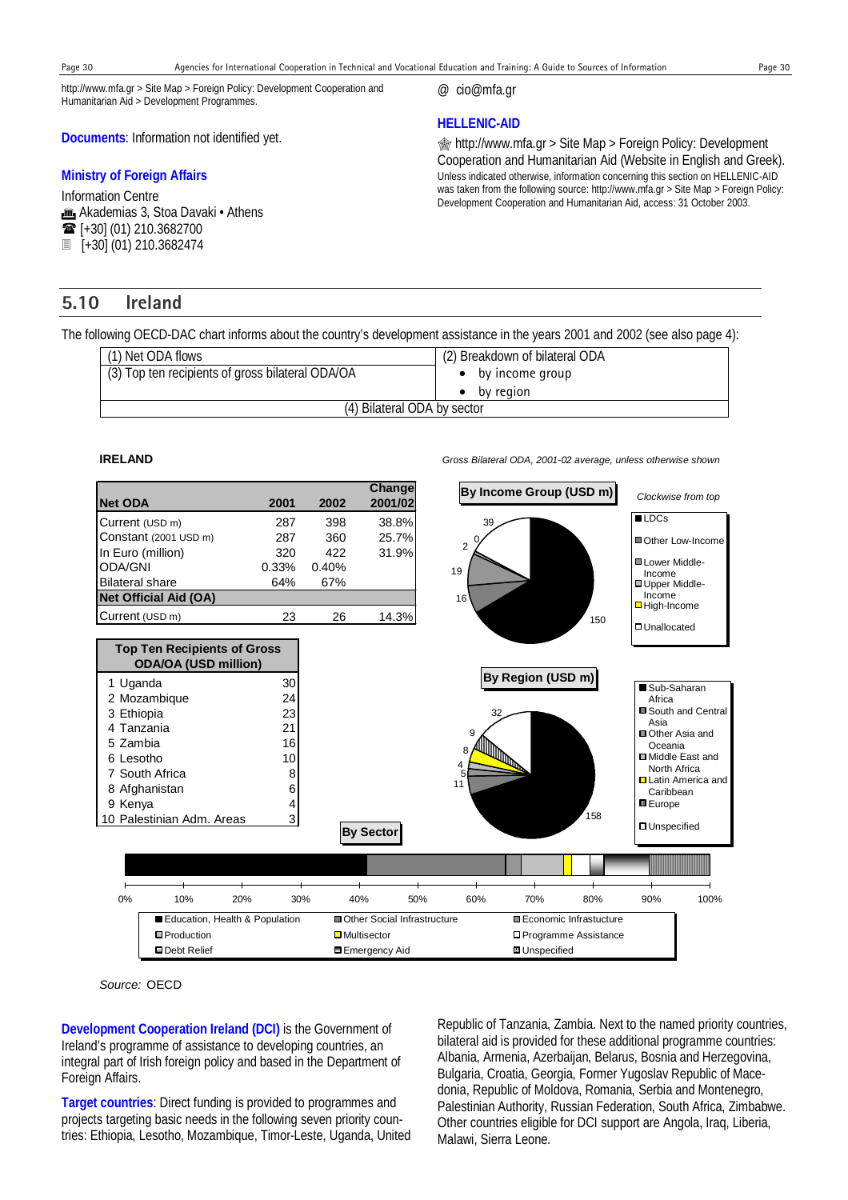http://www.mfa.gr > Site Map > Foreign Policy: Development Cooperation and Humanitarian Aid > Development Programmes.

**Documents**: Information not identified yet.

**Ministry of Foreign Affairs**

Information Centre
Akademias 3, Stoa Davaki • Athens
[+30] (01) 210.3682700
[+30] (01) 210.3682474

@ cio@mfa.gr

**HELLENIC-AID**

http://www.mfa.gr > Site Map > Foreign Policy: Development Cooperation and Humanitarian Aid (Website in English and Greek).
Unless indicated otherwise, information concerning this section on HELLENIC-AID was taken from the following source: http://www.mfa.gr > Site Map > Foreign Policy: Development Cooperation and Humanitarian Aid, access: 31 October 2003.

## 5.10 Ireland

The following OECD-DAC chart informs about the country's development assistance in the years 2001 and 2002 (see also page 4):

| | |
|---|---|
| (1) Net ODA flows | (2) Breakdown of bilateral ODA |
| (3) Top ten recipients of gross bilateral ODA/OA | • by income group<br>• by region |
| (4) Bilateral ODA by sector | |

**IRELAND**

*Gross Bilateral ODA, 2001-02 average, unless otherwise shown*

| Net ODA | 2001 | 2002 | Change 2001/02 |
|---|---|---|---|
| Current (USD m) | 287 | 398 | 38.8% |
| Constant (2001 USD m) | 287 | 360 | 25.7% |
| In Euro (million) | 320 | 422 | 31.9% |
| ODA/GNI | 0.33% | 0.40% | |
| Bilateral share | 64% | 67% | |
| **Net Official Aid (OA)** | | | |
| Current (USD m) | 23 | 26 | 14.3% |

| Top Ten Recipients of Gross ODA/OA (USD million) | |
|---|---|
| 1 Uganda | 30 |
| 2 Mozambique | 24 |
| 3 Ethiopia | 23 |
| 4 Tanzania | 21 |
| 5 Zambia | 16 |
| 6 Lesotho | 10 |
| 7 South Africa | 8 |
| 8 Afghanistan | 6 |
| 9 Kenya | 4 |
| 10 Palestinian Adm. Areas | 3 |

**By Income Group (USD m)** — *Clockwise from top*

| Income group | USD m |
|---|---|
| LDCs | 150 |
| Other Low-Income | 16 |
| Lower Middle-Income | 19 |
| Upper Middle-Income | 2 |
| High-Income | 0 |
| Unallocated | 39 |

**By Region (USD m)**

| Region | USD m |
|---|---|
| Sub-Saharan Africa | 158 |
| South and Central Asia | 11 |
| Other Asia and Oceania | 5 |
| Middle East and North Africa | 4 |
| Latin America and Caribbean | 8 |
| Europe | 9 |
| Unspecified | 32 |

**By Sector**

Education, Health & Population; Other Social Infrastructure; Economic Infrastructure; Production; Multisector; Programme Assistance; Debt Relief; Emergency Aid; Unspecified

*Source:* OECD

**Development Cooperation Ireland (DCI)** is the Government of Ireland's programme of assistance to developing countries, an integral part of Irish foreign policy and based in the Department of Foreign Affairs.

**Target countries**: Direct funding is provided to programmes and projects targeting basic needs in the following seven priority countries: Ethiopia, Lesotho, Mozambique, Timor-Leste, Uganda, United Republic of Tanzania, Zambia. Next to the named priority countries, bilateral aid is provided for these additional programme countries: Albania, Armenia, Azerbaijan, Belarus, Bosnia and Herzegovina, Bulgaria, Croatia, Georgia, Former Yugoslav Republic of Macedonia, Republic of Moldova, Romania, Serbia and Montenegro, Palestinian Authority, Russian Federation, South Africa, Zimbabwe. Other countries eligible for DCI support are Angola, Iraq, Liberia, Malawi, Sierra Leone.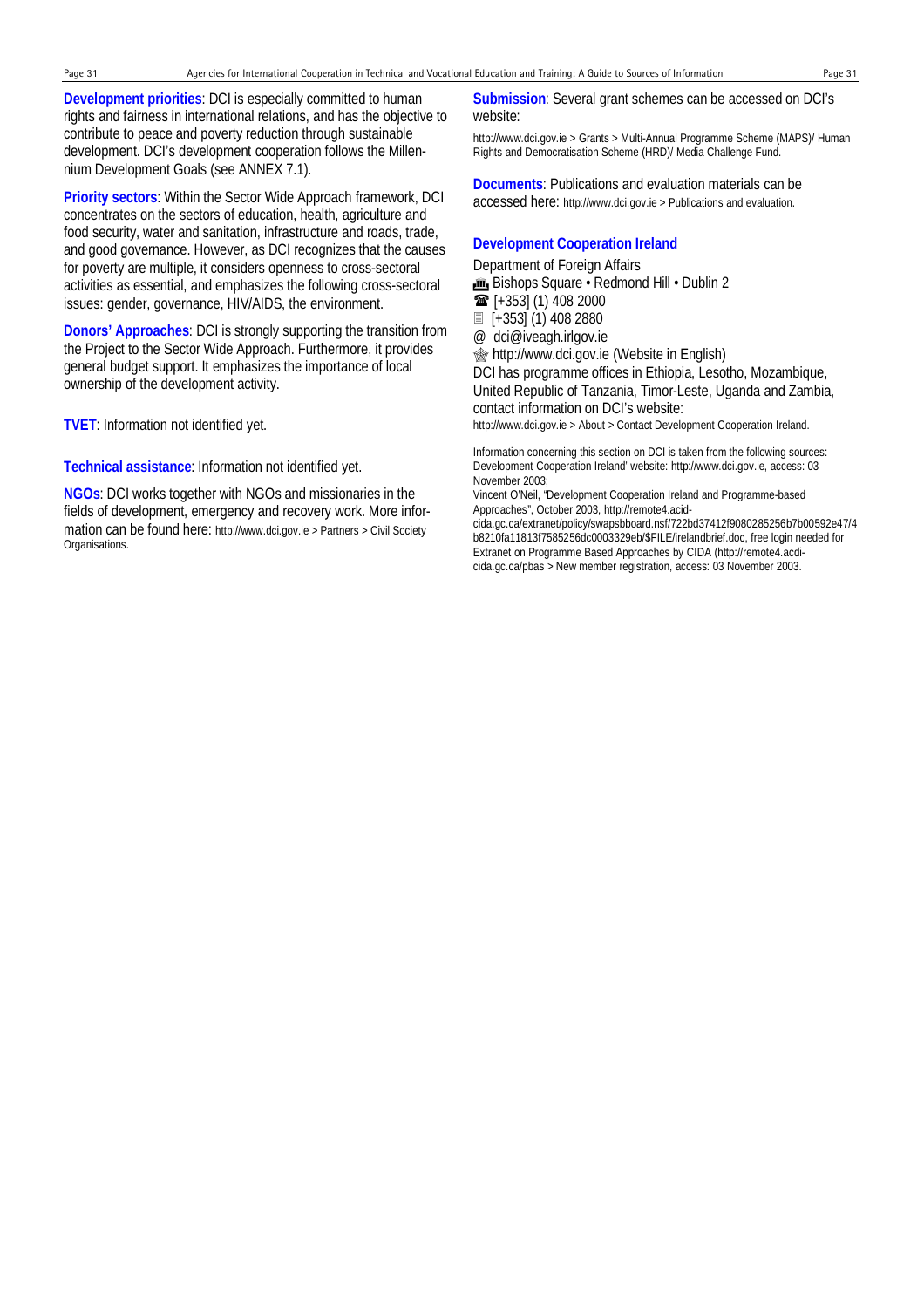**Development priorities**: DCI is especially committed to human rights and fairness in international relations, and has the objective to contribute to peace and poverty reduction through sustainable development. DCI's development cooperation follows the Millennium Development Goals (see ANNEX 7.1).

**Priority sectors**: Within the Sector Wide Approach framework, DCI concentrates on the sectors of education, health, agriculture and food security, water and sanitation, infrastructure and roads, trade, and good governance. However, as DCI recognizes that the causes for poverty are multiple, it considers openness to cross-sectoral activities as essential, and emphasizes the following cross-sectoral issues: gender, governance, HIV/AIDS, the environment.

**Donors' Approaches**: DCI is strongly supporting the transition from the Project to the Sector Wide Approach. Furthermore, it provides general budget support. It emphasizes the importance of local ownership of the development activity.

**TVET**: Information not identified yet.

**Technical assistance**: Information not identified yet.

**NGOs**: DCI works together with NGOs and missionaries in the fields of development, emergency and recovery work. More information can be found here: http://www.dci.gov.ie > Partners > Civil Society Organisations.

**Submission**: Several grant schemes can be accessed on DCI's website:

http://www.dci.gov.ie > Grants > Multi-Annual Programme Scheme (MAPS)/ Human Rights and Democratisation Scheme (HRD)/ Media Challenge Fund.

**Documents**: Publications and evaluation materials can be accessed here: http://www.dci.gov.ie > Publications and evaluation.

### Development Cooperation Ireland

Department of Foreign Affairs
Bishops Square • Redmond Hill • Dublin 2
[+353] (1) 408 2000
[+353] (1) 408 2880
@ dci@iveagh.irlgov.ie
http://www.dci.gov.ie (Website in English)
DCI has programme offices in Ethiopia, Lesotho, Mozambique, United Republic of Tanzania, Timor-Leste, Uganda and Zambia, contact information on DCI's website:
http://www.dci.gov.ie > About > Contact Development Cooperation Ireland.

Information concerning this section on DCI is taken from the following sources:
Development Cooperation Ireland' website: http://www.dci.gov.ie, access: 03 November 2003;
Vincent O'Neil, "Development Cooperation Ireland and Programme-based Approaches", October 2003, http://remote4.acid-cida.gc.ca/extranet/policy/swapsbboard.nsf/722bd37412f9080285256b7b00592e47/4b8210fa11813f7585256dc0003329eb/$FILE/irelandbrief.doc, free login needed for Extranet on Programme Based Approaches by CIDA (http://remote4.acdi-cida.gc.ca/pbas > New member registration, access: 03 November 2003.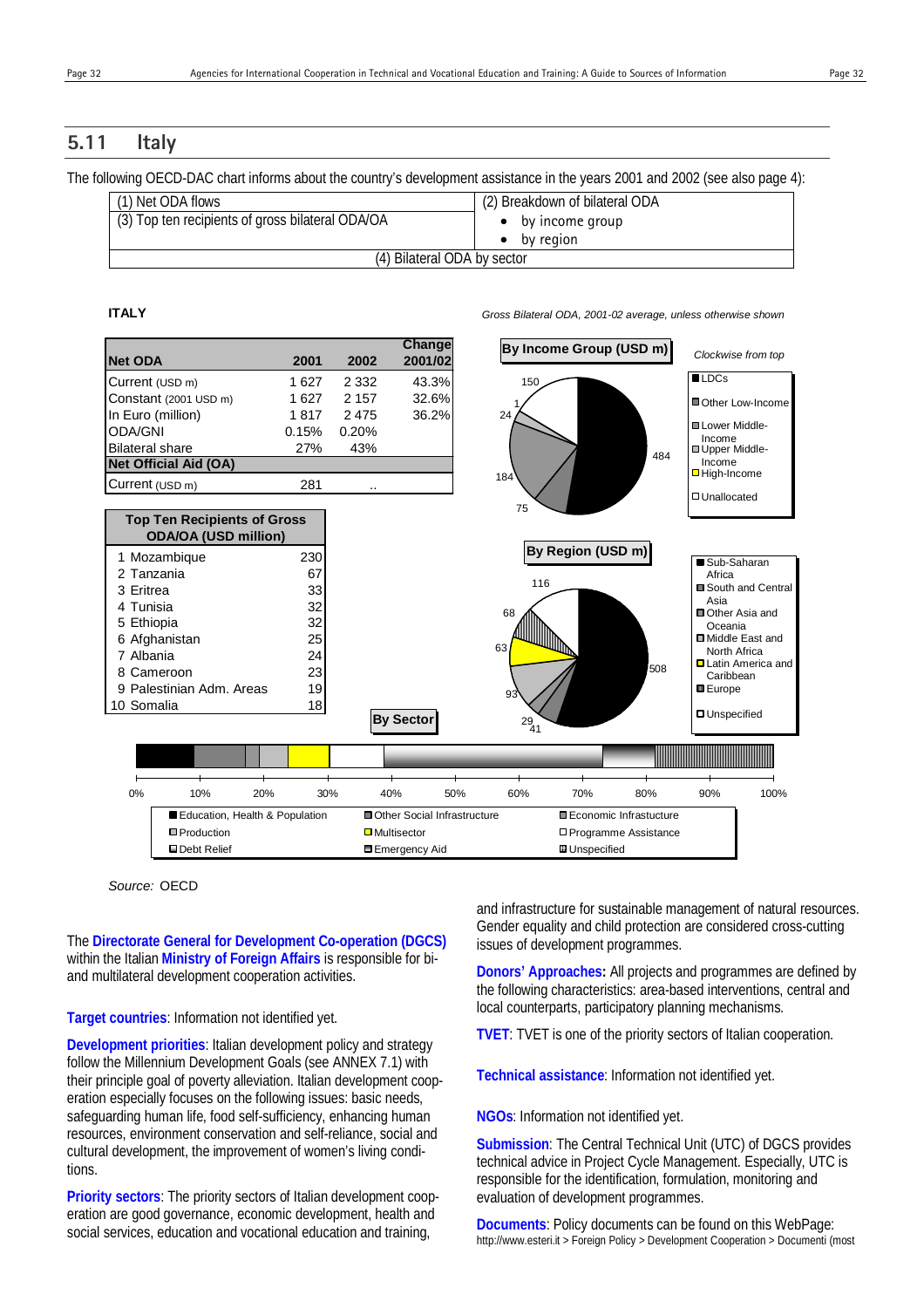## 5.11 Italy

The following OECD-DAC chart informs about the country's development assistance in the years 2001 and 2002 (see also page 4):

| (1) Net ODA flows | (2) Breakdown of bilateral ODA |
|---|---|
| (3) Top ten recipients of gross bilateral ODA/OA | • by income group<br>• by region |
| (4) Bilateral ODA by sector | |

**ITALY**

*Gross Bilateral ODA, 2001-02 average, unless otherwise shown*

| Net ODA | 2001 | 2002 | Change 2001/02 |
|---|---|---|---|
| Current (USD m) | 1 627 | 2 332 | 43.3% |
| Constant (2001 USD m) | 1 627 | 2 157 | 32.6% |
| In Euro (million) | 1 817 | 2 475 | 36.2% |
| ODA/GNI | 0.15% | 0.20% | |
| Bilateral share | 27% | 43% | |
| **Net Official Aid (OA)** | | | |
| Current (USD m) | 281 | .. | |

| Top Ten Recipients of Gross ODA/OA (USD million) | |
|---|---|
| 1 Mozambique | 230 |
| 2 Tanzania | 67 |
| 3 Eritrea | 33 |
| 4 Tunisia | 32 |
| 5 Ethiopia | 32 |
| 6 Afghanistan | 25 |
| 7 Albania | 24 |
| 8 Cameroon | 23 |
| 9 Palestinian Adm. Areas | 19 |
| 10 Somalia | 18 |

**By Income Group (USD m)** — *Clockwise from top*

LDCs: 484; Other Low-Income: 75; Lower Middle-Income: 184; Upper Middle-Income: 24; High-Income: 1; Unallocated: 150

**By Region (USD m)**

Sub-Saharan Africa: 508; South and Central Asia: 41; Other Asia and Oceania: 29; Middle East and North Africa: 93; Latin America and Caribbean: 63; Europe: 68; Unspecified: 116

**By Sector**

Education, Health & Population; Other Social Infrastructure; Economic Infrastucture; Production; Multisector; Programme Assistance; Debt Relief; Emergency Aid; Unspecified

Source: OECD

The **Directorate General for Development Co-operation (DGCS)** within the Italian **Ministry of Foreign Affairs** is responsible for bi- and multilateral development cooperation activities.

**Target countries**: Information not identified yet.

**Development priorities**: Italian development policy and strategy follow the Millennium Development Goals (see ANNEX 7.1) with their principle goal of poverty alleviation. Italian development cooperation especially focuses on the following issues: basic needs, safeguarding human life, food self-sufficiency, enhancing human resources, environment conservation and self-reliance, social and cultural development, the improvement of women's living conditions.

**Priority sectors**: The priority sectors of Italian development cooperation are good governance, economic development, health and social services, education and vocational education and training, and infrastructure for sustainable management of natural resources. Gender equality and child protection are considered cross-cutting issues of development programmes.

**Donors' Approaches:** All projects and programmes are defined by the following characteristics: area-based interventions, central and local counterparts, participatory planning mechanisms.

**TVET**: TVET is one of the priority sectors of Italian cooperation.

**Technical assistance**: Information not identified yet.

**NGOs**: Information not identified yet.

**Submission**: The Central Technical Unit (UTC) of DGCS provides technical advice in Project Cycle Management. Especially, UTC is responsible for the identification, formulation, monitoring and evaluation of development programmes.

**Documents**: Policy documents can be found on this WebPage: http://www.esteri.it > Foreign Policy > Development Cooperation > Documenti (most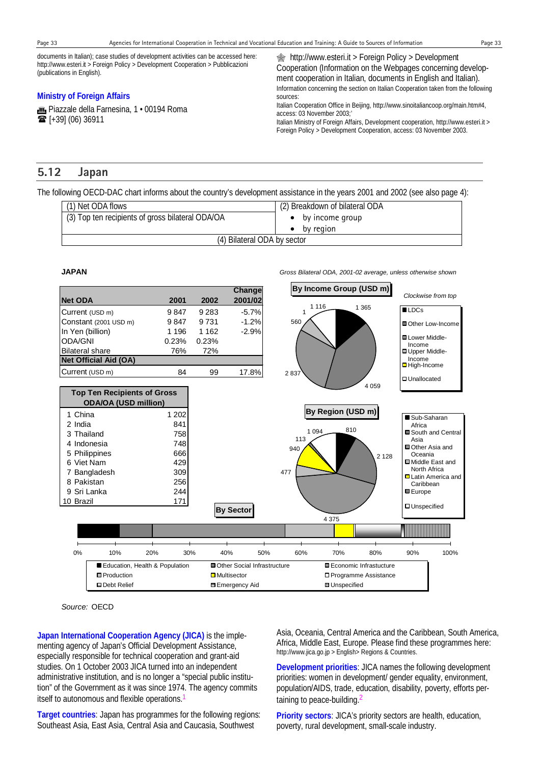documents in Italian); case studies of development activities can be accessed here: http://www.esteri.it > Foreign Policy > Development Cooperation > Pubblicazioni (publications in English).

**Ministry of Foreign Affairs**

Piazzale della Farnesina, 1 • 00194 Roma
[+39] (06) 36911

http://www.esteri.it > Foreign Policy > Development Cooperation (Information on the Webpages concerning development cooperation in Italian, documents in English and Italian).

Information concerning the section on Italian Cooperation taken from the following sources:

Italian Cooperation Office in Beijing, http://www.sinoitaliancoop.org/main.htm#4, access: 03 November 2003;'

Italian Ministry of Foreign Affairs, Development cooperation, http://www.esteri.it > Foreign Policy > Development Cooperation, access: 03 November 2003.

## 5.12 Japan

The following OECD-DAC chart informs about the country's development assistance in the years 2001 and 2002 (see also page 4):

| (1) Net ODA flows | (2) Breakdown of bilateral ODA |
|---|---|
| (3) Top ten recipients of gross bilateral ODA/OA | • by income group<br>• by region |
| (4) Bilateral ODA by sector | |

**JAPAN**

*Gross Bilateral ODA, 2001-02 average, unless otherwise shown*

| Net ODA | 2001 | 2002 | Change 2001/02 |
|---|---|---|---|
| Current (USD m) | 9 847 | 9 283 | -5.7% |
| Constant (2001 USD m) | 9 847 | 9 731 | -1.2% |
| In Yen (billion) | 1 196 | 1 162 | -2.9% |
| ODA/GNI | 0.23% | 0.23% | |
| Bilateral share | 76% | 72% | |
| **Net Official Aid (OA)** | | | |
| Current (USD m) | 84 | 99 | 17.8% |

| Top Ten Recipients of Gross ODA/OA (USD million) | |
|---|---|
| 1 China | 1 202 |
| 2 India | 841 |
| 3 Thailand | 758 |
| 4 Indonesia | 748 |
| 5 Philippines | 666 |
| 6 Viet Nam | 429 |
| 7 Bangladesh | 309 |
| 8 Pakistan | 256 |
| 9 Sri Lanka | 244 |
| 10 Brazil | 171 |

**By Income Group (USD m)** (Clockwise from top)

| Income group | USD m |
|---|---|
| LDCs | 1 365 |
| Other Low-Income | 4 059 |
| Lower Middle-Income | 2 837 |
| Upper Middle-Income | 560 |
| High-Income | 1 |
| Unallocated | 1 116 |

**By Region (USD m)**

| Region | USD m |
|---|---|
| Sub-Saharan Africa | 810 |
| South and Central Asia | 2 128 |
| Other Asia and Oceania | 4 375 |
| Middle East and North Africa | 477 |
| Latin America and Caribbean | 940 |
| Europe | 113 |
| Unspecified | 1 094 |

**By Sector**

Legend: Education, Health & Population; Other Social Infrastructure; Economic Infrastructure; Production; Multisector; Programme Assistance; Debt Relief; Emergency Aid; Unspecified

Source: OECD

**Japan International Cooperation Agency (JICA)** is the implementing agency of Japan's Official Development Assistance, especially responsible for technical cooperation and grant-aid studies. On 1 October 2003 JICA turned into an independent administrative institution, and is no longer a "special public institution" of the Government as it was since 1974. The agency commits itself to autonomous and flexible operations.[1]

**Target countries**: Japan has programmes for the following regions: Southeast Asia, East Asia, Central Asia and Caucasia, Southwest Asia, Oceania, Central America and the Caribbean, South America, Africa, Middle East, Europe. Please find these programmes here: http://www.jica.go.jp > English> Regions & Countries.

**Development priorities**: JICA names the following development priorities: women in development/ gender equality, environment, population/AIDS, trade, education, disability, poverty, efforts pertaining to peace-building.[2]

**Priority sectors**: JICA's priority sectors are health, education, poverty, rural development, small-scale industry.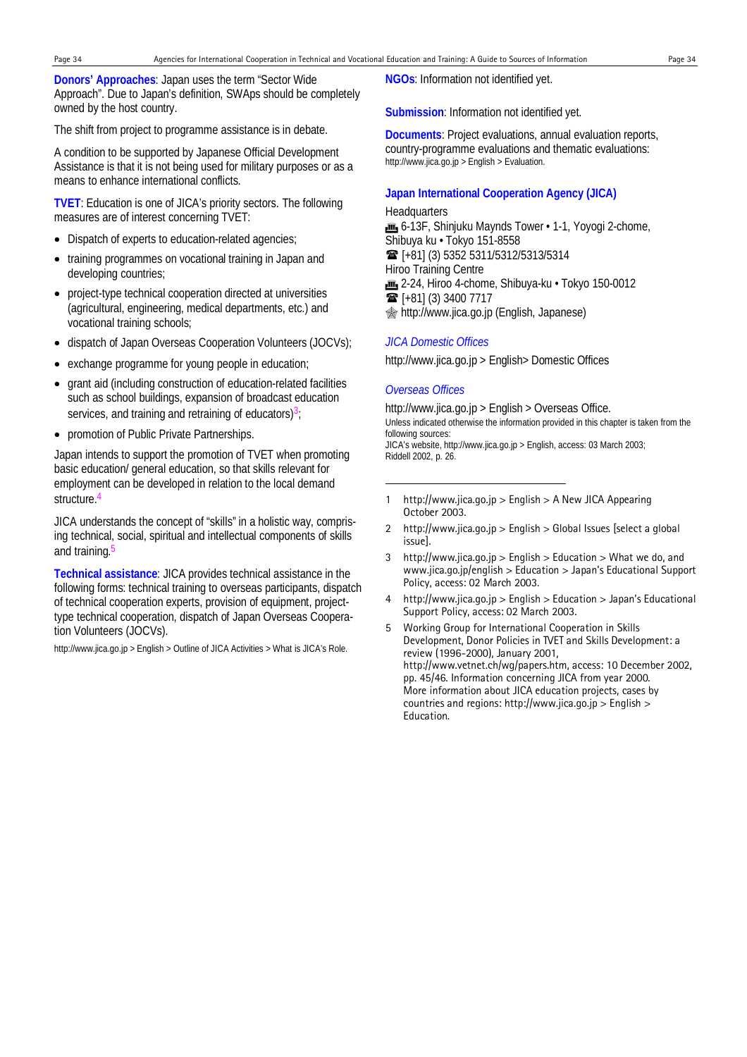**Donors' Approaches**: Japan uses the term "Sector Wide Approach". Due to Japan's definition, SWAps should be completely owned by the host country.

The shift from project to programme assistance is in debate.

A condition to be supported by Japanese Official Development Assistance is that it is not being used for military purposes or as a means to enhance international conflicts.

**TVET**: Education is one of JICA's priority sectors. The following measures are of interest concerning TVET:

- Dispatch of experts to education-related agencies;
- training programmes on vocational training in Japan and developing countries;
- project-type technical cooperation directed at universities (agricultural, engineering, medical departments, etc.) and vocational training schools;
- dispatch of Japan Overseas Cooperation Volunteers (JOCVs);
- exchange programme for young people in education;
- grant aid (including construction of education-related facilities such as school buildings, expansion of broadcast education services, and training and retraining of educators)[3];
- promotion of Public Private Partnerships.

Japan intends to support the promotion of TVET when promoting basic education/ general education, so that skills relevant for employment can be developed in relation to the local demand structure.[4]

JICA understands the concept of "skills" in a holistic way, comprising technical, social, spiritual and intellectual components of skills and training.[5]

**Technical assistance**: JICA provides technical assistance in the following forms: technical training to overseas participants, dispatch of technical cooperation experts, provision of equipment, project-type technical cooperation, dispatch of Japan Overseas Cooperation Volunteers (JOCVs).

http://www.jica.go.jp > English > Outline of JICA Activities > What is JICA's Role.

**NGOs**: Information not identified yet.

**Submission**: Information not identified yet.

**Documents**: Project evaluations, annual evaluation reports, country-programme evaluations and thematic evaluations:
http://www.jica.go.jp > English > Evaluation.

### Japan International Cooperation Agency (JICA)

Headquarters
6-13F, Shinjuku Maynds Tower • 1-1, Yoyogi 2-chome, Shibuya ku • Tokyo 151-8558
[+81] (3) 5352 5311/5312/5313/5314
Hiroo Training Centre
2-24, Hiroo 4-chome, Shibuya-ku • Tokyo 150-0012
[+81] (3) 3400 7717
http://www.jica.go.jp (English, Japanese)

#### *JICA Domestic Offices*

http://www.jica.go.jp > English> Domestic Offices

#### *Overseas Offices*

http://www.jica.go.jp > English > Overseas Office.

Unless indicated otherwise the information provided in this chapter is taken from the following sources:
JICA's website, http://www.jica.go.jp > English, access: 03 March 2003;
Riddell 2002, p. 26.

---

1 http://www.jica.go.jp > English > A New JICA Appearing October 2003.

2 http://www.jica.go.jp > English > Global Issues [select a global issue].

3 http://www.jica.go.jp > English > Education > What we do, and www.jica.go.jp/english > Education > Japan's Educational Support Policy, access: 02 March 2003.

4 http://www.jica.go.jp > English > Education > Japan's Educational Support Policy, access: 02 March 2003.

5 Working Group for International Cooperation in Skills Development, Donor Policies in TVET and Skills Development: a review (1996-2000), January 2001, http://www.vetnet.ch/wg/papers.htm, access: 10 December 2002, pp. 45/46. Information concerning JICA from year 2000. More information about JICA education projects, cases by countries and regions: http://www.jica.go.jp > English > Education.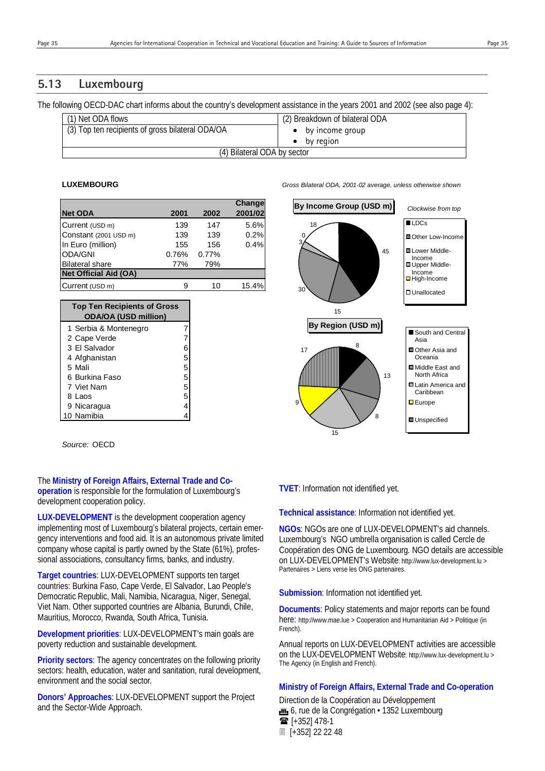## 5.13 Luxembourg

The following OECD-DAC chart informs about the country's development assistance in the years 2001 and 2002 (see also page 4):

| (1) Net ODA flows | (2) Breakdown of bilateral ODA |
|---|---|
| (3) Top ten recipients of gross bilateral ODA/OA | • by income group<br>• by region |
| (4) Bilateral ODA by sector | |

**LUXEMBOURG**

*Gross Bilateral ODA, 2001-02 average, unless otherwise shown*

| Net ODA | 2001 | 2002 | Change 2001/02 |
|---|---|---|---|
| Current (USD m) | 139 | 147 | 5.6% |
| Constant (2001 USD m) | 139 | 139 | 0.2% |
| In Euro (million) | 155 | 156 | 0.4% |
| ODA/GNI | 0.76% | 0.77% | |
| Bilateral share | 77% | 79% | |
| **Net Official Aid (OA)** | | | |
| Current (USD m) | 9 | 10 | 15.4% |

| Top Ten Recipients of Gross ODA/OA (USD million) | |
|---|---|
| 1 Serbia & Montenegro | 7 |
| 2 Cape Verde | 7 |
| 3 El Salvador | 6 |
| 4 Afghanistan | 5 |
| 5 Mali | 5 |
| 6 Burkina Faso | 5 |
| 7 Viet Nam | 5 |
| 8 Laos | 5 |
| 9 Nicaragua | 4 |
| 10 Namibia | 4 |

**By Income Group (USD m)** — *Clockwise from top*

LDCs: 45; Other Low-Income: 15; Lower Middle-Income: 30; Upper Middle-Income: 3; High-Income: 0; Unallocated: 18

**By Region (USD m)**

South and Central Asia: 8; Other Asia and Oceania: 13; Middle East and North Africa: 8; Latin America and Caribbean: 15; Europe: 9; Unspecified: 17

*Source:* OECD

The **Ministry of Foreign Affairs, External Trade and Co-operation** is responsible for the formulation of Luxembourg's development cooperation policy.

**LUX-DEVELOPMENT** is the development cooperation agency implementing most of Luxembourg's bilateral projects, certain emergency interventions and food aid. It is an autonomous private limited company whose capital is partly owned by the State (61%), professional associations, consultancy firms, banks, and industry.

**Target countries**: LUX-DEVELOPMENT supports ten target countries: Burkina Faso, Cape Verde, El Salvador, Lao People's Democratic Republic, Mali, Namibia, Nicaragua, Niger, Senegal, Viet Nam. Other supported countries are Albania, Burundi, Chile, Mauritius, Morocco, Rwanda, South Africa, Tunisia.

**Development priorities**: LUX-DEVELOPMENT's main goals are poverty reduction and sustainable development.

**Priority sectors**: The agency concentrates on the following priority sectors: health, education, water and sanitation, rural development, environment and the social sector.

**Donors' Approaches**: LUX-DEVELOPMENT support the Project and the Sector-Wide Approach.

**TVET**: Information not identified yet.

**Technical assistance**: Information not identified yet.

**NGOs**: NGOs are one of LUX-DEVELOPMENT's aid channels. Luxembourg's NGO umbrella organisation is called Cercle de Coopération des ONG de Luxembourg. NGO details are accessible on LUX-DEVELOPMENT's Website: http://www.lux-development.lu > Partenaires > Liens verse les ONG partenaires.

**Submission**: Information not identified yet.

**Documents**: Policy statements and major reports can be found here: http://www.mae.lue > Cooperation and Humanitarian Aid > Politique (in French).

Annual reports on LUX-DEVELOPMENT activities are accessible on the LUX-DEVELOPMENT Website: http://www.lux-development.lu > The Agency (in English and French).

**Ministry of Foreign Affairs, External Trade and Co-operation**

Direction de la Coopération au Développement
6, rue de la Congrégation • 1352 Luxembourg
☎ [+352] 478-1
[+352] 22 22 48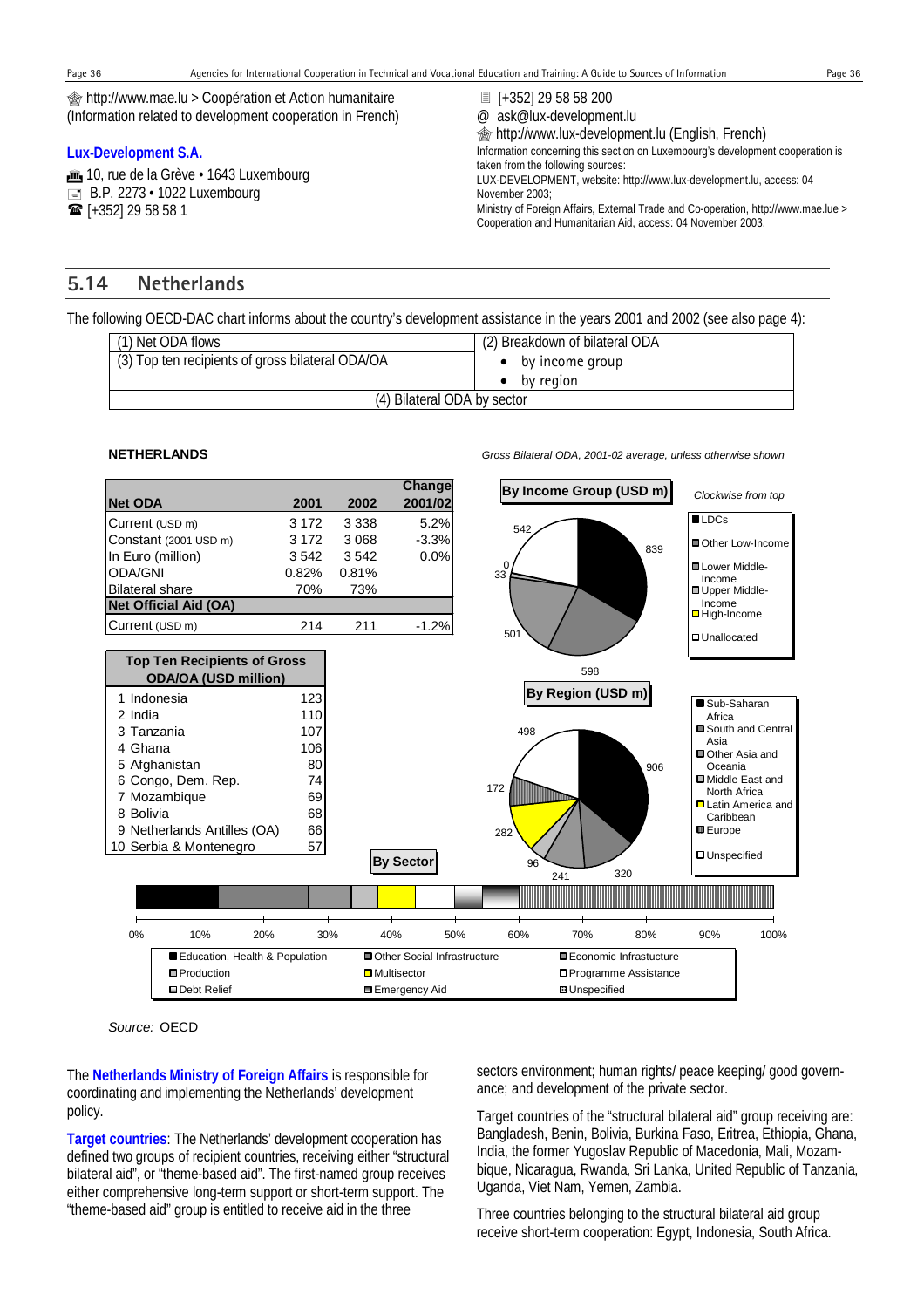http://www.mae.lu > Coopération et Action humanitaire (Information related to development cooperation in French)

**Lux-Development S.A.**

10, rue de la Grève • 1643 Luxembourg
B.P. 2273 • 1022 Luxembourg
[+352] 29 58 58 1
[+352] 29 58 58 200
@ ask@lux-development.lu
http://www.lux-development.lu (English, French)

Information concerning this section on Luxembourg's development cooperation is taken from the following sources:
LUX-DEVELOPMENT, website: http://www.lux-development.lu, access: 04 November 2003;
Ministry of Foreign Affairs, External Trade and Co-operation, http://www.mae.lue > Cooperation and Humanitarian Aid, access: 04 November 2003.

## 5.14 Netherlands

The following OECD-DAC chart informs about the country's development assistance in the years 2001 and 2002 (see also page 4):

| (1) Net ODA flows | (2) Breakdown of bilateral ODA |
|---|---|
| (3) Top ten recipients of gross bilateral ODA/OA | • by income group<br>• by region |
| (4) Bilateral ODA by sector | |

**NETHERLANDS**

*Gross Bilateral ODA, 2001-02 average, unless otherwise shown*

| Net ODA | 2001 | 2002 | Change 2001/02 |
|---|---|---|---|
| Current (USD m) | 3 172 | 3 338 | 5.2% |
| Constant (2001 USD m) | 3 172 | 3 068 | -3.3% |
| In Euro (million) | 3 542 | 3 542 | 0.0% |
| ODA/GNI | 0.82% | 0.81% | |
| Bilateral share | 70% | 73% | |
| **Net Official Aid (OA)** | | | |
| Current (USD m) | 214 | 211 | -1.2% |

| Top Ten Recipients of Gross ODA/OA (USD million) | |
|---|---|
| 1 Indonesia | 123 |
| 2 India | 110 |
| 3 Tanzania | 107 |
| 4 Ghana | 106 |
| 5 Afghanistan | 80 |
| 6 Congo, Dem. Rep. | 74 |
| 7 Mozambique | 69 |
| 8 Bolivia | 68 |
| 9 Netherlands Antilles (OA) | 66 |
| 10 Serbia & Montenegro | 57 |

**By Income Group (USD m)** — *Clockwise from top*

| Category | USD m |
|---|---|
| LDCs | 839 |
| Other Low-Income | 598 |
| Lower Middle-Income | 501 |
| Upper Middle-Income | 33 |
| High-Income | 0 |
| Unallocated | 542 |

**By Region (USD m)**

| Category | USD m |
|---|---|
| Sub-Saharan Africa | 906 |
| South and Central Asia | 320 |
| Other Asia and Oceania | 241 |
| Middle East and North Africa | 96 |
| Latin America and Caribbean | 282 |
| Europe | 172 |
| Unspecified | 498 |

**By Sector**

Education, Health & Population; Other Social Infrastructure; Economic Infrastructure; Production; Multisector; Programme Assistance; Debt Relief; Emergency Aid; Unspecified

Source: OECD

The **Netherlands Ministry of Foreign Affairs** is responsible for coordinating and implementing the Netherlands' development policy.

**Target countries**: The Netherlands' development cooperation has defined two groups of recipient countries, receiving either "structural bilateral aid", or "theme-based aid". The first-named group receives either comprehensive long-term support or short-term support. The "theme-based aid" group is entitled to receive aid in the three sectors environment; human rights/ peace keeping/ good governance; and development of the private sector.

Target countries of the "structural bilateral aid" group receiving are: Bangladesh, Benin, Bolivia, Burkina Faso, Eritrea, Ethiopia, Ghana, India, the former Yugoslav Republic of Macedonia, Mali, Mozambique, Nicaragua, Rwanda, Sri Lanka, United Republic of Tanzania, Uganda, Viet Nam, Yemen, Zambia.

Three countries belonging to the structural bilateral aid group receive short-term cooperation: Egypt, Indonesia, South Africa.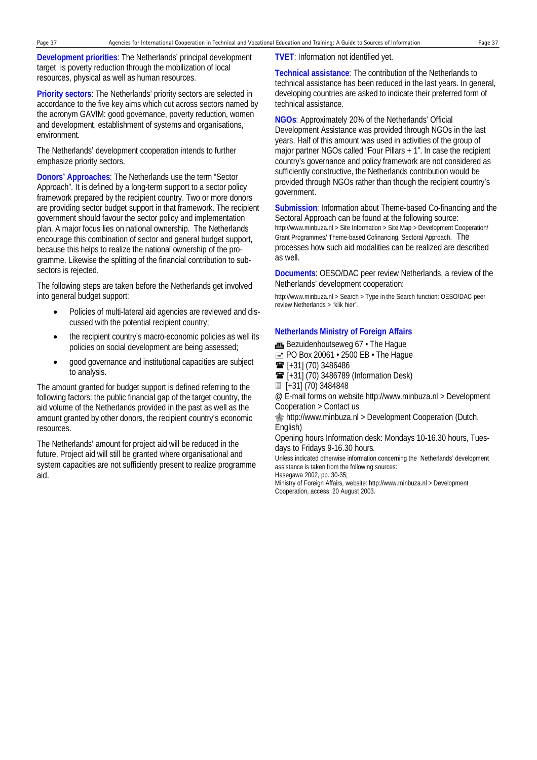**Development priorities**: The Netherlands' principal development target is poverty reduction through the mobilization of local resources, physical as well as human resources.

**Priority sectors**: The Netherlands' priority sectors are selected in accordance to the five key aims which cut across sectors named by the acronym GAVIM: good governance, poverty reduction, women and development, establishment of systems and organisations, environment.

The Netherlands' development cooperation intends to further emphasize priority sectors.

**Donors' Approaches**: The Netherlands use the term "Sector Approach". It is defined by a long-term support to a sector policy framework prepared by the recipient country. Two or more donors are providing sector budget support in that framework. The recipient government should favour the sector policy and implementation plan. A major focus lies on national ownership. The Netherlands encourage this combination of sector and general budget support, because this helps to realize the national ownership of the programme. Likewise the splitting of the financial contribution to sub-sectors is rejected.

The following steps are taken before the Netherlands get involved into general budget support:

- Policies of multi-lateral aid agencies are reviewed and discussed with the potential recipient country;
- the recipient country's macro-economic policies as well its policies on social development are being assessed;
- good governance and institutional capacities are subject to analysis.

The amount granted for budget support is defined referring to the following factors: the public financial gap of the target country, the aid volume of the Netherlands provided in the past as well as the amount granted by other donors, the recipient country's economic resources.

The Netherlands' amount for project aid will be reduced in the future. Project aid will still be granted where organisational and system capacities are not sufficiently present to realize programme aid.

**TVET**: Information not identified yet.

**Technical assistance**: The contribution of the Netherlands to technical assistance has been reduced in the last years. In general, developing countries are asked to indicate their preferred form of technical assistance.

**NGOs**: Approximately 20% of the Netherlands' Official Development Assistance was provided through NGOs in the last years. Half of this amount was used in activities of the group of major partner NGOs called "Four Pillars + 1". In case the recipient country's governance and policy framework are not considered as sufficiently constructive, the Netherlands contribution would be provided through NGOs rather than though the recipient country's government.

**Submission**: Information about Theme-based Co-financing and the Sectoral Approach can be found at the following source: http://www.minbuza.nl > Site Information > Site Map > Development Cooperation/ Grant Programmes/ Theme-based Cofinancing, Sectoral Approach. The processes how such aid modalities can be realized are described as well.

**Documents**: OESO/DAC peer review Netherlands, a review of the Netherlands' development cooperation:

http://www.minbuza.nl > Search > Type in the Search function: OESO/DAC peer review Netherlands > "klik hier".

## Netherlands Ministry of Foreign Affairs

Bezuidenhoutseweg 67 • The Hague
PO Box 20061 • 2500 EB • The Hague
☎ [+31] (70) 3486486
☎ [+31] (70) 3486789 (Information Desk)
[+31] (70) 3484848
@ E-mail forms on website http://www.minbuza.nl > Development Cooperation > Contact us
http://www.minbuza.nl > Development Cooperation (Dutch, English)
Opening hours Information desk: Mondays 10-16.30 hours, Tuesdays to Fridays 9-16.30 hours.

Unless indicated otherwise information concerning the Netherlands' development assistance is taken from the following sources:
Hasegawa 2002, pp. 30-35;
Ministry of Foreign Affairs, website: http://www.minbuza.nl > Development Cooperation, access: 20 August 2003.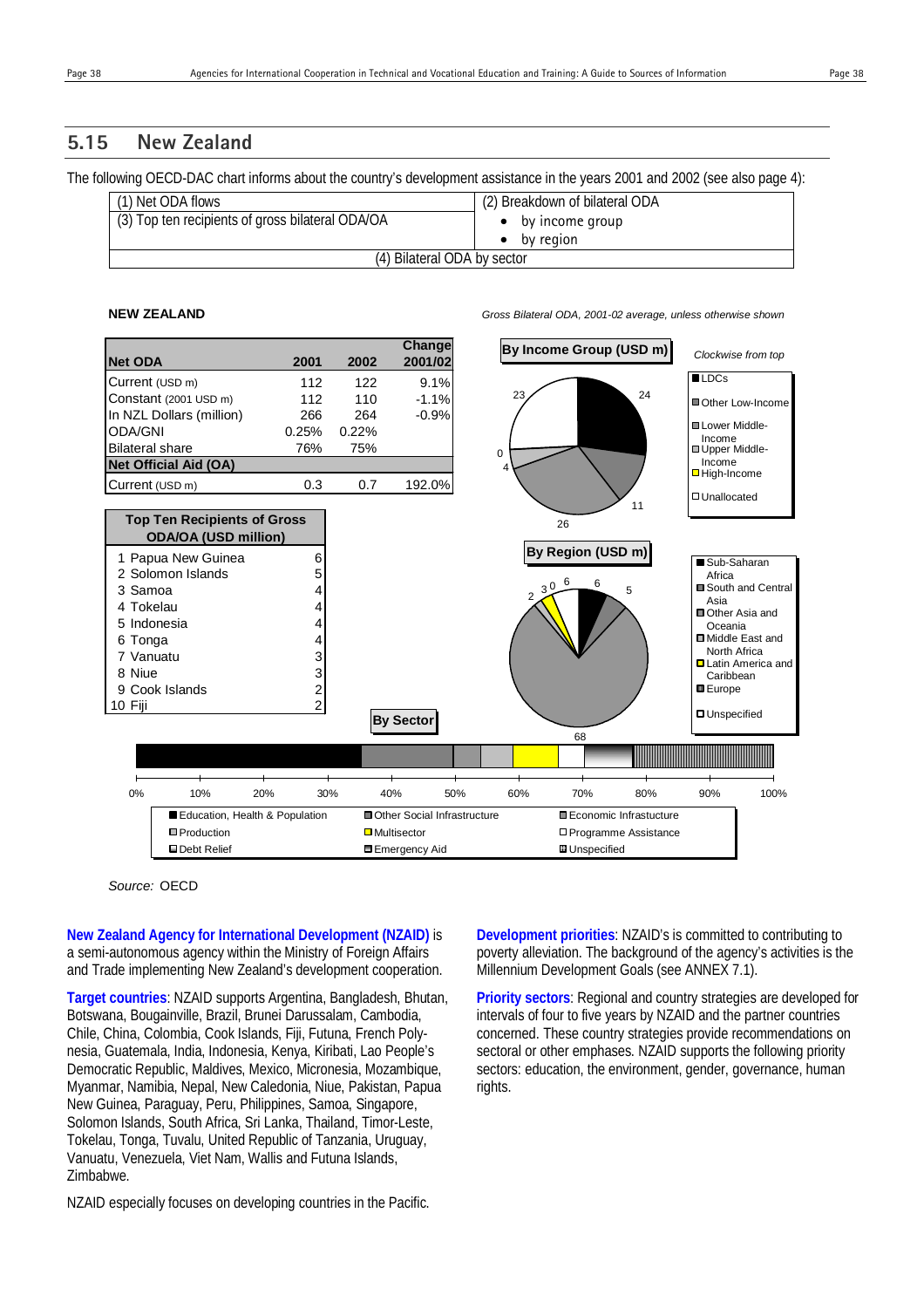## 5.15 New Zealand

The following OECD-DAC chart informs about the country's development assistance in the years 2001 and 2002 (see also page 4):

| (1) Net ODA flows | (2) Breakdown of bilateral ODA |
|---|---|
| (3) Top ten recipients of gross bilateral ODA/OA | • by income group<br>• by region |
| (4) Bilateral ODA by sector | |

**NEW ZEALAND**

*Gross Bilateral ODA, 2001-02 average, unless otherwise shown*

| Net ODA | 2001 | 2002 | Change 2001/02 |
|---|---|---|---|
| Current (USD m) | 112 | 122 | 9.1% |
| Constant (2001 USD m) | 112 | 110 | -1.1% |
| In NZL Dollars (million) | 266 | 264 | -0.9% |
| ODA/GNI | 0.25% | 0.22% | |
| Bilateral share | 76% | 75% | |
| **Net Official Aid (OA)** | | | |
| Current (USD m) | 0.3 | 0.7 | 192.0% |

| Top Ten Recipients of Gross ODA/OA (USD million) | |
|---|---|
| 1 Papua New Guinea | 6 |
| 2 Solomon Islands | 5 |
| 3 Samoa | 4 |
| 4 Tokelau | 4 |
| 5 Indonesia | 4 |
| 6 Tonga | 4 |
| 7 Vanuatu | 3 |
| 8 Niue | 3 |
| 9 Cook Islands | 2 |
| 10 Fiji | 2 |

**By Income Group (USD m)** *Clockwise from top*

LDCs: 24; Other Low-Income: 11; Lower Middle-Income: 26; Upper Middle-Income: 4; High-Income: 0; Unallocated: 23

**By Region (USD m)**

Sub-Saharan Africa: 6; South and Central Asia: 5; Other Asia and Oceania: 68; Middle East and North Africa: 2; Latin America and Caribbean: 3; Europe: 0; Unspecified: 6

**By Sector**

Education, Health & Population; Other Social Infrastructure; Economic Infrastucture; Production; Multisector; Programme Assistance; Debt Relief; Emergency Aid; Unspecified

*Source:* OECD

**New Zealand Agency for International Development (NZAID)** is a semi-autonomous agency within the Ministry of Foreign Affairs and Trade implementing New Zealand's development cooperation.

**Target countries**: NZAID supports Argentina, Bangladesh, Bhutan, Botswana, Bougainville, Brazil, Brunei Darussalam, Cambodia, Chile, China, Colombia, Cook Islands, Fiji, Futuna, French Polynesia, Guatemala, India, Indonesia, Kenya, Kiribati, Lao People's Democratic Republic, Maldives, Mexico, Micronesia, Mozambique, Myanmar, Namibia, Nepal, New Caledonia, Niue, Pakistan, Papua New Guinea, Paraguay, Peru, Philippines, Samoa, Singapore, Solomon Islands, South Africa, Sri Lanka, Thailand, Timor-Leste, Tokelau, Tonga, Tuvalu, United Republic of Tanzania, Uruguay, Vanuatu, Venezuela, Viet Nam, Wallis and Futuna Islands, Zimbabwe.

NZAID especially focuses on developing countries in the Pacific.

**Development priorities**: NZAID's is committed to contributing to poverty alleviation. The background of the agency's activities is the Millennium Development Goals (see ANNEX 7.1).

**Priority sectors**: Regional and country strategies are developed for intervals of four to five years by NZAID and the partner countries concerned. These country strategies provide recommendations on sectoral or other emphases. NZAID supports the following priority sectors: education, the environment, gender, governance, human rights.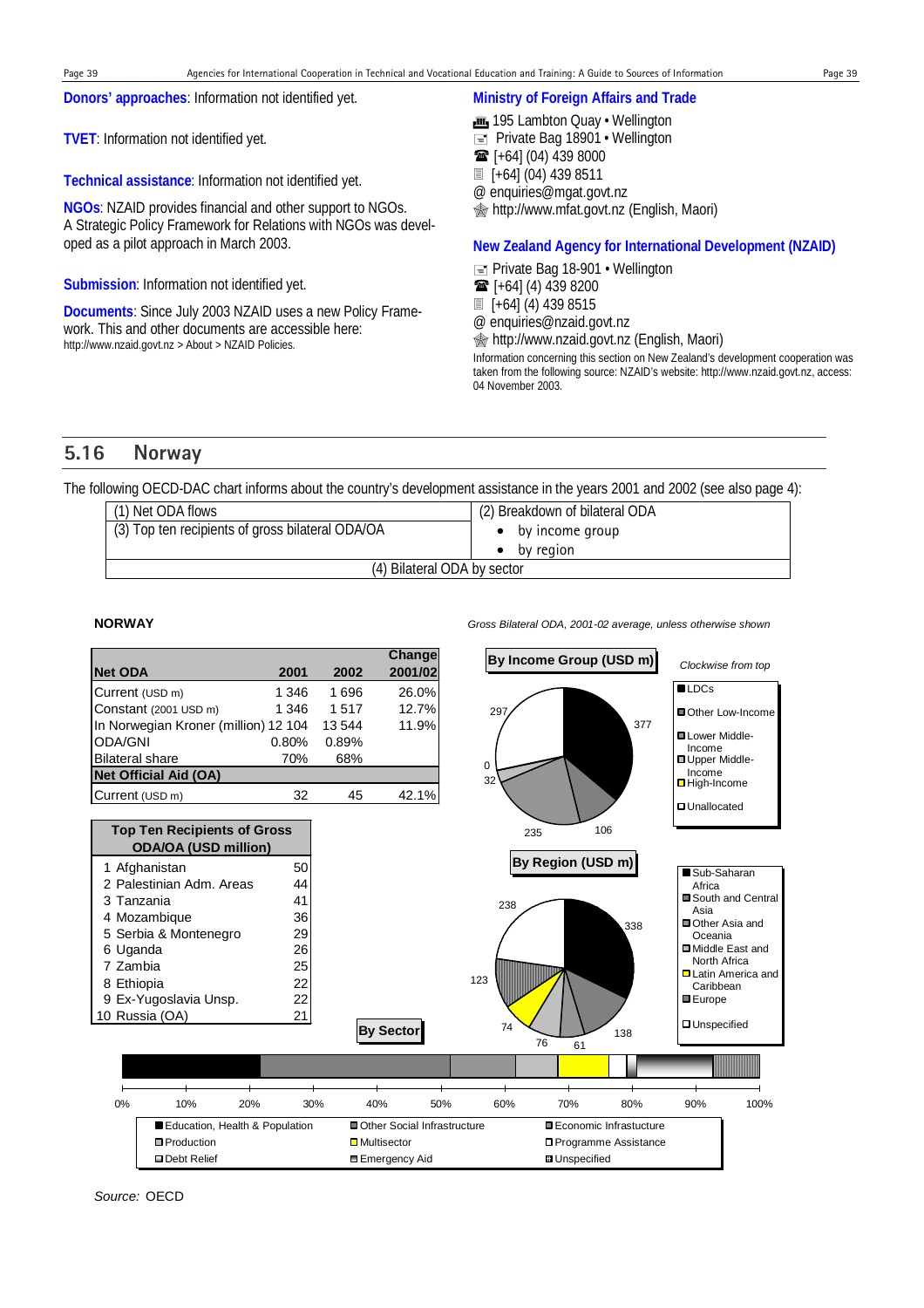**Donors' approaches**: Information not identified yet.

**TVET**: Information not identified yet.

**Technical assistance**: Information not identified yet.

**NGOs**: NZAID provides financial and other support to NGOs. A Strategic Policy Framework for Relations with NGOs was developed as a pilot approach in March 2003.

**Submission**: Information not identified yet.

**Documents**: Since July 2003 NZAID uses a new Policy Framework. This and other documents are accessible here: http://www.nzaid.govt.nz > About > NZAID Policies.

**Ministry of Foreign Affairs and Trade**

195 Lambton Quay • Wellington
Private Bag 18901 • Wellington
[+64] (04) 439 8000
[+64] (04) 439 8511
@ enquiries@mgat.govt.nz
http://www.mfat.govt.nz (English, Maori)

**New Zealand Agency for International Development (NZAID)**

Private Bag 18-901 • Wellington
[+64] (4) 439 8200
[+64] (4) 439 8515
@ enquiries@nzaid.govt.nz
http://www.nzaid.govt.nz (English, Maori)

Information concerning this section on New Zealand's development cooperation was taken from the following source: NZAID's website: http://www.nzaid.govt.nz, access: 04 November 2003.

## 5.16 Norway

The following OECD-DAC chart informs about the country's development assistance in the years 2001 and 2002 (see also page 4):

| (1) Net ODA flows | (2) Breakdown of bilateral ODA |
|---|---|
| (3) Top ten recipients of gross bilateral ODA/OA | • by income group<br>• by region |
| (4) Bilateral ODA by sector | |

**NORWAY**

*Gross Bilateral ODA, 2001-02 average, unless otherwise shown*

| Net ODA | 2001 | 2002 | Change 2001/02 |
|---|---|---|---|
| Current (USD m) | 1 346 | 1 696 | 26.0% |
| Constant (2001 USD m) | 1 346 | 1 517 | 12.7% |
| In Norwegian Kroner (million) | 12 104 | 13 544 | 11.9% |
| ODA/GNI | 0.80% | 0.89% | |
| Bilateral share | 70% | 68% | |
| **Net Official Aid (OA)** | | | |
| Current (USD m) | 32 | 45 | 42.1% |

| Top Ten Recipients of Gross ODA/OA (USD million) | |
|---|---|
| 1 Afghanistan | 50 |
| 2 Palestinian Adm. Areas | 44 |
| 3 Tanzania | 41 |
| 4 Mozambique | 36 |
| 5 Serbia & Montenegro | 29 |
| 6 Uganda | 26 |
| 7 Zambia | 25 |
| 8 Ethiopia | 22 |
| 9 Ex-Yugoslavia Unsp. | 22 |
| 10 Russia (OA) | 21 |

**By Income Group (USD m)** — *Clockwise from top*: LDCs 377; Other Low-Income 106; Lower Middle-Income 235; Upper Middle-Income 32; High-Income 0; Unallocated 297

**By Region (USD m)**: Sub-Saharan Africa 338; South and Central Asia 138; Other Asia and Oceania 61; Middle East and North Africa 76; Latin America and Caribbean 74; Europe 123; Unspecified 238

**By Sector**: Education, Health & Population; Other Social Infrastructure; Economic Infrastructure; Production; Multisector; Programme Assistance; Debt Relief; Emergency Aid; Unspecified

*Source:* OECD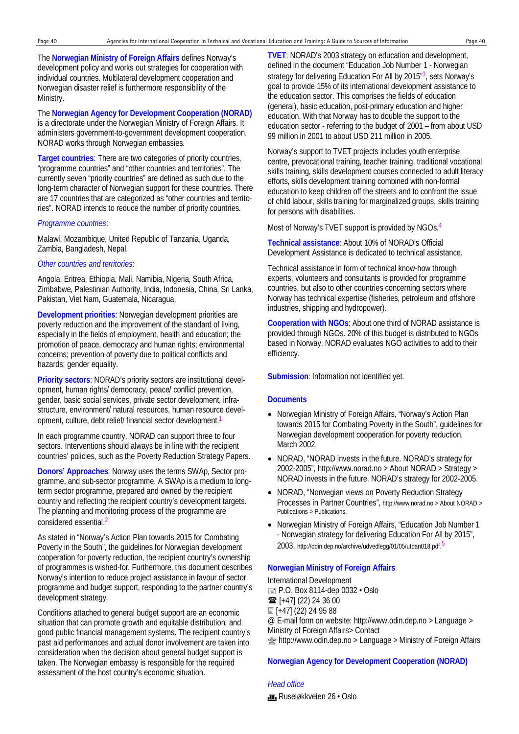The **Norwegian Ministry of Foreign Affairs** defines Norway's development policy and works out strategies for cooperation with individual countries. Multilateral development cooperation and Norwegian disaster relief is furthermore responsibility of the Ministry.

The **Norwegian Agency for Development Cooperation (NORAD)** is a directorate under the Norwegian Ministry of Foreign Affairs. It administers government-to-government development cooperation. NORAD works through Norwegian embassies.

**Target countries**: There are two categories of priority countries, "programme countries" and "other countries and territories". The currently seven "priority countries" are defined as such due to the long-term character of Norwegian support for these countries. There are 17 countries that are categorized as "other countries and territories". NORAD intends to reduce the number of priority countries.

*Programme countries*:

Malawi, Mozambique, United Republic of Tanzania, Uganda, Zambia, Bangladesh, Nepal.

*Other countries and territories*:

Angola, Eritrea, Ethiopia, Mali, Namibia, Nigeria, South Africa, Zimbabwe, Palestinian Authority, India, Indonesia, China, Sri Lanka, Pakistan, Viet Nam, Guatemala, Nicaragua.

**Development priorities**: Norwegian development priorities are poverty reduction and the improvement of the standard of living, especially in the fields of employment, health and education; the promotion of peace, democracy and human rights; environmental concerns; prevention of poverty due to political conflicts and hazards; gender equality.

**Priority sectors**: NORAD's priority sectors are institutional development, human rights/ democracy, peace/ conflict prevention, gender, basic social services, private sector development, infrastructure, environment/ natural resources, human resource development, culture, debt relief/ financial sector development.[1]

In each programme country, NORAD can support three to four sectors. Interventions should always be in line with the recipient countries' policies, such as the Poverty Reduction Strategy Papers.

**Donors' Approaches**: Norway uses the terms SWAp, Sector programme, and sub-sector programme. A SWAp is a medium to long-term sector programme, prepared and owned by the recipient country and reflecting the recipient country's development targets. The planning and monitoring process of the programme are considered essential.[2]

As stated in "Norway's Action Plan towards 2015 for Combating Poverty in the South", the guidelines for Norwegian development cooperation for poverty reduction, the recipient country's ownership of programmes is wished-for. Furthermore, this document describes Norway's intention to reduce project assistance in favour of sector programme and budget support, responding to the partner country's development strategy.

Conditions attached to general budget support are an economic situation that can promote growth and equitable distribution, and good public financial management systems. The recipient country's past aid performances and actual donor involvement are taken into consideration when the decision about general budget support is taken. The Norwegian embassy is responsible for the required assessment of the host country's economic situation.

**TVET**: NORAD's 2003 strategy on education and development, defined in the document "Education Job Number 1 - Norwegian strategy for delivering Education For All by 2015"[3], sets Norway's goal to provide 15% of its international development assistance to the education sector. This comprises the fields of education (general), basic education, post-primary education and higher education. With that Norway has to double the support to the education sector - referring to the budget of 2001 – from about USD 99 million in 2001 to about USD 211 million in 2005.

Norway's support to TVET projects includes youth enterprise centre, prevocational training, teacher training, traditional vocational skills training, skills development courses connected to adult literacy efforts, skills development training combined with non-formal education to keep children off the streets and to confront the issue of child labour, skills training for marginalized groups, skills training for persons with disabilities.

Most of Norway's TVET support is provided by NGOs.[4]

**Technical assistance**: About 10% of NORAD's Official Development Assistance is dedicated to technical assistance.

Technical assistance in form of technical know-how through experts, volunteers and consultants is provided for programme countries, but also to other countries concerning sectors where Norway has technical expertise (fisheries, petroleum and offshore industries, shipping and hydropower).

**Cooperation with NGOs**: About one third of NORAD assistance is provided through NGOs. 20% of this budget is distributed to NGOs based in Norway. NORAD evaluates NGO activities to add to their efficiency.

**Submission**: Information not identified yet.

### Documents

- Norwegian Ministry of Foreign Affairs, "Norway's Action Plan towards 2015 for Combating Poverty in the South", guidelines for Norwegian development cooperation for poverty reduction, March 2002.
- NORAD, "NORAD invests in the future. NORAD's strategy for 2002-2005", http://www.norad.no > About NORAD > Strategy > NORAD invests in the future. NORAD's strategy for 2002-2005.
- NORAD, "Norwegian views on Poverty Reduction Strategy Processes in Partner Countries", http://www.norad.no > About NORAD > Publications > Publications.
- Norwegian Ministry of Foreign Affairs, "Education Job Number 1 - Norwegian strategy for delivering Education For All by 2015", 2003, http://odin.dep.no/archive/udvedlegg/01/05/utdan018.pdf.[5]

### Norwegian Ministry of Foreign Affairs

International Development
P.O. Box 8114-dep 0032 • Oslo
☎ [+47] (22) 24 36 00
Fax [+47] (22) 24 95 88
@ E-mail form on website: http://www.odin.dep.no > Language > Ministry of Foreign Affairs> Contact
http://www.odin.dep.no > Language > Ministry of Foreign Affairs

### Norwegian Agency for Development Cooperation (NORAD)

*Head office*

Ruseløkkveien 26 • Oslo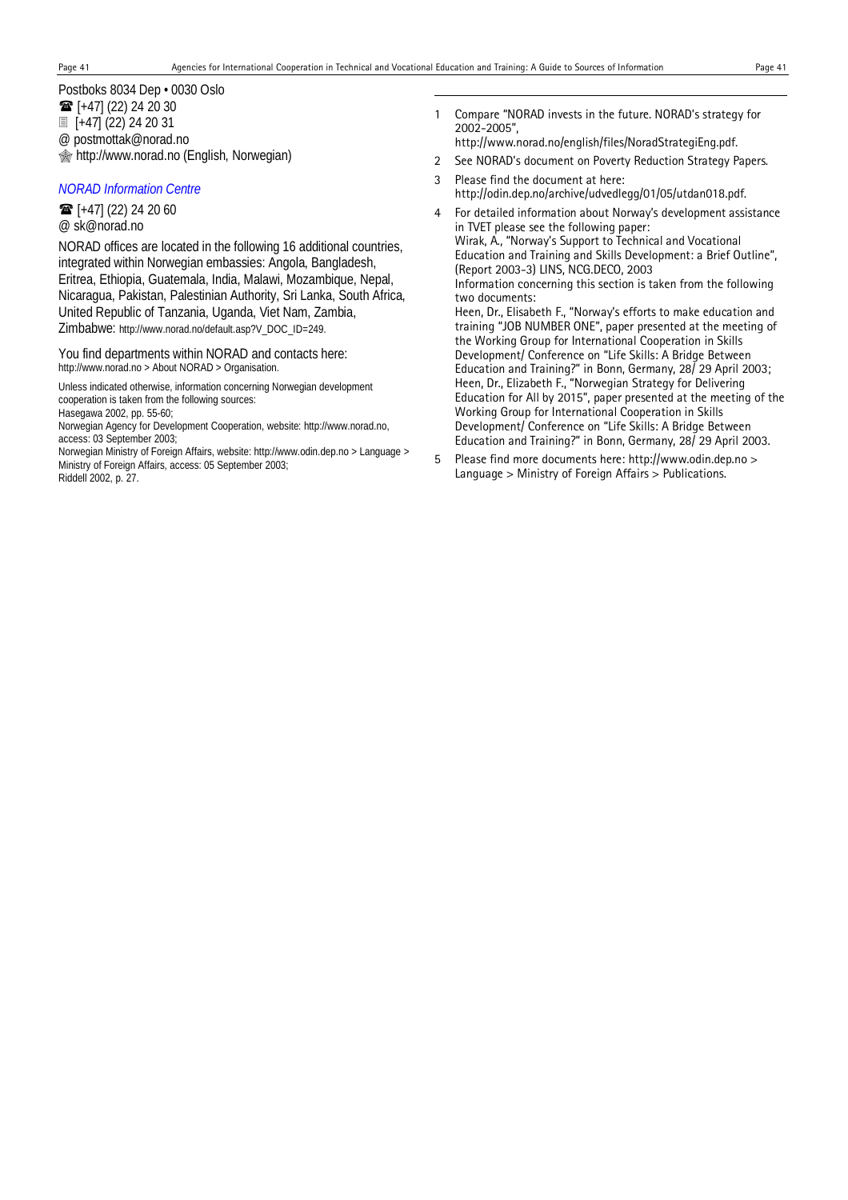Postboks 8034 Dep • 0030 Oslo
☎ [+47] (22) 24 20 30
▤ [+47] (22) 24 20 31
@ postmottak@norad.no
🕸 http://www.norad.no (English, Norwegian)

*NORAD Information Centre*

☎ [+47] (22) 24 20 60
@ sk@norad.no

NORAD offices are located in the following 16 additional countries, integrated within Norwegian embassies: Angola, Bangladesh, Eritrea, Ethiopia, Guatemala, India, Malawi, Mozambique, Nepal, Nicaragua, Pakistan, Palestinian Authority, Sri Lanka, South Africa, United Republic of Tanzania, Uganda, Viet Nam, Zambia, Zimbabwe: http://www.norad.no/default.asp?V_DOC_ID=249.

You find departments within NORAD and contacts here: http://www.norad.no > About NORAD > Organisation.

Unless indicated otherwise, information concerning Norwegian development cooperation is taken from the following sources:
Hasegawa 2002, pp. 55-60;
Norwegian Agency for Development Cooperation, website: http://www.norad.no, access: 03 September 2003;
Norwegian Ministry of Foreign Affairs, website: http://www.odin.dep.no > Language > Ministry of Foreign Affairs, access: 05 September 2003;
Riddell 2002, p. 27.

---

1 Compare "NORAD invests in the future. NORAD's strategy for 2002-2005", http://www.norad.no/english/files/NoradStrategiEng.pdf.

2 See NORAD's document on Poverty Reduction Strategy Papers.

3 Please find the document at here: http://odin.dep.no/archive/udvedlegg/01/05/utdan018.pdf.

4 For detailed information about Norway's development assistance in TVET please see the following paper:
Wirak, A., "Norway's Support to Technical and Vocational Education and Training and Skills Development: a Brief Outline", (Report 2003-3) LINS, NCG.DECO, 2003
Information concerning this section is taken from the following two documents:
Heen, Dr., Elisabeth F., "Norway's efforts to make education and training "JOB NUMBER ONE", paper presented at the meeting of the Working Group for International Cooperation in Skills Development/ Conference on "Life Skills: A Bridge Between Education and Training?" in Bonn, Germany, 28/ 29 April 2003;
Heen, Dr., Elizabeth F., "Norwegian Strategy for Delivering Education for All by 2015", paper presented at the meeting of the Working Group for International Cooperation in Skills Development/ Conference on "Life Skills: A Bridge Between Education and Training?" in Bonn, Germany, 28/ 29 April 2003.

5 Please find more documents here: http://www.odin.dep.no > Language > Ministry of Foreign Affairs > Publications.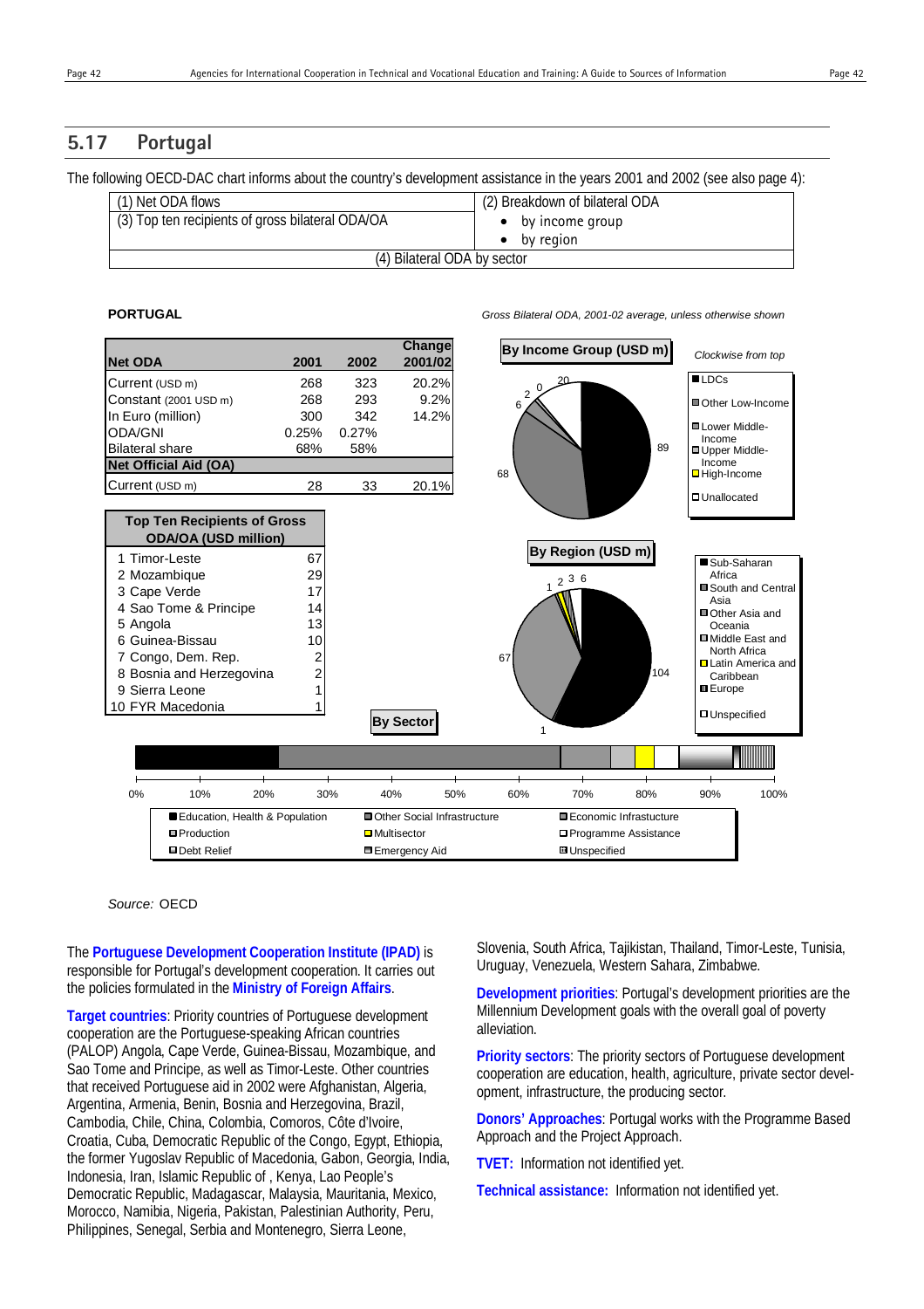## 5.17 Portugal

The following OECD-DAC chart informs about the country's development assistance in the years 2001 and 2002 (see also page 4):

| (1) Net ODA flows | (2) Breakdown of bilateral ODA |
|---|---|
| (3) Top ten recipients of gross bilateral ODA/OA | • by income group<br>• by region |
| (4) Bilateral ODA by sector | |

**PORTUGAL**

*Gross Bilateral ODA, 2001-02 average, unless otherwise shown*

| Net ODA | 2001 | 2002 | Change 2001/02 |
|---|---|---|---|
| Current (USD m) | 268 | 323 | 20.2% |
| Constant (2001 USD m) | 268 | 293 | 9.2% |
| In Euro (million) | 300 | 342 | 14.2% |
| ODA/GNI | 0.25% | 0.27% | |
| Bilateral share | 68% | 58% | |
| **Net Official Aid (OA)** | | | |
| Current (USD m) | 28 | 33 | 20.1% |

| Top Ten Recipients of Gross ODA/OA (USD million) | |
|---|---|
| 1 Timor-Leste | 67 |
| 2 Mozambique | 29 |
| 3 Cape Verde | 17 |
| 4 Sao Tome & Principe | 14 |
| 5 Angola | 13 |
| 6 Guinea-Bissau | 10 |
| 7 Congo, Dem. Rep. | 2 |
| 8 Bosnia and Herzegovina | 2 |
| 9 Sierra Leone | 1 |
| 10 FYR Macedonia | 1 |

**By Income Group (USD m)** — *Clockwise from top*

LDCs: 89; Other Low-Income: 68; Lower Middle-Income: 6; Upper Middle-Income: 2; High-Income: 0; Unallocated: 20

**By Region (USD m)**

Sub-Saharan Africa: 104; South and Central Asia: 1; Other Asia and Oceania: 67; Middle East and North Africa: 1; Latin America and Caribbean: 2; Europe: 3; Unspecified: 6

**By Sector**

Education, Health & Population; Other Social Infrastructure; Economic Infrastucture; Production; Multisector; Programme Assistance; Debt Relief; Emergency Aid; Unspecified

Source: OECD

The **Portuguese Development Cooperation Institute (IPAD)** is responsible for Portugal's development cooperation. It carries out the policies formulated in the **Ministry of Foreign Affairs**.

**Target countries**: Priority countries of Portuguese development cooperation are the Portuguese-speaking African countries (PALOP) Angola, Cape Verde, Guinea-Bissau, Mozambique, and Sao Tome and Principe, as well as Timor-Leste. Other countries that received Portuguese aid in 2002 were Afghanistan, Algeria, Argentina, Armenia, Benin, Bosnia and Herzegovina, Brazil, Cambodia, Chile, China, Colombia, Comoros, Côte d'Ivoire, Croatia, Cuba, Democratic Republic of the Congo, Egypt, Ethiopia, the former Yugoslav Republic of Macedonia, Gabon, Georgia, India, Indonesia, Iran, Islamic Republic of , Kenya, Lao People's Democratic Republic, Madagascar, Malaysia, Mauritania, Mexico, Morocco, Namibia, Nigeria, Pakistan, Palestinian Authority, Peru, Philippines, Senegal, Serbia and Montenegro, Sierra Leone, Slovenia, South Africa, Tajikistan, Thailand, Timor-Leste, Tunisia, Uruguay, Venezuela, Western Sahara, Zimbabwe.

**Development priorities**: Portugal's development priorities are the Millennium Development goals with the overall goal of poverty alleviation.

**Priority sectors**: The priority sectors of Portuguese development cooperation are education, health, agriculture, private sector development, infrastructure, the producing sector.

**Donors' Approaches**: Portugal works with the Programme Based Approach and the Project Approach.

**TVET:** Information not identified yet.

**Technical assistance:** Information not identified yet.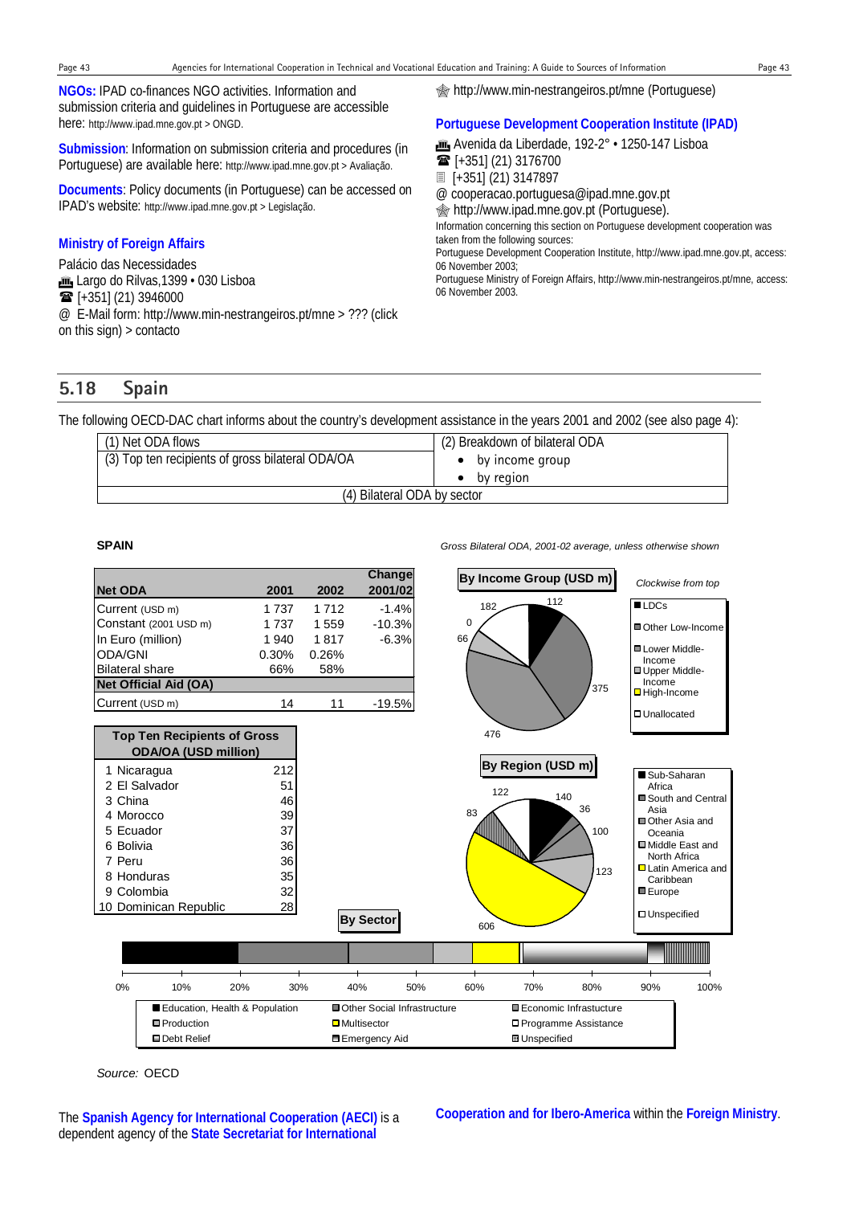**NGOs:** IPAD co-finances NGO activities. Information and submission criteria and guidelines in Portuguese are accessible here: http://www.ipad.mne.gov.pt > ONGD.

**Submission**: Information on submission criteria and procedures (in Portuguese) are available here: http://www.ipad.mne.gov.pt > Avaliação.

**Documents**: Policy documents (in Portuguese) can be accessed on IPAD's website: http://www.ipad.mne.gov.pt > Legislação.

**Ministry of Foreign Affairs**

Palácio das Necessidades
Largo do Rilvas,1399 • 030 Lisboa
☎ [+351] (21) 3946000
@ E-Mail form: http://www.min-nestrangeiros.pt/mne > ??? (click on this sign) > contacto

http://www.min-nestrangeiros.pt/mne (Portuguese)

**Portuguese Development Cooperation Institute (IPAD)**

Avenida da Liberdade, 192-2° • 1250-147 Lisboa
☎ [+351] (21) 3176700
[+351] (21) 3147897
@ cooperacao.portuguesa@ipad.mne.gov.pt
http://www.ipad.mne.gov.pt (Portuguese).

Information concerning this section on Portuguese development cooperation was taken from the following sources:
Portuguese Development Cooperation Institute, http://www.ipad.mne.gov.pt, access: 06 November 2003;
Portuguese Ministry of Foreign Affairs, http://www.min-nestrangeiros.pt/mne, access: 06 November 2003.

## 5.18 Spain

The following OECD-DAC chart informs about the country's development assistance in the years 2001 and 2002 (see also page 4):

| (1) Net ODA flows | (2) Breakdown of bilateral ODA |
|---|---|
| (3) Top ten recipients of gross bilateral ODA/OA | • by income group<br>• by region |
| (4) Bilateral ODA by sector | |

**SPAIN**

*Gross Bilateral ODA, 2001-02 average, unless otherwise shown*

| Net ODA | 2001 | 2002 | Change 2001/02 |
|---|---|---|---|
| Current (USD m) | 1 737 | 1 712 | -1.4% |
| Constant (2001 USD m) | 1 737 | 1 559 | -10.3% |
| In Euro (million) | 1 940 | 1 817 | -6.3% |
| ODA/GNI | 0.30% | 0.26% | |
| Bilateral share | 66% | 58% | |
| **Net Official Aid (OA)** | | | |
| Current (USD m) | 14 | 11 | -19.5% |

| Top Ten Recipients of Gross ODA/OA (USD million) | |
|---|---|
| 1 Nicaragua | 212 |
| 2 El Salvador | 51 |
| 3 China | 46 |
| 4 Morocco | 39 |
| 5 Ecuador | 37 |
| 6 Bolivia | 36 |
| 7 Peru | 36 |
| 8 Honduras | 35 |
| 9 Colombia | 32 |
| 10 Dominican Republic | 28 |

**By Income Group (USD m)** — *Clockwise from top*

| Income Group | USD m |
|---|---|
| LDCs | 112 |
| Other Low-Income | 375 |
| Lower Middle-Income | 476 |
| Upper Middle-Income | 66 |
| High-Income | 0 |
| Unallocated | 182 |

**By Region (USD m)**

| Region | USD m |
|---|---|
| Sub-Saharan Africa | 140 |
| South and Central Asia | 36 |
| Other Asia and Oceania | 100 |
| Middle East and North Africa | 123 |
| Latin America and Caribbean | 606 |
| Europe | 83 |
| Unspecified | 122 |

**By Sector**

Education, Health & Population; Other Social Infrastructure; Economic Infrastucture; Production; Multisector; Programme Assistance; Debt Relief; Emergency Aid; Unspecified

*Source:* OECD

The **Spanish Agency for International Cooperation (AECI)** is a dependent agency of the **State Secretariat for International Cooperation and for Ibero-America** within the **Foreign Ministry**.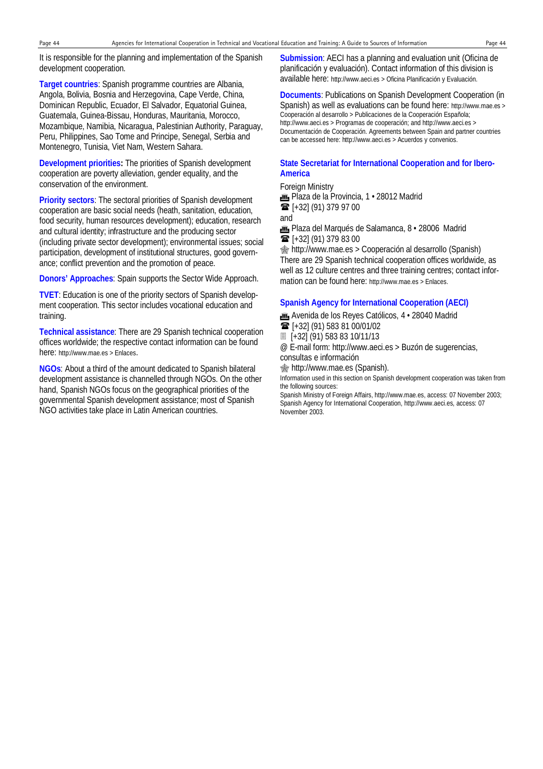It is responsible for the planning and implementation of the Spanish development cooperation.

**Target countries**: Spanish programme countries are Albania, Angola, Bolivia, Bosnia and Herzegovina, Cape Verde, China, Dominican Republic, Ecuador, El Salvador, Equatorial Guinea, Guatemala, Guinea-Bissau, Honduras, Mauritania, Morocco, Mozambique, Namibia, Nicaragua, Palestinian Authority, Paraguay, Peru, Philippines, Sao Tome and Principe, Senegal, Serbia and Montenegro, Tunisia, Viet Nam, Western Sahara.

**Development priorities:** The priorities of Spanish development cooperation are poverty alleviation, gender equality, and the conservation of the environment.

**Priority sectors**: The sectoral priorities of Spanish development cooperation are basic social needs (heath, sanitation, education, food security, human resources development); education, research and cultural identity; infrastructure and the producing sector (including private sector development); environmental issues; social participation, development of institutional structures, good governance; conflict prevention and the promotion of peace.

**Donors' Approaches**: Spain supports the Sector Wide Approach.

**TVET**: Education is one of the priority sectors of Spanish development cooperation. This sector includes vocational education and training.

**Technical assistance**: There are 29 Spanish technical cooperation offices worldwide; the respective contact information can be found here: http://www.mae.es > Enlaces.

**NGOs**: About a third of the amount dedicated to Spanish bilateral development assistance is channelled through NGOs. On the other hand, Spanish NGOs focus on the geographical priorities of the governmental Spanish development assistance; most of Spanish NGO activities take place in Latin American countries.

**Submission**: AECI has a planning and evaluation unit (Oficina de planificación y evaluación). Contact information of this division is available here: http://www.aeci.es > Oficina Planificación y Evaluación.

**Documents**: Publications on Spanish Development Cooperation (in Spanish) as well as evaluations can be found here: http://www.mae.es > Cooperación al desarrollo > Publicaciones de la Cooperación Española; http://www.aeci.es > Programas de cooperación; and http://www.aeci.es > Documentación de Cooperación. Agreements between Spain and partner countries can be accessed here: http://www.aeci.es > Acuerdos y convenios.

### State Secretariat for International Cooperation and for Ibero-America

Foreign Ministry
Plaza de la Provincia, 1 • 28012 Madrid
[+32] (91) 379 97 00
and
Plaza del Marqués de Salamanca, 8 • 28006 Madrid
[+32] (91) 379 83 00
http://www.mae.es > Cooperación al desarrollo (Spanish)
There are 29 Spanish technical cooperation offices worldwide, as well as 12 culture centres and three training centres; contact information can be found here: http://www.mae.es > Enlaces.

### Spanish Agency for International Cooperation (AECI)

Avenida de los Reyes Católicos, 4 • 28040 Madrid
[+32] (91) 583 81 00/01/02
[+32] (91) 583 83 10/11/13
@ E-mail form: http://www.aeci.es > Buzón de sugerencias, consultas e información
http://www.mae.es (Spanish).

Information used in this section on Spanish development cooperation was taken from the following sources:
Spanish Ministry of Foreign Affairs, http://www.mae.es, access: 07 November 2003; Spanish Agency for International Cooperation, http://www.aeci.es, access: 07 November 2003.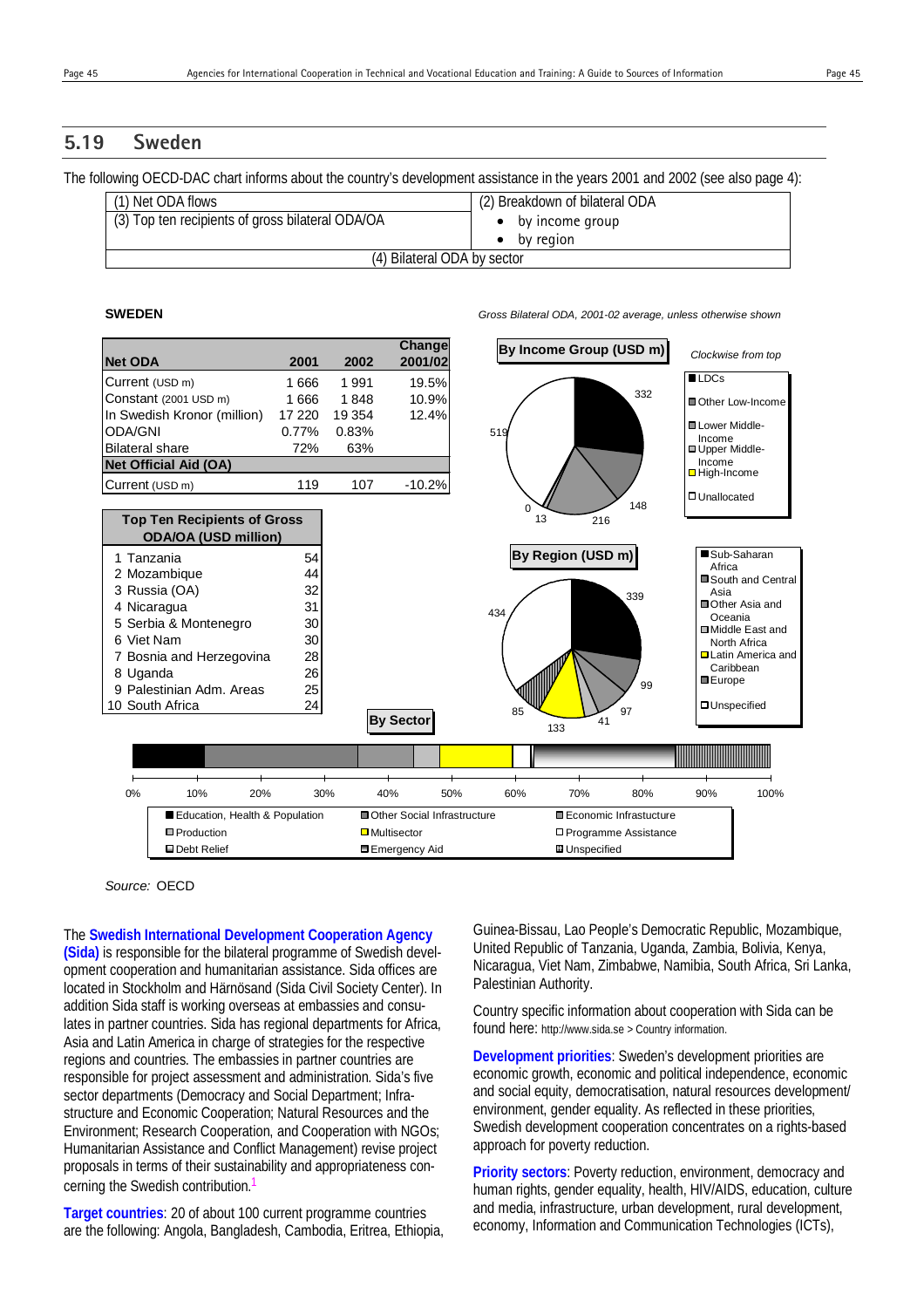## 5.19 Sweden

The following OECD-DAC chart informs about the country's development assistance in the years 2001 and 2002 (see also page 4):

| (1) Net ODA flows | (2) Breakdown of bilateral ODA |
|---|---|
| (3) Top ten recipients of gross bilateral ODA/OA | • by income group<br>• by region |
| (4) Bilateral ODA by sector | |

**SWEDEN**

*Gross Bilateral ODA, 2001-02 average, unless otherwise shown*

| Net ODA | 2001 | 2002 | Change 2001/02 |
|---|---|---|---|
| Current (USD m) | 1 666 | 1 991 | 19.5% |
| Constant (2001 USD m) | 1 666 | 1 848 | 10.9% |
| In Swedish Kronor (million) | 17 220 | 19 354 | 12.4% |
| ODA/GNI | 0.77% | 0.83% | |
| Bilateral share | 72% | 63% | |
| **Net Official Aid (OA)** | | | |
| Current (USD m) | 119 | 107 | -10.2% |

| Top Ten Recipients of Gross ODA/OA (USD million) | |
|---|---|
| 1 Tanzania | 54 |
| 2 Mozambique | 44 |
| 3 Russia (OA) | 32 |
| 4 Nicaragua | 31 |
| 5 Serbia & Montenegro | 30 |
| 6 Viet Nam | 30 |
| 7 Bosnia and Herzegovina | 28 |
| 8 Uganda | 26 |
| 9 Palestinian Adm. Areas | 25 |
| 10 South Africa | 24 |

**By Income Group (USD m)** — *Clockwise from top*: LDCs 332; Other Low-Income 148; Lower Middle-Income 216; Upper Middle-Income 13; High-Income 0; Unallocated 519

**By Region (USD m)**: Sub-Saharan Africa 339; South and Central Asia 99; Other Asia and Oceania 97; Middle East and North Africa 41; Latin America and Caribbean 133; Europe 85; Unspecified 434

**By Sector**: Education, Health & Population; Other Social Infrastructure; Economic Infrastructure; Production; Multisector; Programme Assistance; Debt Relief; Emergency Aid; Unspecified

Source: OECD

The **Swedish International Development Cooperation Agency (Sida)** is responsible for the bilateral programme of Swedish development cooperation and humanitarian assistance. Sida offices are located in Stockholm and Härnösand (Sida Civil Society Center). In addition Sida staff is working overseas at embassies and consulates in partner countries. Sida has regional departments for Africa, Asia and Latin America in charge of strategies for the respective regions and countries. The embassies in partner countries are responsible for project assessment and administration. Sida's five sector departments (Democracy and Social Department; Infrastructure and Economic Cooperation; Natural Resources and the Environment; Research Cooperation, and Cooperation with NGOs; Humanitarian Assistance and Conflict Management) revise project proposals in terms of their sustainability and appropriateness concerning the Swedish contribution.[1]

**Target countries**: 20 of about 100 current programme countries are the following: Angola, Bangladesh, Cambodia, Eritrea, Ethiopia, Guinea-Bissau, Lao People's Democratic Republic, Mozambique, United Republic of Tanzania, Uganda, Zambia, Bolivia, Kenya, Nicaragua, Viet Nam, Zimbabwe, Namibia, South Africa, Sri Lanka, Palestinian Authority.

Country specific information about cooperation with Sida can be found here: http://www.sida.se > Country information.

**Development priorities**: Sweden's development priorities are economic growth, economic and political independence, economic and social equity, democratisation, natural resources development/environment, gender equality. As reflected in these priorities, Swedish development cooperation concentrates on a rights-based approach for poverty reduction.

**Priority sectors**: Poverty reduction, environment, democracy and human rights, gender equality, health, HIV/AIDS, education, culture and media, infrastructure, urban development, rural development, economy, Information and Communication Technologies (ICTs),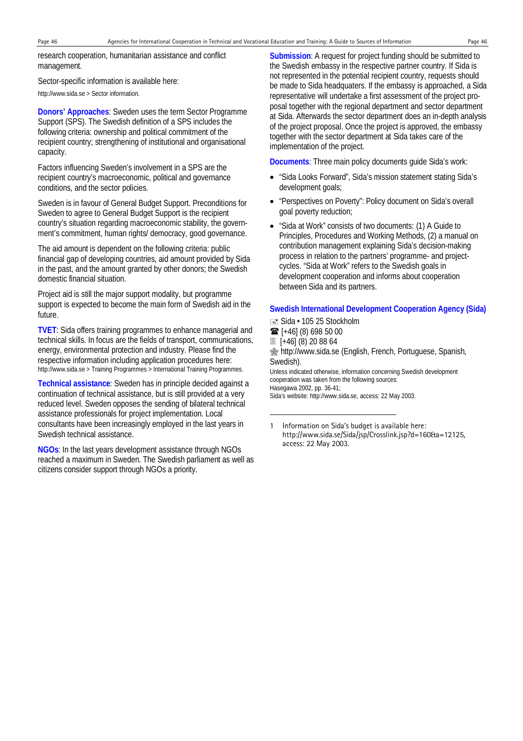research cooperation, humanitarian assistance and conflict management.

Sector-specific information is available here:

http://www.sida.se > Sector information.

**Donors' Approaches**: Sweden uses the term Sector Programme Support (SPS). The Swedish definition of a SPS includes the following criteria: ownership and political commitment of the recipient country; strengthening of institutional and organisational capacity.

Factors influencing Sweden's involvement in a SPS are the recipient country's macroeconomic, political and governance conditions, and the sector policies.

Sweden is in favour of General Budget Support. Preconditions for Sweden to agree to General Budget Support is the recipient country's situation regarding macroeconomic stability, the government's commitment, human rights/ democracy, good governance.

The aid amount is dependent on the following criteria: public financial gap of developing countries, aid amount provided by Sida in the past, and the amount granted by other donors; the Swedish domestic financial situation.

Project aid is still the major support modality, but programme support is expected to become the main form of Swedish aid in the future.

**TVET**: Sida offers training programmes to enhance managerial and technical skills. In focus are the fields of transport, communications, energy, environmental protection and industry. Please find the respective information including application procedures here: http://www.sida.se > Training Programmes > International Training Programmes.

**Technical assistance**: Sweden has in principle decided against a continuation of technical assistance, but is still provided at a very reduced level. Sweden opposes the sending of bilateral technical assistance professionals for project implementation. Local consultants have been increasingly employed in the last years in Swedish technical assistance.

**NGOs**: In the last years development assistance through NGOs reached a maximum in Sweden. The Swedish parliament as well as citizens consider support through NGOs a priority.

**Submission**: A request for project funding should be submitted to the Swedish embassy in the respective partner country. If Sida is not represented in the potential recipient country, requests should be made to Sida headquaters. If the embassy is approached, a Sida representative will undertake a first assessment of the project proposal together with the regional department and sector department at Sida. Afterwards the sector department does an in-depth analysis of the project proposal. Once the project is approved, the embassy together with the sector department at Sida takes care of the implementation of the project.

**Documents**: Three main policy documents guide Sida's work:

- "Sida Looks Forward", Sida's mission statement stating Sida's development goals;
- "Perspectives on Poverty": Policy document on Sida's overall goal poverty reduction;
- "Sida at Work" consists of two documents: (1) A Guide to Principles, Procedures and Working Methods, (2) a manual on contribution management explaining Sida's decision-making process in relation to the partners' programme- and project-cycles. "Sida at Work" refers to the Swedish goals in development cooperation and informs about cooperation between Sida and its partners.

**Swedish International Development Cooperation Agency (Sida)**

Sida • 105 25 Stockholm
[+46] (8) 698 50 00
[+46] (8) 20 88 64
http://www.sida.se (English, French, Portuguese, Spanish, Swedish).

Unless indicated otherwise, information concerning Swedish development cooperation was taken from the following sources:
Hasegawa 2002, pp. 36-41;
Sida's website: http://www.sida.se, access: 22 May 2003.

1 Information on Sida's budget is available here: http://www.sida.se/Sida/jsp/Crosslink.jsp?d=160&a=12125, access: 22 May 2003.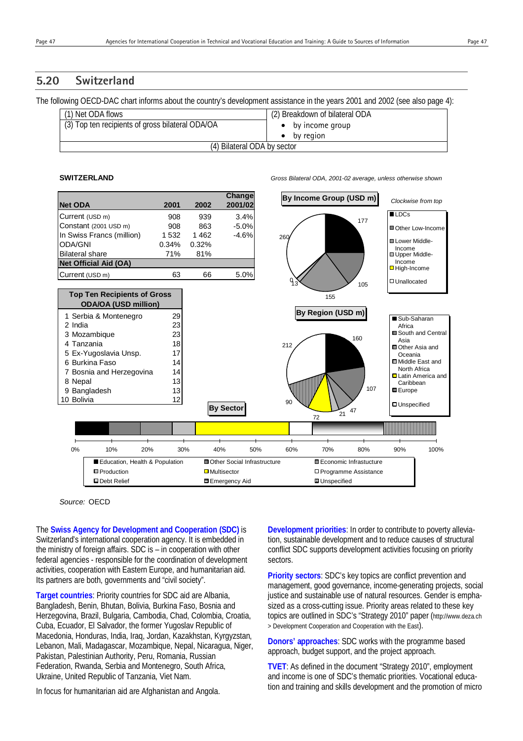## 5.20 Switzerland

The following OECD-DAC chart informs about the country's development assistance in the years 2001 and 2002 (see also page 4):

| (1) Net ODA flows | (2) Breakdown of bilateral ODA |
|---|---|
| (3) Top ten recipients of gross bilateral ODA/OA | • by income group<br>• by region |
| (4) Bilateral ODA by sector | |

**SWITZERLAND**

*Gross Bilateral ODA, 2001-02 average, unless otherwise shown*

| Net ODA | 2001 | 2002 | Change 2001/02 |
|---|---|---|---|
| Current (USD m) | 908 | 939 | 3.4% |
| Constant (2001 USD m) | 908 | 863 | -5.0% |
| In Swiss Francs (million) | 1 532 | 1 462 | -4.6% |
| ODA/GNI | 0.34% | 0.32% | |
| Bilateral share | 71% | 81% | |
| **Net Official Aid (OA)** | | | |
| Current (USD m) | 63 | 66 | 5.0% |

| Top Ten Recipients of Gross ODA/OA (USD million) | |
|---|---|
| 1 Serbia & Montenegro | 29 |
| 2 India | 23 |
| 3 Mozambique | 23 |
| 4 Tanzania | 18 |
| 5 Ex-Yugoslavia Unsp. | 17 |
| 6 Burkina Faso | 14 |
| 7 Bosnia and Herzegovina | 14 |
| 8 Nepal | 13 |
| 9 Bangladesh | 13 |
| 10 Bolivia | 12 |

**By Income Group (USD m)** — Clockwise from top

| Income group | USD m |
|---|---|
| LDCs | 177 |
| Other Low-Income | 105 |
| Lower Middle-Income | 155 |
| Upper Middle-Income | 13 |
| High-Income | 0 |
| Unallocated | 260 |

**By Region (USD m)**

| Region | USD m |
|---|---|
| Sub-Saharan Africa | 160 |
| South and Central Asia | 107 |
| Other Asia and Oceania | 47 |
| Middle East and North Africa | 21 |
| Latin America and Caribbean | 72 |
| Europe | 90 |
| Unspecified | 212 |

**By Sector**

Legend: Education, Health & Population; Other Social Infrastructure; Economic Infrastructure; Production; Multisector; Programme Assistance; Debt Relief; Emergency Aid; Unspecified

Source: OECD

The **Swiss Agency for Development and Cooperation (SDC)** is Switzerland's international cooperation agency. It is embedded in the ministry of foreign affairs. SDC is – in cooperation with other federal agencies - responsible for the coordination of development activities, cooperation with Eastern Europe, and humanitarian aid. Its partners are both, governments and "civil society".

**Target countries**: Priority countries for SDC aid are Albania, Bangladesh, Benin, Bhutan, Bolivia, Burkina Faso, Bosnia and Herzegovina, Brazil, Bulgaria, Cambodia, Chad, Colombia, Croatia, Cuba, Ecuador, El Salvador, the former Yugoslav Republic of Macedonia, Honduras, India, Iraq, Jordan, Kazakhstan, Kyrgyzstan, Lebanon, Mali, Madagascar, Mozambique, Nepal, Nicaragua, Niger, Pakistan, Palestinian Authority, Peru, Romania, Russian Federation, Rwanda, Serbia and Montenegro, South Africa, Ukraine, United Republic of Tanzania, Viet Nam.

In focus for humanitarian aid are Afghanistan and Angola.

**Development priorities**: In order to contribute to poverty alleviation, sustainable development and to reduce causes of structural conflict SDC supports development activities focusing on priority sectors.

**Priority sectors**: SDC's key topics are conflict prevention and management, good governance, income-generating projects, social justice and sustainable use of natural resources. Gender is emphasized as a cross-cutting issue. Priority areas related to these key topics are outlined in SDC's "Strategy 2010" paper (http://www.deza.ch > Development Cooperation and Cooperation with the East).

**Donors' approaches**: SDC works with the programme based approach, budget support, and the project approach.

**TVET**: As defined in the document "Strategy 2010", employment and income is one of SDC's thematic priorities. Vocational education and training and skills development and the promotion of micro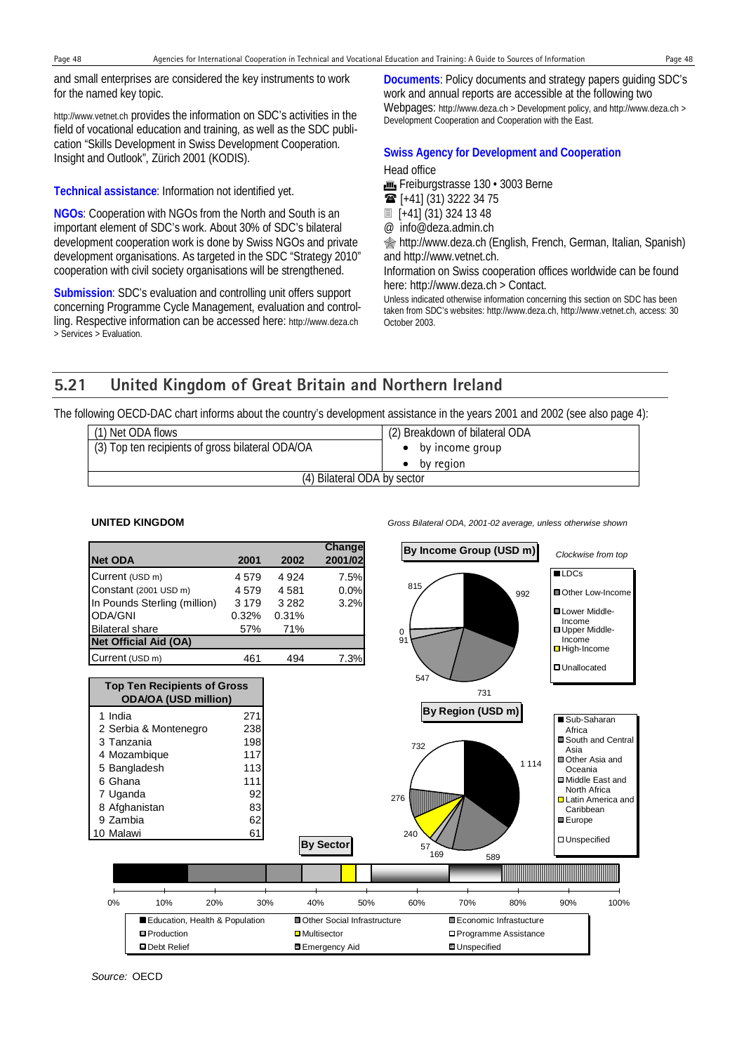and small enterprises are considered the key instruments to work for the named key topic.

http://www.vetnet.ch provides the information on SDC's activities in the field of vocational education and training, as well as the SDC publication "Skills Development in Swiss Development Cooperation. Insight and Outlook", Zürich 2001 (KODIS).

**Technical assistance**: Information not identified yet.

**NGOs**: Cooperation with NGOs from the North and South is an important element of SDC's work. About 30% of SDC's bilateral development cooperation work is done by Swiss NGOs and private development organisations. As targeted in the SDC "Strategy 2010" cooperation with civil society organisations will be strengthened.

**Submission**: SDC's evaluation and controlling unit offers support concerning Programme Cycle Management, evaluation and controlling. Respective information can be accessed here: http://www.deza.ch > Services > Evaluation.

**Documents**: Policy documents and strategy papers guiding SDC's work and annual reports are accessible at the following two Webpages: http://www.deza.ch > Development policy, and http://www.deza.ch > Development Cooperation and Cooperation with the East.

**Swiss Agency for Development and Cooperation**

Head office
Freiburgstrasse 130 • 3003 Berne
[+41] (31) 3222 34 75
[+41] (31) 324 13 48
@ info@deza.admin.ch
http://www.deza.ch (English, French, German, Italian, Spanish) and http://www.vetnet.ch.
Information on Swiss cooperation offices worldwide can be found here: http://www.deza.ch > Contact.

Unless indicated otherwise information concerning this section on SDC has been taken from SDC's websites: http://www.deza.ch, http://www.vetnet.ch, access: 30 October 2003.

## 5.21 United Kingdom of Great Britain and Northern Ireland

The following OECD-DAC chart informs about the country's development assistance in the years 2001 and 2002 (see also page 4):

| (1) Net ODA flows | (2) Breakdown of bilateral ODA |
|---|---|
| (3) Top ten recipients of gross bilateral ODA/OA | • by income group<br>• by region |
| (4) Bilateral ODA by sector | |

**UNITED KINGDOM**

*Gross Bilateral ODA, 2001-02 average, unless otherwise shown*

| Net ODA | 2001 | 2002 | Change 2001/02 |
|---|---|---|---|
| Current (USD m) | 4 579 | 4 924 | 7.5% |
| Constant (2001 USD m) | 4 579 | 4 581 | 0.0% |
| In Pounds Sterling (million) | 3 179 | 3 282 | 3.2% |
| ODA/GNI | 0.32% | 0.31% | |
| Bilateral share | 57% | 71% | |
| **Net Official Aid (OA)** | | | |
| Current (USD m) | 461 | 494 | 7.3% |

| Top Ten Recipients of Gross ODA/OA (USD million) | |
|---|---|
| 1 India | 271 |
| 2 Serbia & Montenegro | 238 |
| 3 Tanzania | 198 |
| 4 Mozambique | 117 |
| 5 Bangladesh | 113 |
| 6 Ghana | 111 |
| 7 Uganda | 92 |
| 8 Afghanistan | 83 |
| 9 Zambia | 62 |
| 10 Malawi | 61 |

**By Income Group (USD m)** — Clockwise from top: LDCs 992; Other Low-Income 731; Lower Middle-Income 547; Upper Middle-Income 91; High-Income 0; Unallocated 815

**By Region (USD m)** — Sub-Saharan Africa 1 114; South and Central Asia 589; Other Asia and Oceania 169; Middle East and North Africa 57; Latin America and Caribbean 240; Europe 276; Unspecified 732

**By Sector** — Education, Health & Population; Other Social Infrastructure; Economic Infrastructure; Production; Multisector; Programme Assistance; Debt Relief; Emergency Aid; Unspecified

*Source:* OECD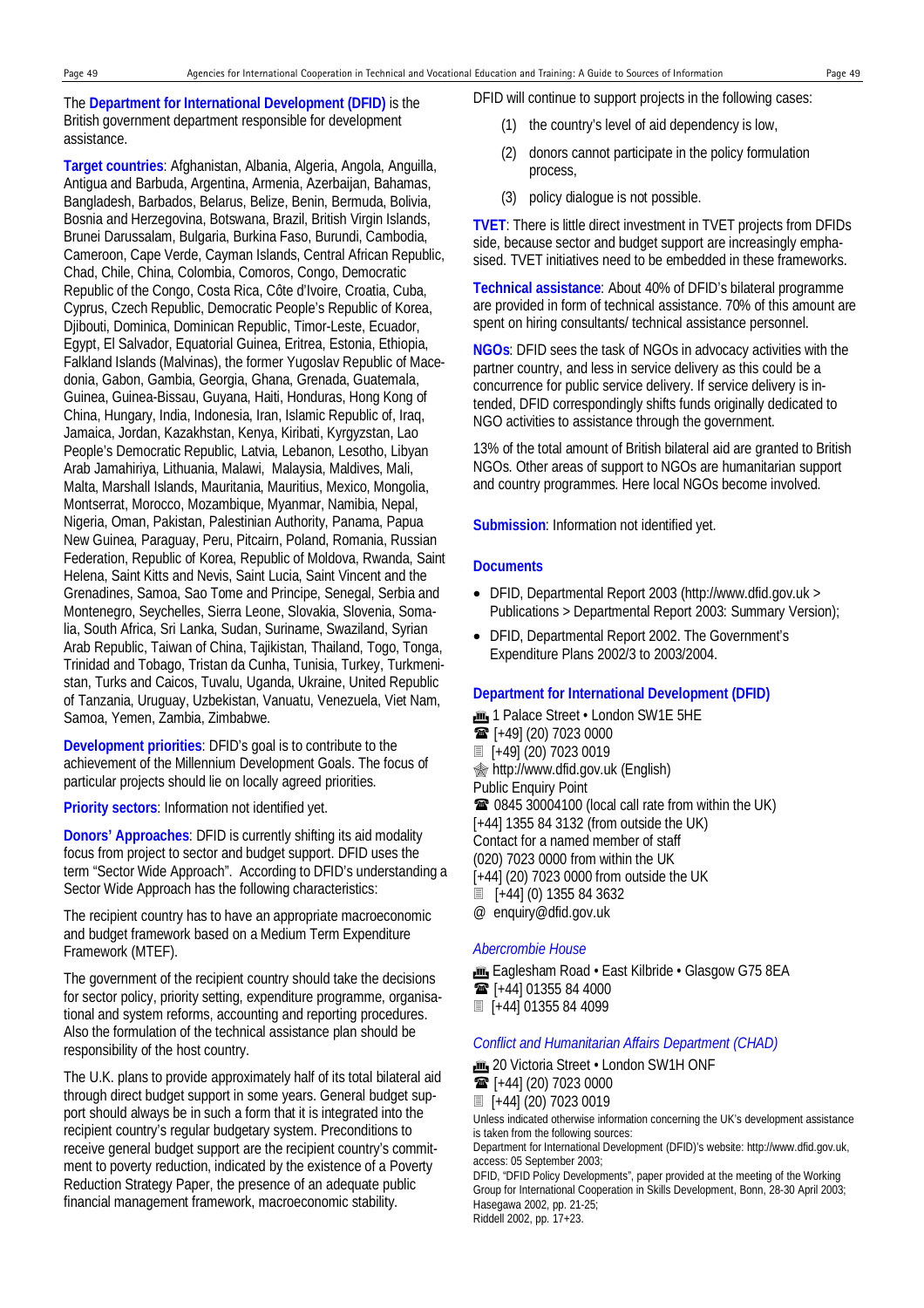The **Department for International Development (DFID)** is the British government department responsible for development assistance.

**Target countries**: Afghanistan, Albania, Algeria, Angola, Anguilla, Antigua and Barbuda, Argentina, Armenia, Azerbaijan, Bahamas, Bangladesh, Barbados, Belarus, Belize, Benin, Bermuda, Bolivia, Bosnia and Herzegovina, Botswana, Brazil, British Virgin Islands, Brunei Darussalam, Bulgaria, Burkina Faso, Burundi, Cambodia, Cameroon, Cape Verde, Cayman Islands, Central African Republic, Chad, Chile, China, Colombia, Comoros, Congo, Democratic Republic of the Congo, Costa Rica, Côte d'Ivoire, Croatia, Cuba, Cyprus, Czech Republic, Democratic People's Republic of Korea, Djibouti, Dominica, Dominican Republic, Timor-Leste, Ecuador, Egypt, El Salvador, Equatorial Guinea, Eritrea, Estonia, Ethiopia, Falkland Islands (Malvinas), the former Yugoslav Republic of Macedonia, Gabon, Gambia, Georgia, Ghana, Grenada, Guatemala, Guinea, Guinea-Bissau, Guyana, Haiti, Honduras, Hong Kong of China, Hungary, India, Indonesia, Iran, Islamic Republic of, Iraq, Jamaica, Jordan, Kazakhstan, Kenya, Kiribati, Kyrgyzstan, Lao People's Democratic Republic, Latvia, Lebanon, Lesotho, Libyan Arab Jamahiriya, Lithuania, Malawi, Malaysia, Maldives, Mali, Malta, Marshall Islands, Mauritania, Mauritius, Mexico, Mongolia, Montserrat, Morocco, Mozambique, Myanmar, Namibia, Nepal, Nigeria, Oman, Pakistan, Palestinian Authority, Panama, Papua New Guinea, Paraguay, Peru, Pitcairn, Poland, Romania, Russian Federation, Republic of Korea, Republic of Moldova, Rwanda, Saint Helena, Saint Kitts and Nevis, Saint Lucia, Saint Vincent and the Grenadines, Samoa, Sao Tome and Principe, Senegal, Serbia and Montenegro, Seychelles, Sierra Leone, Slovakia, Slovenia, Somalia, South Africa, Sri Lanka, Sudan, Suriname, Swaziland, Syrian Arab Republic, Taiwan of China, Tajikistan, Thailand, Togo, Tonga, Trinidad and Tobago, Tristan da Cunha, Tunisia, Turkey, Turkmenistan, Turks and Caicos, Tuvalu, Uganda, Ukraine, United Republic of Tanzania, Uruguay, Uzbekistan, Vanuatu, Venezuela, Viet Nam, Samoa, Yemen, Zambia, Zimbabwe.

**Development priorities**: DFID's goal is to contribute to the achievement of the Millennium Development Goals. The focus of particular projects should lie on locally agreed priorities.

**Priority sectors**: Information not identified yet.

**Donors' Approaches**: DFID is currently shifting its aid modality focus from project to sector and budget support. DFID uses the term "Sector Wide Approach". According to DFID's understanding a Sector Wide Approach has the following characteristics:

The recipient country has to have an appropriate macroeconomic and budget framework based on a Medium Term Expenditure Framework (MTEF).

The government of the recipient country should take the decisions for sector policy, priority setting, expenditure programme, organisational and system reforms, accounting and reporting procedures. Also the formulation of the technical assistance plan should be responsibility of the host country.

The U.K. plans to provide approximately half of its total bilateral aid through direct budget support in some years. General budget support should always be in such a form that it is integrated into the recipient country's regular budgetary system. Preconditions to receive general budget support are the recipient country's commitment to poverty reduction, indicated by the existence of a Poverty Reduction Strategy Paper, the presence of an adequate public financial management framework, macroeconomic stability.

DFID will continue to support projects in the following cases:

(1) the country's level of aid dependency is low,

(2) donors cannot participate in the policy formulation process,

(3) policy dialogue is not possible.

**TVET**: There is little direct investment in TVET projects from DFIDs side, because sector and budget support are increasingly emphasised. TVET initiatives need to be embedded in these frameworks.

**Technical assistance**: About 40% of DFID's bilateral programme are provided in form of technical assistance. 70% of this amount are spent on hiring consultants/ technical assistance personnel.

**NGOs**: DFID sees the task of NGOs in advocacy activities with the partner country, and less in service delivery as this could be a concurrence for public service delivery. If service delivery is intended, DFID correspondingly shifts funds originally dedicated to NGO activities to assistance through the government.

13% of the total amount of British bilateral aid are granted to British NGOs. Other areas of support to NGOs are humanitarian support and country programmes. Here local NGOs become involved.

**Submission**: Information not identified yet.

### Documents

- DFID, Departmental Report 2003 (http://www.dfid.gov.uk > Publications > Departmental Report 2003: Summary Version);
- DFID, Departmental Report 2002. The Government's Expenditure Plans 2002/3 to 2003/2004.

### Department for International Development (DFID)

1 Palace Street • London SW1E 5HE
☎ [+49] (20) 7023 0000
Fax: [+49] (20) 7023 0019
http://www.dfid.gov.uk (English)
Public Enquiry Point
☎ 0845 30004100 (local call rate from within the UK)
[+44] 1355 84 3132 (from outside the UK)
Contact for a named member of staff
(020) 7023 0000 from within the UK
[+44] (20) 7023 0000 from outside the UK
Fax: [+44] (0) 1355 84 3632
@ enquiry@dfid.gov.uk

*Abercrombie House*

Eaglesham Road • East Kilbride • Glasgow G75 8EA
☎ [+44] 01355 84 4000
Fax: [+44] 01355 84 4099

*Conflict and Humanitarian Affairs Department (CHAD)*

20 Victoria Street • London SW1H ONF
☎ [+44] (20) 7023 0000
Fax: [+44] (20) 7023 0019

Unless indicated otherwise information concerning the UK's development assistance is taken from the following sources:
Department for International Development (DFID)'s website: http://www.dfid.gov.uk, access: 05 September 2003;
DFID, "DFID Policy Developments", paper provided at the meeting of the Working Group for International Cooperation in Skills Development, Bonn, 28-30 April 2003;
Hasegawa 2002, pp. 21-25;
Riddell 2002, pp. 17+23.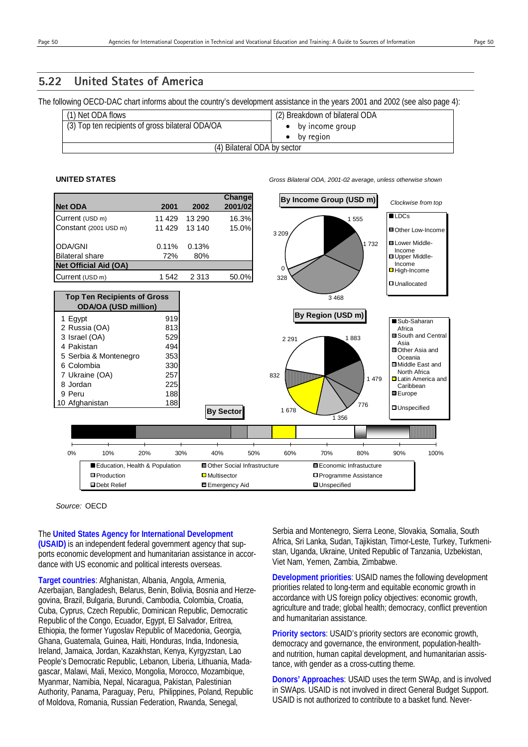## 5.22 United States of America

The following OECD-DAC chart informs about the country's development assistance in the years 2001 and 2002 (see also page 4):

| (1) Net ODA flows | (2) Breakdown of bilateral ODA |
|---|---|
| (3) Top ten recipients of gross bilateral ODA/OA | • by income group<br>• by region |
| (4) Bilateral ODA by sector | |

**UNITED STATES**

*Gross Bilateral ODA, 2001-02 average, unless otherwise shown*

| Net ODA | 2001 | 2002 | Change 2001/02 |
|---|---|---|---|
| Current (USD m) | 11 429 | 13 290 | 16.3% |
| Constant (2001 USD m) | 11 429 | 13 140 | 15.0% |
| ODA/GNI | 0.11% | 0.13% | |
| Bilateral share | 72% | 80% | |
| **Net Official Aid (OA)** | | | |
| Current (USD m) | 1 542 | 2 313 | 50.0% |

| Top Ten Recipients of Gross ODA/OA (USD million) | |
|---|---|
| 1 Egypt | 919 |
| 2 Russia (OA) | 813 |
| 3 Israel (OA) | 529 |
| 4 Pakistan | 494 |
| 5 Serbia & Montenegro | 353 |
| 6 Colombia | 330 |
| 7 Ukraine (OA) | 257 |
| 8 Jordan | 225 |
| 9 Peru | 188 |
| 10 Afghanistan | 188 |

**By Income Group (USD m)** — *Clockwise from top*

- LDCs: 1 555
- Other Low-Income: 1 732
- Lower Middle-Income: 3 468
- Upper Middle-Income: 328
- High-Income: 0
- Unallocated: 3 209

**By Region (USD m)**

- Sub-Saharan Africa: 1 883
- South and Central Asia: 1 479
- Other Asia and Oceania: 776
- Middle East and North Africa: 1 356
- Latin America and Caribbean: 1 678
- Europe: 832
- Unspecified: 2 291

**By Sector**

Legend: Education, Health & Population; Other Social Infrastructure; Economic Infrastructure; Production; Multisector; Programme Assistance; Debt Relief; Emergency Aid; Unspecified

Source: OECD

The **United States Agency for International Development (USAID)** is an independent federal government agency that supports economic development and humanitarian assistance in accordance with US economic and political interests overseas.

**Target countries**: Afghanistan, Albania, Angola, Armenia, Azerbaijan, Bangladesh, Belarus, Benin, Bolivia, Bosnia and Herzegovina, Brazil, Bulgaria, Burundi, Cambodia, Colombia, Croatia, Cuba, Cyprus, Czech Republic, Dominican Republic, Democratic Republic of the Congo, Ecuador, Egypt, El Salvador, Eritrea, Ethiopia, the former Yugoslav Republic of Macedonia, Georgia, Ghana, Guatemala, Guinea, Haiti, Honduras, India, Indonesia, Ireland, Jamaica, Jordan, Kazakhstan, Kenya, Kyrgyzstan, Lao People's Democratic Republic, Lebanon, Liberia, Lithuania, Madagascar, Malawi, Mali, Mexico, Mongolia, Morocco, Mozambique, Myanmar, Namibia, Nepal, Nicaragua, Pakistan, Palestinian Authority, Panama, Paraguay, Peru, Philippines, Poland, Republic of Moldova, Romania, Russian Federation, Rwanda, Senegal, Serbia and Montenegro, Sierra Leone, Slovakia, Somalia, South Africa, Sri Lanka, Sudan, Tajikistan, Timor-Leste, Turkey, Turkmenistan, Uganda, Ukraine, United Republic of Tanzania, Uzbekistan, Viet Nam, Yemen, Zambia, Zimbabwe.

**Development priorities**: USAID names the following development priorities related to long-term and equitable economic growth in accordance with US foreign policy objectives: economic growth, agriculture and trade; global health; democracy, conflict prevention and humanitarian assistance.

**Priority sectors**: USAID's priority sectors are economic growth, democracy and governance, the environment, population-health-and nutrition, human capital development, and humanitarian assistance, with gender as a cross-cutting theme.

**Donors' Approaches**: USAID uses the term SWAp, and is involved in SWAps. USAID is not involved in direct General Budget Support. USAID is not authorized to contribute to a basket fund. Never-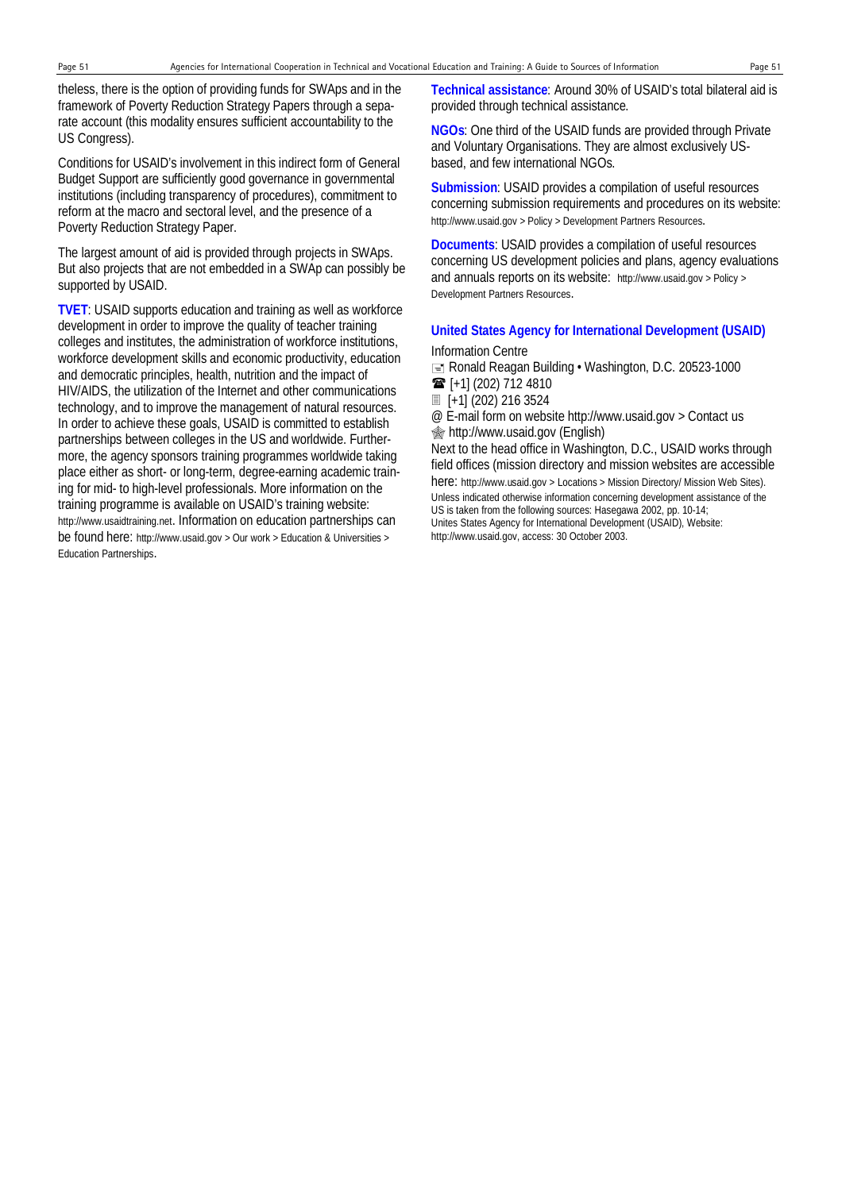theless, there is the option of providing funds for SWAps and in the framework of Poverty Reduction Strategy Papers through a separate account (this modality ensures sufficient accountability to the US Congress).

Conditions for USAID's involvement in this indirect form of General Budget Support are sufficiently good governance in governmental institutions (including transparency of procedures), commitment to reform at the macro and sectoral level, and the presence of a Poverty Reduction Strategy Paper.

The largest amount of aid is provided through projects in SWAps. But also projects that are not embedded in a SWAp can possibly be supported by USAID.

**TVET**: USAID supports education and training as well as workforce development in order to improve the quality of teacher training colleges and institutes, the administration of workforce institutions, workforce development skills and economic productivity, education and democratic principles, health, nutrition and the impact of HIV/AIDS, the utilization of the Internet and other communications technology, and to improve the management of natural resources. In order to achieve these goals, USAID is committed to establish partnerships between colleges in the US and worldwide. Furthermore, the agency sponsors training programmes worldwide taking place either as short- or long-term, degree-earning academic training for mid- to high-level professionals. More information on the training programme is available on USAID's training website: http://www.usaidtraining.net. Information on education partnerships can be found here: http://www.usaid.gov > Our work > Education & Universities > Education Partnerships.

**Technical assistance**: Around 30% of USAID's total bilateral aid is provided through technical assistance.

**NGOs**: One third of the USAID funds are provided through Private and Voluntary Organisations. They are almost exclusively US-based, and few international NGOs.

**Submission**: USAID provides a compilation of useful resources concerning submission requirements and procedures on its website: http://www.usaid.gov > Policy > Development Partners Resources.

**Documents**: USAID provides a compilation of useful resources concerning US development policies and plans, agency evaluations and annuals reports on its website: http://www.usaid.gov > Policy > Development Partners Resources.

**United States Agency for International Development (USAID)**

Information Centre

✉ Ronald Reagan Building • Washington, D.C. 20523-1000
☎ [+1] (202) 712 4810
Fax [+1] (202) 216 3524
@ E-mail form on website http://www.usaid.gov > Contact us
🌐 http://www.usaid.gov (English)

Next to the head office in Washington, D.C., USAID works through field offices (mission directory and mission websites are accessible here: http://www.usaid.gov > Locations > Mission Directory/ Mission Web Sites).

Unless indicated otherwise information concerning development assistance of the US is taken from the following sources: Hasegawa 2002, pp. 10-14; Unites States Agency for International Development (USAID), Website: http://www.usaid.gov, access: 30 October 2003.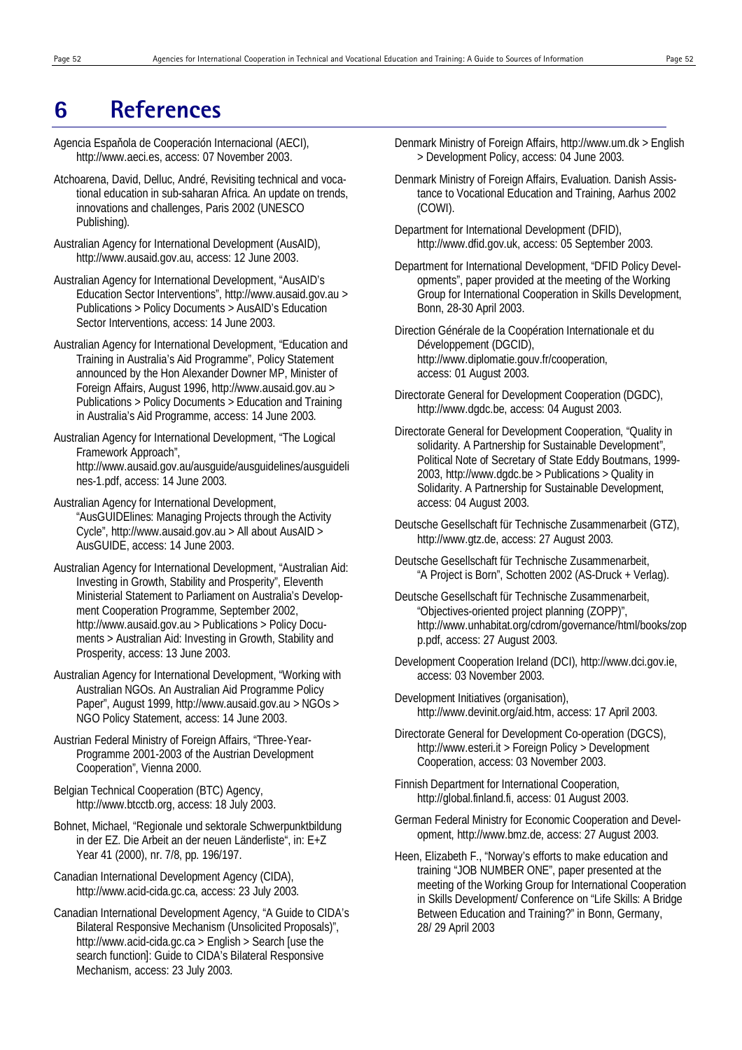# 6 References

Agencia Española de Cooperación Internacional (AECI), http://www.aeci.es, access: 07 November 2003.

Atchoarena, David, Delluc, André, Revisiting technical and vocational education in sub-saharan Africa. An update on trends, innovations and challenges, Paris 2002 (UNESCO Publishing).

Australian Agency for International Development (AusAID), http://www.ausaid.gov.au, access: 12 June 2003.

Australian Agency for International Development, "AusAID's Education Sector Interventions", http://www.ausaid.gov.au > Publications > Policy Documents > AusAID's Education Sector Interventions, access: 14 June 2003.

Australian Agency for International Development, "Education and Training in Australia's Aid Programme", Policy Statement announced by the Hon Alexander Downer MP, Minister of Foreign Affairs, August 1996, http://www.ausaid.gov.au > Publications > Policy Documents > Education and Training in Australia's Aid Programme, access: 14 June 2003.

Australian Agency for International Development, "The Logical Framework Approach", http://www.ausaid.gov.au/ausguide/ausguidelines/ausguidelines-1.pdf, access: 14 June 2003.

Australian Agency for International Development, "AusGUIDElines: Managing Projects through the Activity Cycle", http://www.ausaid.gov.au > All about AusAID > AusGUIDE, access: 14 June 2003.

Australian Agency for International Development, "Australian Aid: Investing in Growth, Stability and Prosperity", Eleventh Ministerial Statement to Parliament on Australia's Development Cooperation Programme, September 2002, http://www.ausaid.gov.au > Publications > Policy Documents > Australian Aid: Investing in Growth, Stability and Prosperity, access: 13 June 2003.

Australian Agency for International Development, "Working with Australian NGOs. An Australian Aid Programme Policy Paper", August 1999, http://www.ausaid.gov.au > NGOs > NGO Policy Statement, access: 14 June 2003.

Austrian Federal Ministry of Foreign Affairs, "Three-Year-Programme 2001-2003 of the Austrian Development Cooperation", Vienna 2000.

Belgian Technical Cooperation (BTC) Agency, http://www.btcctb.org, access: 18 July 2003.

Bohnet, Michael, "Regionale und sektorale Schwerpunktbildung in der EZ. Die Arbeit an der neuen Länderliste", in: E+Z Year 41 (2000), nr. 7/8, pp. 196/197.

Canadian International Development Agency (CIDA), http://www.acid-cida.gc.ca, access: 23 July 2003.

Canadian International Development Agency, "A Guide to CIDA's Bilateral Responsive Mechanism (Unsolicited Proposals)", http://www.acid-cida.gc.ca > English > Search [use the search function]: Guide to CIDA's Bilateral Responsive Mechanism, access: 23 July 2003.

Denmark Ministry of Foreign Affairs, http://www.um.dk > English > Development Policy, access: 04 June 2003.

Denmark Ministry of Foreign Affairs, Evaluation. Danish Assistance to Vocational Education and Training, Aarhus 2002 (COWI).

Department for International Development (DFID), http://www.dfid.gov.uk, access: 05 September 2003.

Department for International Development, "DFID Policy Developments", paper provided at the meeting of the Working Group for International Cooperation in Skills Development, Bonn, 28-30 April 2003.

Direction Générale de la Coopération Internationale et du Développement (DGCID), http://www.diplomatie.gouv.fr/cooperation, access: 01 August 2003.

Directorate General for Development Cooperation (DGDC), http://www.dgdc.be, access: 04 August 2003.

Directorate General for Development Cooperation, "Quality in solidarity. A Partnership for Sustainable Development", Political Note of Secretary of State Eddy Boutmans, 1999-2003, http://www.dgdc.be > Publications > Quality in Solidarity. A Partnership for Sustainable Development, access: 04 August 2003.

Deutsche Gesellschaft für Technische Zusammenarbeit (GTZ), http://www.gtz.de, access: 27 August 2003.

Deutsche Gesellschaft für Technische Zusammenarbeit, "A Project is Born", Schotten 2002 (AS-Druck + Verlag).

Deutsche Gesellschaft für Technische Zusammenarbeit, "Objectives-oriented project planning (ZOPP)", http://www.unhabitat.org/cdrom/governance/html/books/zopp.pdf, access: 27 August 2003.

Development Cooperation Ireland (DCI), http://www.dci.gov.ie, access: 03 November 2003.

Development Initiatives (organisation), http://www.devinit.org/aid.htm, access: 17 April 2003.

Directorate General for Development Co-operation (DGCS), http://www.esteri.it > Foreign Policy > Development Cooperation, access: 03 November 2003.

Finnish Department for International Cooperation, http://global.finland.fi, access: 01 August 2003.

German Federal Ministry for Economic Cooperation and Development, http://www.bmz.de, access: 27 August 2003.

Heen, Elizabeth F., "Norway's efforts to make education and training "JOB NUMBER ONE", paper presented at the meeting of the Working Group for International Cooperation in Skills Development/ Conference on "Life Skills: A Bridge Between Education and Training?" in Bonn, Germany, 28/ 29 April 2003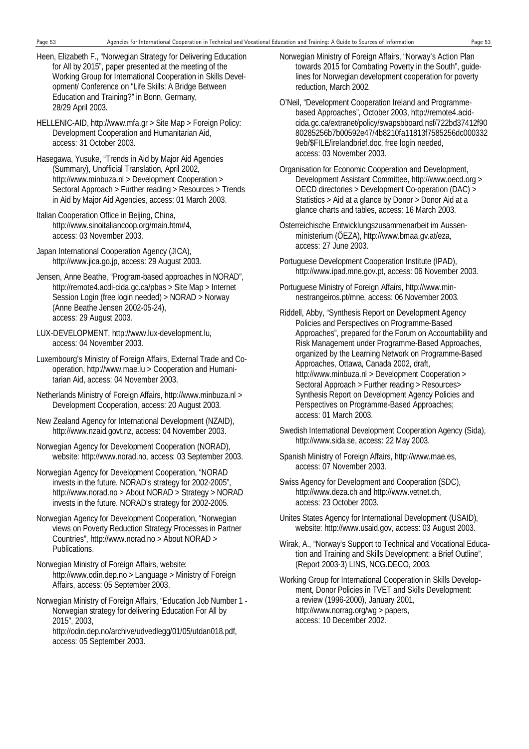Heen, Elizabeth F., "Norwegian Strategy for Delivering Education for All by 2015", paper presented at the meeting of the Working Group for International Cooperation in Skills Development/ Conference on "Life Skills: A Bridge Between Education and Training?" in Bonn, Germany, 28/29 April 2003.

HELLENIC-AID, http://www.mfa.gr > Site Map > Foreign Policy: Development Cooperation and Humanitarian Aid, access: 31 October 2003.

Hasegawa, Yusuke, "Trends in Aid by Major Aid Agencies (Summary), Unofficial Translation, April 2002, http://www.minbuza.nl > Development Cooperation > Sectoral Approach > Further reading > Resources > Trends in Aid by Major Aid Agencies, access: 01 March 2003.

Italian Cooperation Office in Beijing, China, http://www.sinoitaliancoop.org/main.htm#4, access: 03 November 2003.

Japan International Cooperation Agency (JICA), http://www.jica.go.jp, access: 29 August 2003.

Jensen, Anne Beathe, "Program-based approaches in NORAD", http://remote4.acdi-cida.gc.ca/pbas > Site Map > Internet Session Login (free login needed) > NORAD > Norway (Anne Beathe Jensen 2002-05-24), access: 29 August 2003.

LUX-DEVELOPMENT, http://www.lux-development.lu, access: 04 November 2003.

Luxembourg's Ministry of Foreign Affairs, External Trade and Co-operation, http://www.mae.lu > Cooperation and Humanitarian Aid, access: 04 November 2003.

Netherlands Ministry of Foreign Affairs, http://www.minbuza.nl > Development Cooperation, access: 20 August 2003.

New Zealand Agency for International Development (NZAID), http://www.nzaid.govt.nz, access: 04 November 2003.

Norwegian Agency for Development Cooperation (NORAD), website: http://www.norad.no, access: 03 September 2003.

Norwegian Agency for Development Cooperation, "NORAD invests in the future. NORAD's strategy for 2002-2005", http://www.norad.no > About NORAD > Strategy > NORAD invests in the future. NORAD's strategy for 2002-2005.

Norwegian Agency for Development Cooperation, "Norwegian views on Poverty Reduction Strategy Processes in Partner Countries", http://www.norad.no > About NORAD > Publications.

Norwegian Ministry of Foreign Affairs, website: http://www.odin.dep.no > Language > Ministry of Foreign Affairs, access: 05 September 2003.

Norwegian Ministry of Foreign Affairs, "Education Job Number 1 - Norwegian strategy for delivering Education For All by 2015", 2003, http://odin.dep.no/archive/udvedlegg/01/05/utdan018.pdf, access: 05 September 2003.

Norwegian Ministry of Foreign Affairs, "Norway's Action Plan towards 2015 for Combating Poverty in the South", guidelines for Norwegian development cooperation for poverty reduction, March 2002.

O'Neil, "Development Cooperation Ireland and Programme-based Approaches", October 2003, http://remote4.acid-cida.gc.ca/extranet/policy/swapsbboard.nsf/722bd37412f9080285256b7b00592e47/4b8210fa11813f7585256dc0003329eb/$FILE/irelandbrief.doc, free login needed, access: 03 November 2003.

Organisation for Economic Cooperation and Development, Development Assistant Committee, http://www.oecd.org > OECD directories > Development Co-operation (DAC) > Statistics > Aid at a glance by Donor > Donor Aid at a glance charts and tables, access: 16 March 2003.

Österreichische Entwicklungszusammenarbeit im Aussenministerium (ÖEZA), http://www.bmaa.gv.at/eza, access: 27 June 2003.

Portuguese Development Cooperation Institute (IPAD), http://www.ipad.mne.gov.pt, access: 06 November 2003.

Portuguese Ministry of Foreign Affairs, http://www.min-nestrangeiros.pt/mne, access: 06 November 2003.

Riddell, Abby, "Synthesis Report on Development Agency Policies and Perspectives on Programme-Based Approaches", prepared for the Forum on Accountability and Risk Management under Programme-Based Approaches, organized by the Learning Network on Programme-Based Approaches, Ottawa, Canada 2002, draft, http://www.minbuza.nl > Development Cooperation > Sectoral Approach > Further reading > Resources> Synthesis Report on Development Agency Policies and Perspectives on Programme-Based Approaches; access: 01 March 2003.

Swedish International Development Cooperation Agency (Sida), http://www.sida.se, access: 22 May 2003.

Spanish Ministry of Foreign Affairs, http://www.mae.es, access: 07 November 2003.

Swiss Agency for Development and Cooperation (SDC), http://www.deza.ch and http://www.vetnet.ch, access: 23 October 2003.

Unites States Agency for International Development (USAID), website: http://www.usaid.gov, access: 03 August 2003.

Wirak, A., "Norway's Support to Technical and Vocational Education and Training and Skills Development: a Brief Outline", (Report 2003-3) LINS, NCG.DECO, 2003.

Working Group for International Cooperation in Skills Development, Donor Policies in TVET and Skills Development: a review (1996-2000), January 2001, http://www.norrag.org/wg > papers, access: 10 December 2002.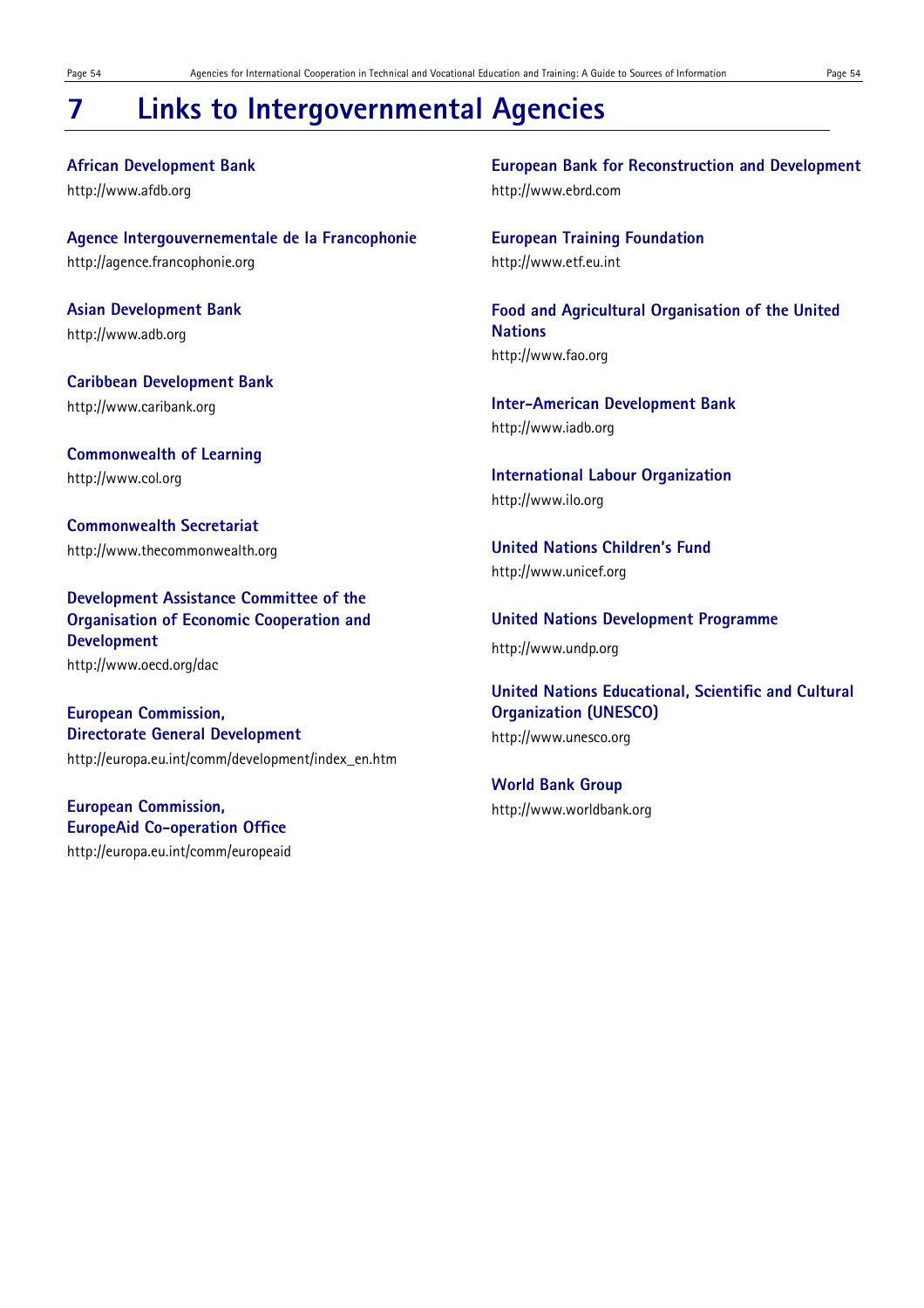# 7 Links to Intergovernmental Agencies

**African Development Bank**
http://www.afdb.org

**Agence Intergouvernementale de la Francophonie**
http://agence.francophonie.org

**Asian Development Bank**
http://www.adb.org

**Caribbean Development Bank**
http://www.caribank.org

**Commonwealth of Learning**
http://www.col.org

**Commonwealth Secretariat**
http://www.thecommonwealth.org

**Development Assistance Committee of the Organisation of Economic Cooperation and Development**
http://www.oecd.org/dac

**European Commission, Directorate General Development**
http://europa.eu.int/comm/development/index_en.htm

**European Commission, EuropeAid Co-operation Office**
http://europa.eu.int/comm/europeaid

**European Bank for Reconstruction and Development**
http://www.ebrd.com

**European Training Foundation**
http://www.etf.eu.int

**Food and Agricultural Organisation of the United Nations**
http://www.fao.org

**Inter-American Development Bank**
http://www.iadb.org

**International Labour Organization**
http://www.ilo.org

**United Nations Children's Fund**
http://www.unicef.org

**United Nations Development Programme**
http://www.undp.org

**United Nations Educational, Scientific and Cultural Organization (UNESCO)**
http://www.unesco.org

**World Bank Group**
http://www.worldbank.org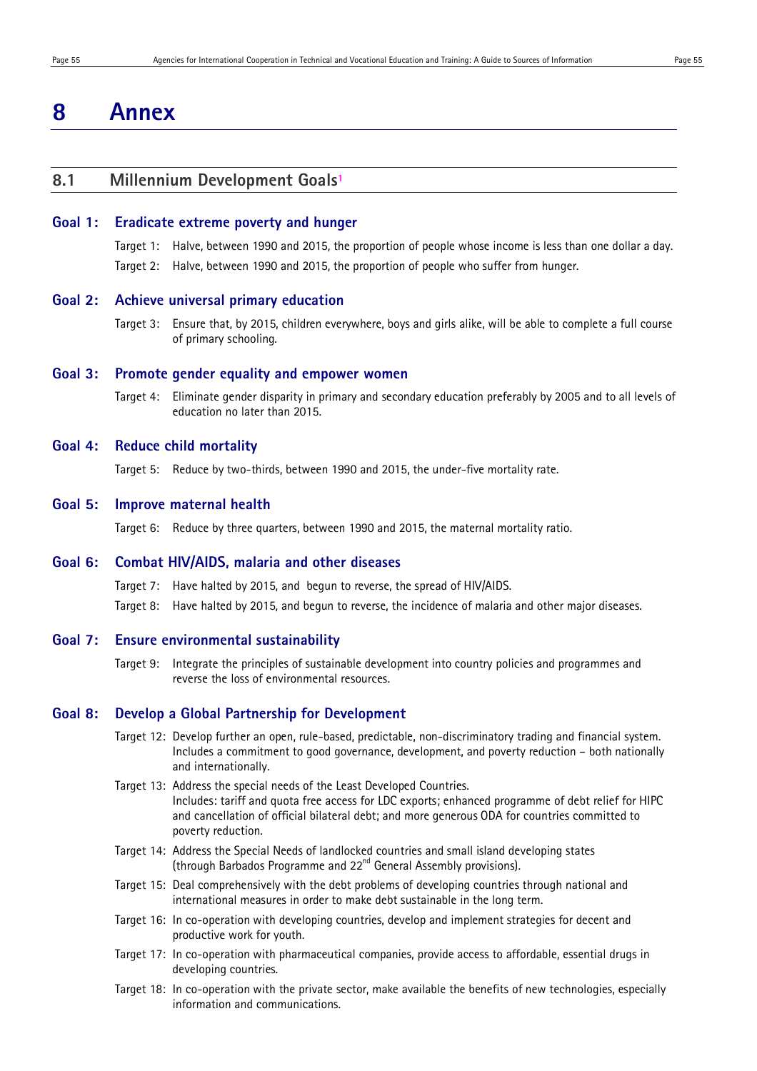# 8 Annex

## 8.1 Millennium Development Goals[1]

### Goal 1: Eradicate extreme poverty and hunger

Target 1: Halve, between 1990 and 2015, the proportion of people whose income is less than one dollar a day.

Target 2: Halve, between 1990 and 2015, the proportion of people who suffer from hunger.

### Goal 2: Achieve universal primary education

Target 3: Ensure that, by 2015, children everywhere, boys and girls alike, will be able to complete a full course of primary schooling.

### Goal 3: Promote gender equality and empower women

Target 4: Eliminate gender disparity in primary and secondary education preferably by 2005 and to all levels of education no later than 2015.

### Goal 4: Reduce child mortality

Target 5: Reduce by two-thirds, between 1990 and 2015, the under-five mortality rate.

### Goal 5: Improve maternal health

Target 6: Reduce by three quarters, between 1990 and 2015, the maternal mortality ratio.

### Goal 6: Combat HIV/AIDS, malaria and other diseases

Target 7: Have halted by 2015, and begun to reverse, the spread of HIV/AIDS.

Target 8: Have halted by 2015, and begun to reverse, the incidence of malaria and other major diseases.

### Goal 7: Ensure environmental sustainability

Target 9: Integrate the principles of sustainable development into country policies and programmes and reverse the loss of environmental resources.

### Goal 8: Develop a Global Partnership for Development

Target 12: Develop further an open, rule-based, predictable, non-discriminatory trading and financial system. Includes a commitment to good governance, development, and poverty reduction – both nationally and internationally.

Target 13: Address the special needs of the Least Developed Countries.
Includes: tariff and quota free access for LDC exports; enhanced programme of debt relief for HIPC and cancellation of official bilateral debt; and more generous ODA for countries committed to poverty reduction.

Target 14: Address the Special Needs of landlocked countries and small island developing states (through Barbados Programme and 22nd General Assembly provisions).

Target 15: Deal comprehensively with the debt problems of developing countries through national and international measures in order to make debt sustainable in the long term.

Target 16: In co-operation with developing countries, develop and implement strategies for decent and productive work for youth.

Target 17: In co-operation with pharmaceutical companies, provide access to affordable, essential drugs in developing countries.

Target 18: In co-operation with the private sector, make available the benefits of new technologies, especially information and communications.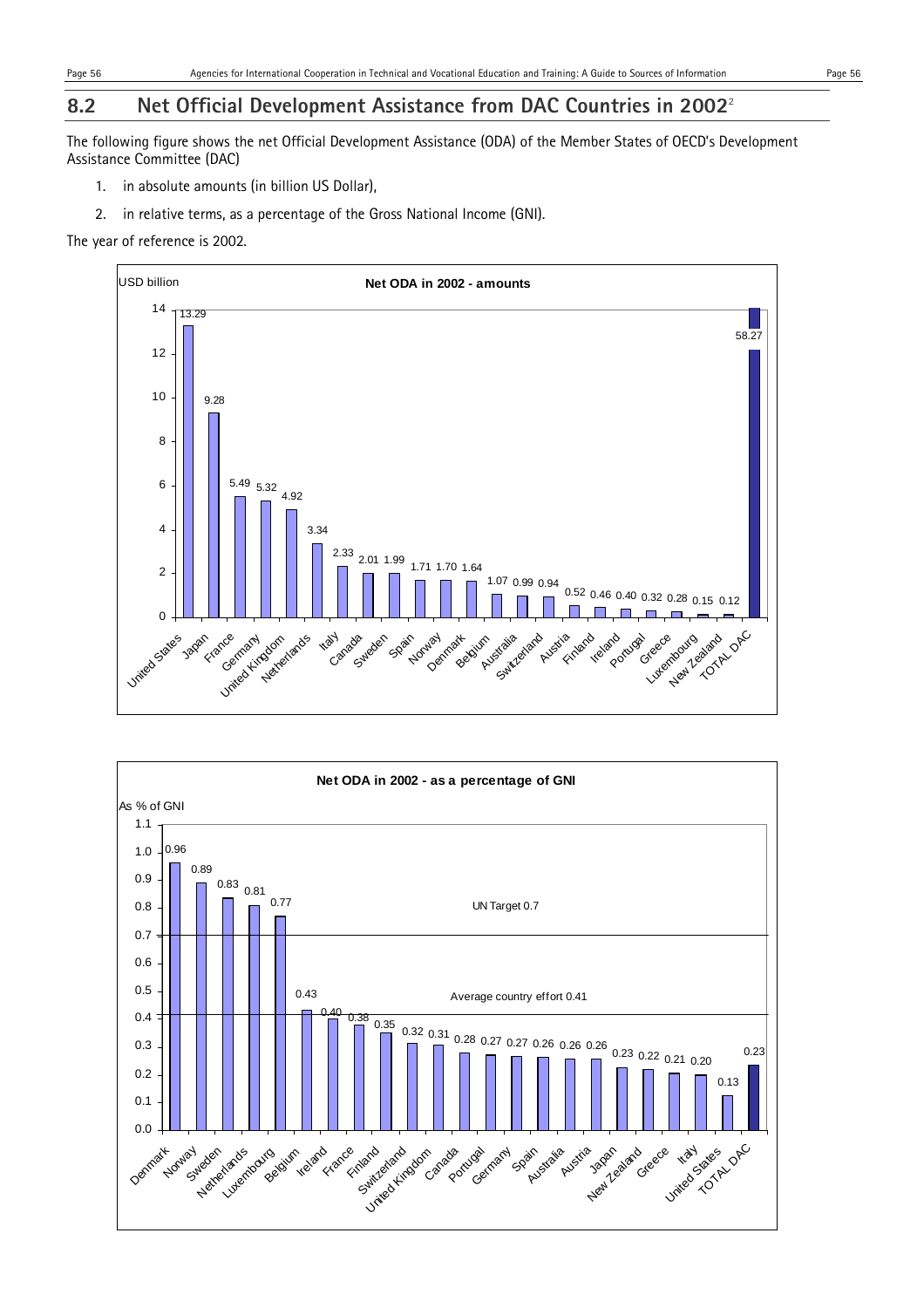## 8.2 Net Official Development Assistance from DAC Countries in 2002[2]

The following figure shows the net Official Development Assistance (ODA) of the Member States of OECD's Development Assistance Committee (DAC)

1. in absolute amounts (in billion US Dollar),
2. in relative terms, as a percentage of the Gross National Income (GNI).

The year of reference is 2002.

**Net ODA in 2002 - amounts**

| Country | USD billion |
|---|---|
| United States | 13.29 |
| Japan | 9.28 |
| France | 5.49 |
| Germany | 5.32 |
| United Kingdom | 4.92 |
| Netherlands | 3.34 |
| Italy | 2.33 |
| Canada | 2.01 |
| Sweden | 1.99 |
| Spain | 1.71 |
| Norway | 1.70 |
| Denmark | 1.64 |
| Belgium | 1.07 |
| Australia | 0.99 |
| Switzerland | 0.94 |
| Austria | 0.52 |
| Finland | 0.46 |
| Ireland | 0.40 |
| Portugal | 0.32 |
| Greece | 0.28 |
| Luxembourg | 0.15 |
| New Zealand | 0.12 |
| TOTAL DAC | 58.27 |

**Net ODA in 2002 - as a percentage of GNI**

UN Target 0.7

Average country effort 0.41

| Country | As % of GNI |
|---|---|
| Denmark | 0.96 |
| Norway | 0.89 |
| Sweden | 0.83 |
| Netherlands | 0.81 |
| Luxembourg | 0.77 |
| Belgium | 0.43 |
| Ireland | 0.40 |
| France | 0.38 |
| Finland | 0.35 |
| Switzerland | 0.32 |
| United Kingdom | 0.31 |
| Canada | 0.28 |
| Portugal | 0.27 |
| Germany | 0.27 |
| Spain | 0.26 |
| Australia | 0.26 |
| Austria | 0.26 |
| Japan | 0.23 |
| New Zealand | 0.22 |
| Greece | 0.21 |
| Italy | 0.20 |
| United States | 0.13 |
| TOTAL DAC | 0.23 |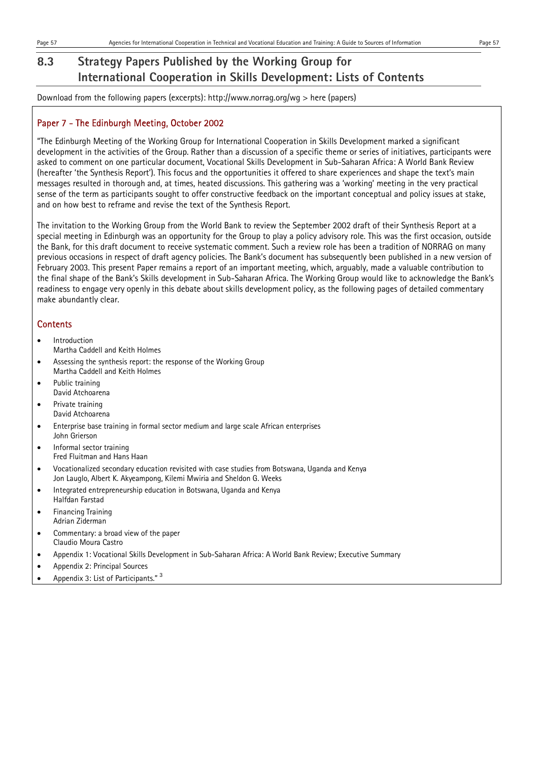## 8.3 Strategy Papers Published by the Working Group for International Cooperation in Skills Development: Lists of Contents

Download from the following papers (excerpts): http://www.norrag.org/wg > here (papers)

### Paper 7 - The Edinburgh Meeting, October 2002

"The Edinburgh Meeting of the Working Group for International Cooperation in Skills Development marked a significant development in the activities of the Group. Rather than a discussion of a specific theme or series of initiatives, participants were asked to comment on one particular document, Vocational Skills Development in Sub-Saharan Africa: A World Bank Review (hereafter 'the Synthesis Report'). This focus and the opportunities it offered to share experiences and shape the text's main messages resulted in thorough and, at times, heated discussions. This gathering was a 'working' meeting in the very practical sense of the term as participants sought to offer constructive feedback on the important conceptual and policy issues at stake, and on how best to reframe and revise the text of the Synthesis Report.

The invitation to the Working Group from the World Bank to review the September 2002 draft of their Synthesis Report at a special meeting in Edinburgh was an opportunity for the Group to play a policy advisory role. This was the first occasion, outside the Bank, for this draft document to receive systematic comment. Such a review role has been a tradition of NORRAG on many previous occasions in respect of draft agency policies. The Bank's document has subsequently been published in a new version of February 2003. This present Paper remains a report of an important meeting, which, arguably, made a valuable contribution to the final shape of the Bank's Skills development in Sub-Saharan Africa. The Working Group would like to acknowledge the Bank's readiness to engage very openly in this debate about skills development policy, as the following pages of detailed commentary make abundantly clear.

### Contents

- Introduction
  Martha Caddell and Keith Holmes
- Assessing the synthesis report: the response of the Working Group
  Martha Caddell and Keith Holmes
- Public training
  David Atchoarena
- Private training
  David Atchoarena
- Enterprise base training in formal sector medium and large scale African enterprises
  John Grierson
- Informal sector training
  Fred Fluitman and Hans Haan
- Vocationalized secondary education revisited with case studies from Botswana, Uganda and Kenya
  Jon Lauglo, Albert K. Akyeampong, Kilemi Mwiria and Sheldon G. Weeks
- Integrated entrepreneurship education in Botswana, Uganda and Kenya
  Halfdan Farstad
- Financing Training
  Adrian Ziderman
- Commentary: a broad view of the paper
  Claudio Moura Castro
- Appendix 1: Vocational Skills Development in Sub-Saharan Africa: A World Bank Review; Executive Summary
- Appendix 2: Principal Sources
- Appendix 3: List of Participants." [3]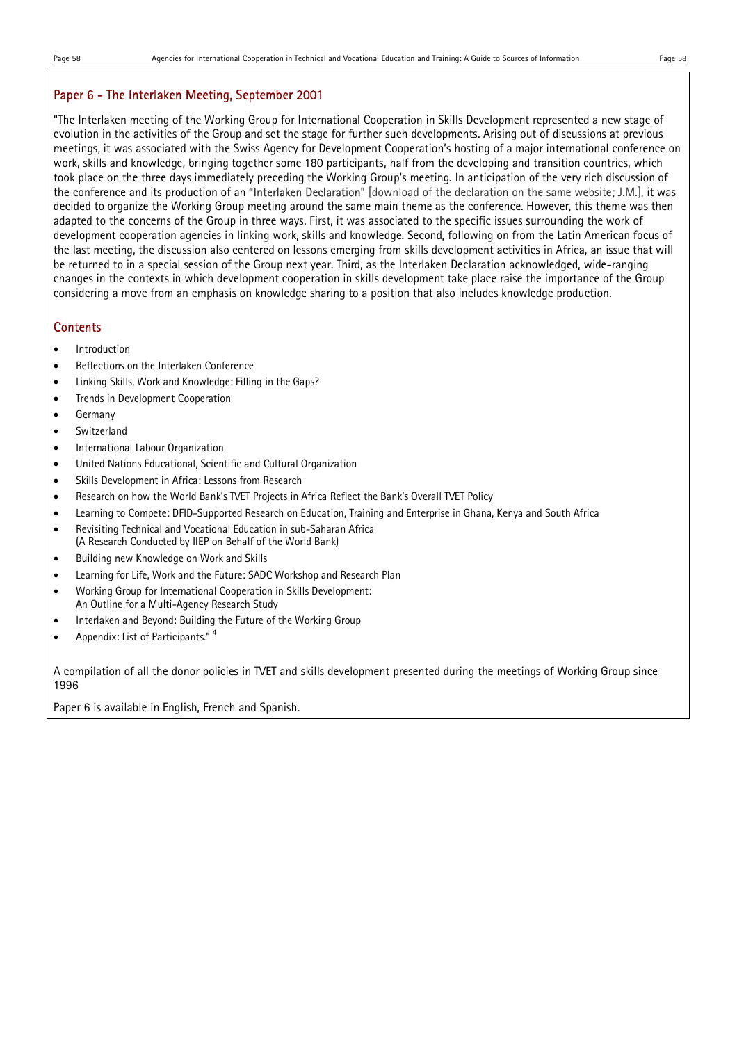## Paper 6 - The Interlaken Meeting, September 2001

"The Interlaken meeting of the Working Group for International Cooperation in Skills Development represented a new stage of evolution in the activities of the Group and set the stage for further such developments. Arising out of discussions at previous meetings, it was associated with the Swiss Agency for Development Cooperation's hosting of a major international conference on work, skills and knowledge, bringing together some 180 participants, half from the developing and transition countries, which took place on the three days immediately preceding the Working Group's meeting. In anticipation of the very rich discussion of the conference and its production of an "Interlaken Declaration" [download of the declaration on the same website; J.M.], it was decided to organize the Working Group meeting around the same main theme as the conference. However, this theme was then adapted to the concerns of the Group in three ways. First, it was associated to the specific issues surrounding the work of development cooperation agencies in linking work, skills and knowledge. Second, following on from the Latin American focus of the last meeting, the discussion also centered on lessons emerging from skills development activities in Africa, an issue that will be returned to in a special session of the Group next year. Third, as the Interlaken Declaration acknowledged, wide-ranging changes in the contexts in which development cooperation in skills development take place raise the importance of the Group considering a move from an emphasis on knowledge sharing to a position that also includes knowledge production.

### Contents

- Introduction
- Reflections on the Interlaken Conference
- Linking Skills, Work and Knowledge: Filling in the Gaps?
- Trends in Development Cooperation
- Germany
- Switzerland
- International Labour Organization
- United Nations Educational, Scientific and Cultural Organization
- Skills Development in Africa: Lessons from Research
- Research on how the World Bank's TVET Projects in Africa Reflect the Bank's Overall TVET Policy
- Learning to Compete: DFID-Supported Research on Education, Training and Enterprise in Ghana, Kenya and South Africa
- Revisiting Technical and Vocational Education in sub-Saharan Africa (A Research Conducted by IIEP on Behalf of the World Bank)
- Building new Knowledge on Work and Skills
- Learning for Life, Work and the Future: SADC Workshop and Research Plan
- Working Group for International Cooperation in Skills Development: An Outline for a Multi-Agency Research Study
- Interlaken and Beyond: Building the Future of the Working Group
- Appendix: List of Participants." [4]

A compilation of all the donor policies in TVET and skills development presented during the meetings of Working Group since 1996

Paper 6 is available in English, French and Spanish.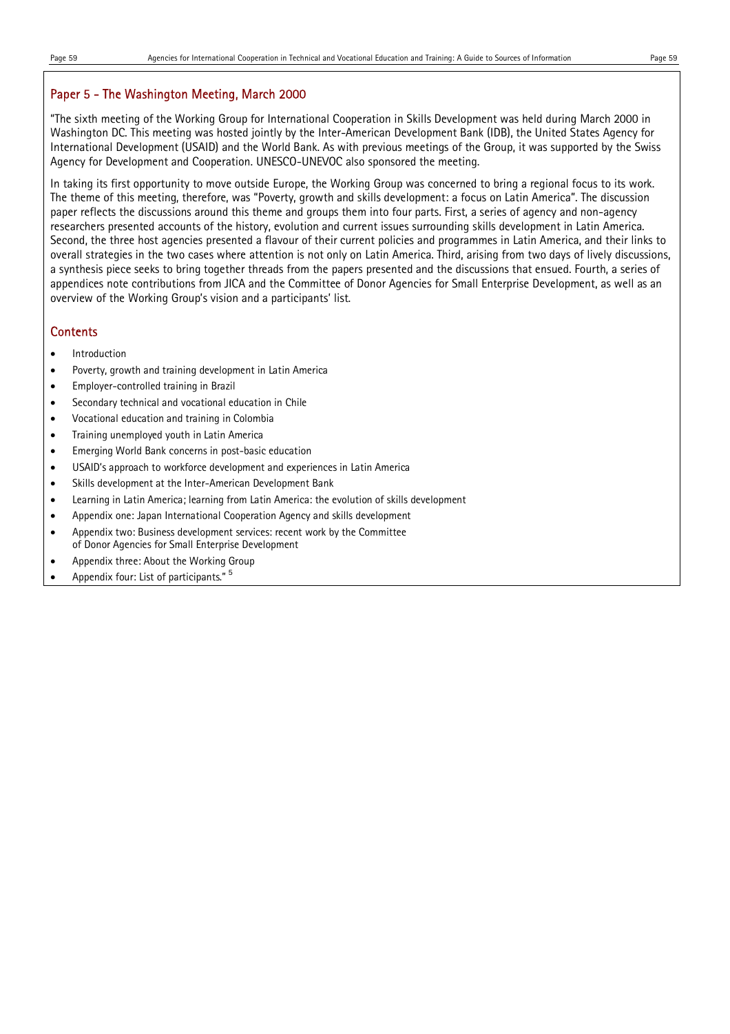## Paper 5 - The Washington Meeting, March 2000

"The sixth meeting of the Working Group for International Cooperation in Skills Development was held during March 2000 in Washington DC. This meeting was hosted jointly by the Inter-American Development Bank (IDB), the United States Agency for International Development (USAID) and the World Bank. As with previous meetings of the Group, it was supported by the Swiss Agency for Development and Cooperation. UNESCO-UNEVOC also sponsored the meeting.

In taking its first opportunity to move outside Europe, the Working Group was concerned to bring a regional focus to its work. The theme of this meeting, therefore, was "Poverty, growth and skills development: a focus on Latin America". The discussion paper reflects the discussions around this theme and groups them into four parts. First, a series of agency and non-agency researchers presented accounts of the history, evolution and current issues surrounding skills development in Latin America. Second, the three host agencies presented a flavour of their current policies and programmes in Latin America, and their links to overall strategies in the two cases where attention is not only on Latin America. Third, arising from two days of lively discussions, a synthesis piece seeks to bring together threads from the papers presented and the discussions that ensued. Fourth, a series of appendices note contributions from JICA and the Committee of Donor Agencies for Small Enterprise Development, as well as an overview of the Working Group's vision and a participants' list.

### Contents

- Introduction
- Poverty, growth and training development in Latin America
- Employer-controlled training in Brazil
- Secondary technical and vocational education in Chile
- Vocational education and training in Colombia
- Training unemployed youth in Latin America
- Emerging World Bank concerns in post-basic education
- USAID's approach to workforce development and experiences in Latin America
- Skills development at the Inter-American Development Bank
- Learning in Latin America; learning from Latin America: the evolution of skills development
- Appendix one: Japan International Cooperation Agency and skills development
- Appendix two: Business development services: recent work by the Committee of Donor Agencies for Small Enterprise Development
- Appendix three: About the Working Group
- Appendix four: List of participants." [5]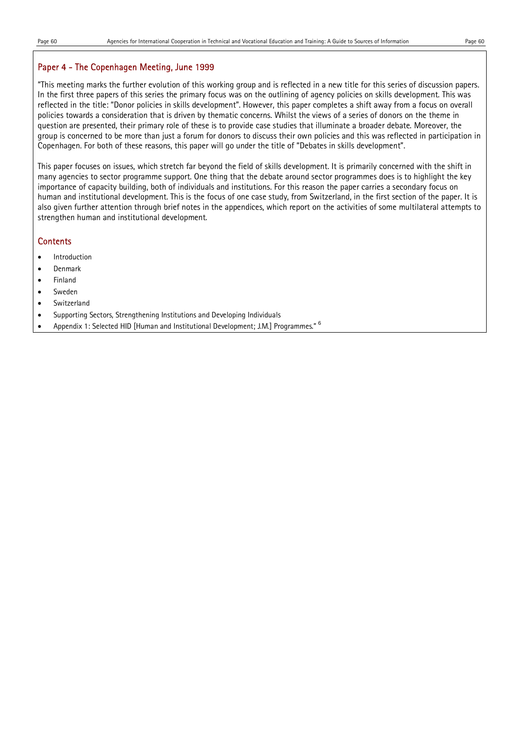## Paper 4 - The Copenhagen Meeting, June 1999

"This meeting marks the further evolution of this working group and is reflected in a new title for this series of discussion papers. In the first three papers of this series the primary focus was on the outlining of agency policies on skills development. This was reflected in the title: "Donor policies in skills development". However, this paper completes a shift away from a focus on overall policies towards a consideration that is driven by thematic concerns. Whilst the views of a series of donors on the theme in question are presented, their primary role of these is to provide case studies that illuminate a broader debate. Moreover, the group is concerned to be more than just a forum for donors to discuss their own policies and this was reflected in participation in Copenhagen. For both of these reasons, this paper will go under the title of "Debates in skills development".

This paper focuses on issues, which stretch far beyond the field of skills development. It is primarily concerned with the shift in many agencies to sector programme support. One thing that the debate around sector programmes does is to highlight the key importance of capacity building, both of individuals and institutions. For this reason the paper carries a secondary focus on human and institutional development. This is the focus of one case study, from Switzerland, in the first section of the paper. It is also given further attention through brief notes in the appendices, which report on the activities of some multilateral attempts to strengthen human and institutional development.

### Contents

- Introduction
- Denmark
- Finland
- Sweden
- Switzerland
- Supporting Sectors, Strengthening Institutions and Developing Individuals
- Appendix 1: Selected HID [Human and Institutional Development; J.M.] Programmes." [6]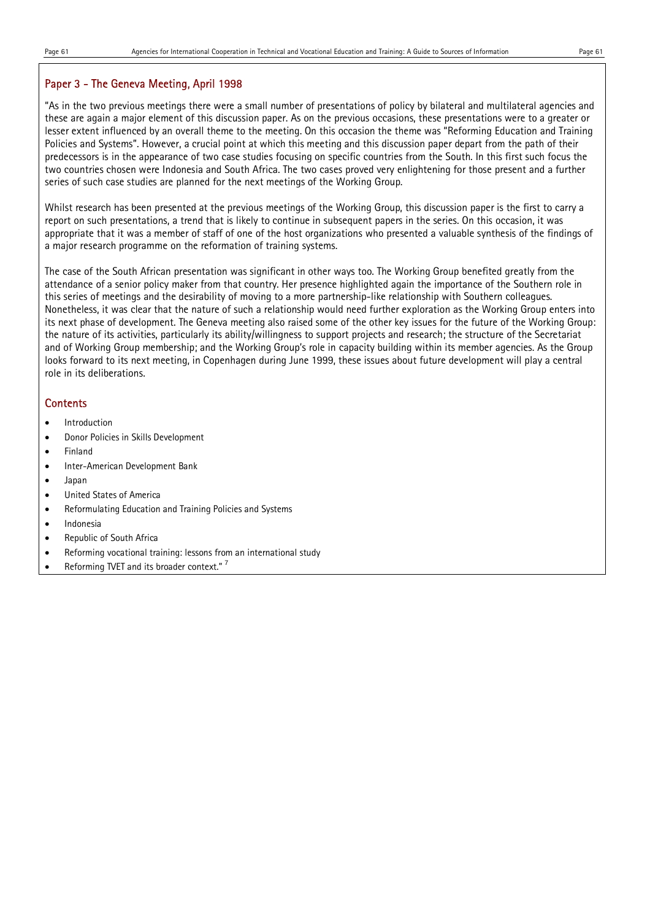## Paper 3 - The Geneva Meeting, April 1998

"As in the two previous meetings there were a small number of presentations of policy by bilateral and multilateral agencies and these are again a major element of this discussion paper. As on the previous occasions, these presentations were to a greater or lesser extent influenced by an overall theme to the meeting. On this occasion the theme was "Reforming Education and Training Policies and Systems". However, a crucial point at which this meeting and this discussion paper depart from the path of their predecessors is in the appearance of two case studies focusing on specific countries from the South. In this first such focus the two countries chosen were Indonesia and South Africa. The two cases proved very enlightening for those present and a further series of such case studies are planned for the next meetings of the Working Group.

Whilst research has been presented at the previous meetings of the Working Group, this discussion paper is the first to carry a report on such presentations, a trend that is likely to continue in subsequent papers in the series. On this occasion, it was appropriate that it was a member of staff of one of the host organizations who presented a valuable synthesis of the findings of a major research programme on the reformation of training systems.

The case of the South African presentation was significant in other ways too. The Working Group benefited greatly from the attendance of a senior policy maker from that country. Her presence highlighted again the importance of the Southern role in this series of meetings and the desirability of moving to a more partnership-like relationship with Southern colleagues. Nonetheless, it was clear that the nature of such a relationship would need further exploration as the Working Group enters into its next phase of development. The Geneva meeting also raised some of the other key issues for the future of the Working Group: the nature of its activities, particularly its ability/willingness to support projects and research; the structure of the Secretariat and of Working Group membership; and the Working Group's role in capacity building within its member agencies. As the Group looks forward to its next meeting, in Copenhagen during June 1999, these issues about future development will play a central role in its deliberations.

### Contents

- Introduction
- Donor Policies in Skills Development
- Finland
- Inter-American Development Bank
- Japan
- United States of America
- Reformulating Education and Training Policies and Systems
- Indonesia
- Republic of South Africa
- Reforming vocational training: lessons from an international study
- Reforming TVET and its broader context." [7]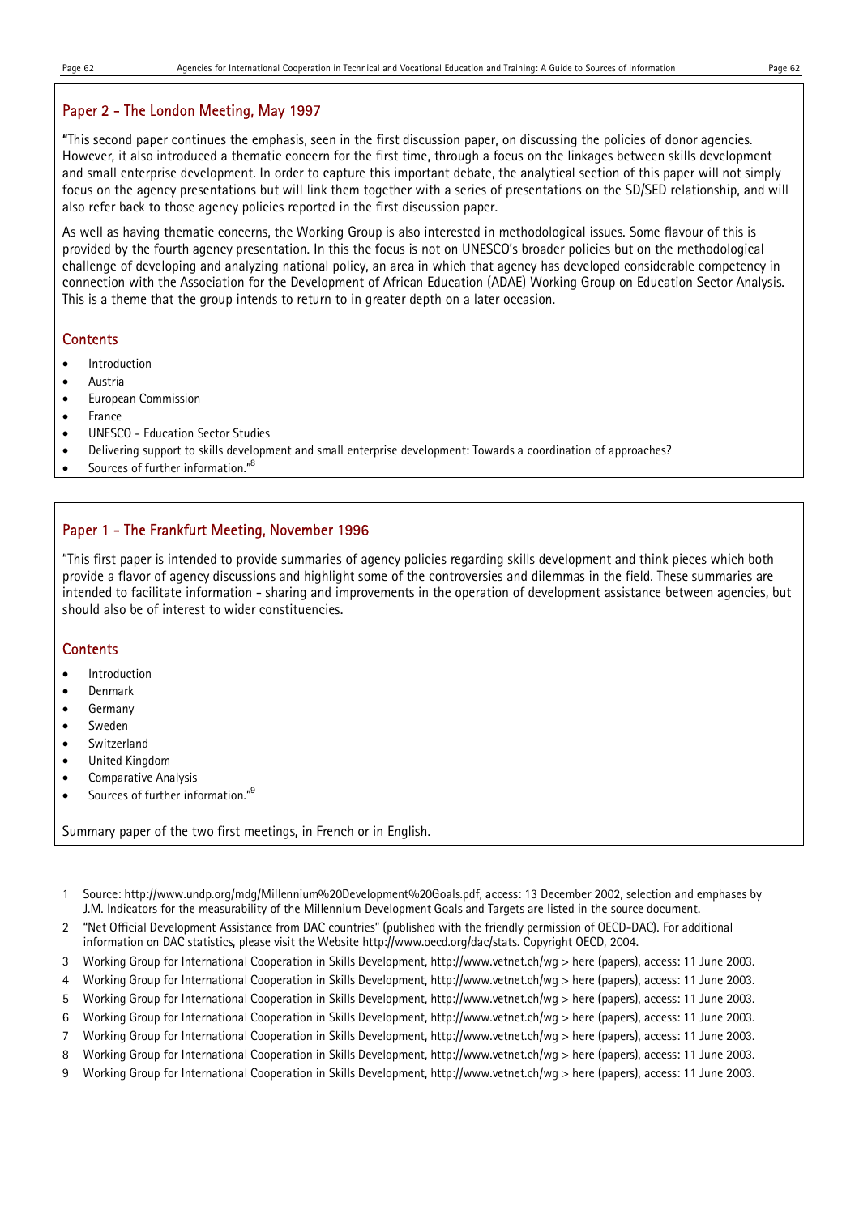## Paper 2 - The London Meeting, May 1997

"This second paper continues the emphasis, seen in the first discussion paper, on discussing the policies of donor agencies. However, it also introduced a thematic concern for the first time, through a focus on the linkages between skills development and small enterprise development. In order to capture this important debate, the analytical section of this paper will not simply focus on the agency presentations but will link them together with a series of presentations on the SD/SED relationship, and will also refer back to those agency policies reported in the first discussion paper.

As well as having thematic concerns, the Working Group is also interested in methodological issues. Some flavour of this is provided by the fourth agency presentation. In this the focus is not on UNESCO's broader policies but on the methodological challenge of developing and analyzing national policy, an area in which that agency has developed considerable competency in connection with the Association for the Development of African Education (ADAE) Working Group on Education Sector Analysis. This is a theme that the group intends to return to in greater depth on a later occasion.

### Contents

- Introduction
- Austria
- European Commission
- France
- UNESCO - Education Sector Studies
- Delivering support to skills development and small enterprise development: Towards a coordination of approaches?
- Sources of further information."[8]

## Paper 1 - The Frankfurt Meeting, November 1996

"This first paper is intended to provide summaries of agency policies regarding skills development and think pieces which both provide a flavor of agency discussions and highlight some of the controversies and dilemmas in the field. These summaries are intended to facilitate information - sharing and improvements in the operation of development assistance between agencies, but should also be of interest to wider constituencies.

### Contents

- Introduction
- Denmark
- Germany
- Sweden
- Switzerland
- United Kingdom
- Comparative Analysis
- Sources of further information."[9]

Summary paper of the two first meetings, in French or in English.

---

1 Source: http://www.undp.org/mdg/Millennium%20Development%20Goals.pdf, access: 13 December 2002, selection and emphases by J.M. Indicators for the measurability of the Millennium Development Goals and Targets are listed in the source document.

2 "Net Official Development Assistance from DAC countries" (published with the friendly permission of OECD-DAC). For additional information on DAC statistics, please visit the Website http://www.oecd.org/dac/stats. Copyright OECD, 2004.

3 Working Group for International Cooperation in Skills Development, http://www.vetnet.ch/wg > here (papers), access: 11 June 2003.

4 Working Group for International Cooperation in Skills Development, http://www.vetnet.ch/wg > here (papers), access: 11 June 2003.

5 Working Group for International Cooperation in Skills Development, http://www.vetnet.ch/wg > here (papers), access: 11 June 2003.

6 Working Group for International Cooperation in Skills Development, http://www.vetnet.ch/wg > here (papers), access: 11 June 2003.

7 Working Group for International Cooperation in Skills Development, http://www.vetnet.ch/wg > here (papers), access: 11 June 2003.

8 Working Group for International Cooperation in Skills Development, http://www.vetnet.ch/wg > here (papers), access: 11 June 2003.

9 Working Group for International Cooperation in Skills Development, http://www.vetnet.ch/wg > here (papers), access: 11 June 2003.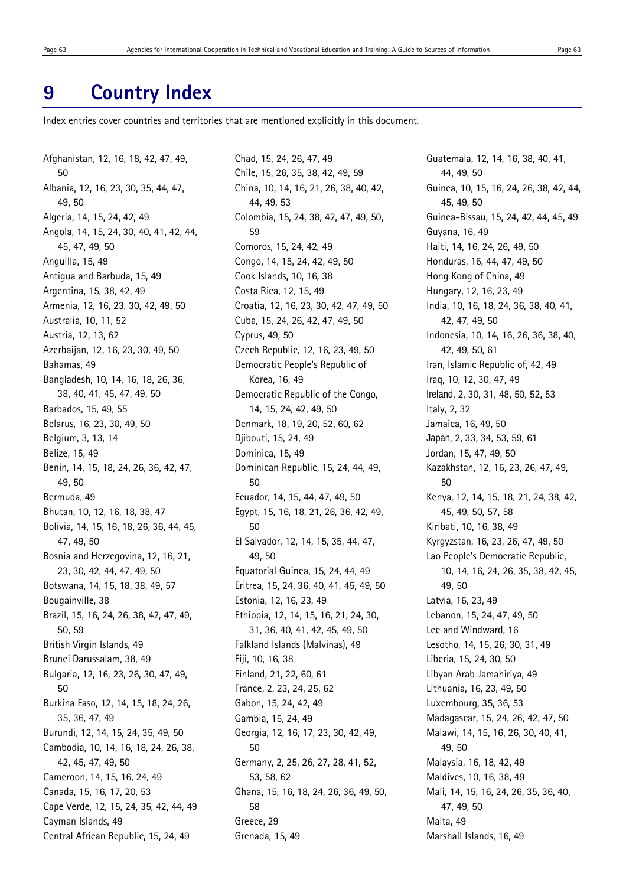# 9 Country Index

Index entries cover countries and territories that are mentioned explicitly in this document.

Afghanistan, 12, 16, 18, 42, 47, 49, 50
Albania, 12, 16, 23, 30, 35, 44, 47, 49, 50
Algeria, 14, 15, 24, 42, 49
Angola, 14, 15, 24, 30, 40, 41, 42, 44, 45, 47, 49, 50
Anguilla, 15, 49
Antigua and Barbuda, 15, 49
Argentina, 15, 38, 42, 49
Armenia, 12, 16, 23, 30, 42, 49, 50
Australia, 10, 11, 52
Austria, 12, 13, 62
Azerbaijan, 12, 16, 23, 30, 49, 50
Bahamas, 49
Bangladesh, 10, 14, 16, 18, 26, 36, 38, 40, 41, 45, 47, 49, 50
Barbados, 15, 49, 55
Belarus, 16, 23, 30, 49, 50
Belgium, 3, 13, 14
Belize, 15, 49
Benin, 14, 15, 18, 24, 26, 36, 42, 47, 49, 50
Bermuda, 49
Bhutan, 10, 12, 16, 18, 38, 47
Bolivia, 14, 15, 16, 18, 26, 36, 44, 45, 47, 49, 50
Bosnia and Herzegovina, 12, 16, 21, 23, 30, 42, 44, 47, 49, 50
Botswana, 14, 15, 18, 38, 49, 57
Bougainville, 38
Brazil, 15, 16, 24, 26, 38, 42, 47, 49, 50, 59
British Virgin Islands, 49
Brunei Darussalam, 38, 49
Bulgaria, 12, 16, 23, 26, 30, 47, 49, 50
Burkina Faso, 12, 14, 15, 18, 24, 26, 35, 36, 47, 49
Burundi, 12, 14, 15, 24, 35, 49, 50
Cambodia, 10, 14, 16, 18, 24, 26, 38, 42, 45, 47, 49, 50
Cameroon, 14, 15, 16, 24, 49
Canada, 15, 16, 17, 20, 53
Cape Verde, 12, 15, 24, 35, 42, 44, 49
Cayman Islands, 49
Central African Republic, 15, 24, 49
Chad, 15, 24, 26, 47, 49
Chile, 15, 26, 35, 38, 42, 49, 59
China, 10, 14, 16, 21, 26, 38, 40, 42, 44, 49, 53
Colombia, 15, 24, 38, 42, 47, 49, 50, 59
Comoros, 15, 24, 42, 49
Congo, 14, 15, 24, 42, 49, 50
Cook Islands, 10, 16, 38
Costa Rica, 12, 15, 49
Croatia, 12, 16, 23, 30, 42, 47, 49, 50
Cuba, 15, 24, 26, 42, 47, 49, 50
Cyprus, 49, 50
Czech Republic, 12, 16, 23, 49, 50
Democratic People's Republic of Korea, 16, 49
Democratic Republic of the Congo, 14, 15, 24, 42, 49, 50
Denmark, 18, 19, 20, 52, 60, 62
Djibouti, 15, 24, 49
Dominica, 15, 49
Dominican Republic, 15, 24, 44, 49, 50
Ecuador, 14, 15, 44, 47, 49, 50
Egypt, 15, 16, 18, 21, 26, 36, 42, 49, 50
El Salvador, 12, 14, 15, 35, 44, 47, 49, 50
Equatorial Guinea, 15, 24, 44, 49
Eritrea, 15, 24, 36, 40, 41, 45, 49, 50
Estonia, 12, 16, 23, 49
Ethiopia, 12, 14, 15, 16, 21, 24, 30, 31, 36, 40, 41, 42, 45, 49, 50
Falkland Islands (Malvinas), 49
Fiji, 10, 16, 38
Finland, 21, 22, 60, 61
France, 2, 23, 24, 25, 62
Gabon, 15, 24, 42, 49
Gambia, 15, 24, 49
Georgia, 12, 16, 17, 23, 30, 42, 49, 50
Germany, 2, 25, 26, 27, 28, 41, 52, 53, 58, 62
Ghana, 15, 16, 18, 24, 26, 36, 49, 50, 58
Greece, 29
Grenada, 15, 49
Guatemala, 12, 14, 16, 38, 40, 41, 44, 49, 50
Guinea, 10, 15, 16, 24, 26, 38, 42, 44, 45, 49, 50
Guinea-Bissau, 15, 24, 42, 44, 45, 49
Guyana, 16, 49
Haiti, 14, 16, 24, 26, 49, 50
Honduras, 16, 44, 47, 49, 50
Hong Kong of China, 49
Hungary, 12, 16, 23, 49
India, 10, 16, 18, 24, 36, 38, 40, 41, 42, 47, 49, 50
Indonesia, 10, 14, 16, 26, 36, 38, 40, 42, 49, 50, 61
Iran, Islamic Republic of, 42, 49
Iraq, 10, 12, 30, 47, 49
Ireland, 2, 30, 31, 48, 50, 52, 53
Italy, 2, 32
Jamaica, 16, 49, 50
Japan, 2, 33, 34, 53, 59, 61
Jordan, 15, 47, 49, 50
Kazakhstan, 12, 16, 23, 26, 47, 49, 50
Kenya, 12, 14, 15, 18, 21, 24, 38, 42, 45, 49, 50, 57, 58
Kiribati, 10, 16, 38, 49
Kyrgyzstan, 16, 23, 26, 47, 49, 50
Lao People's Democratic Republic, 10, 14, 16, 24, 26, 35, 38, 42, 45, 49, 50
Latvia, 16, 23, 49
Lebanon, 15, 24, 47, 49, 50
Lee and Windward, 16
Lesotho, 14, 15, 26, 30, 31, 49
Liberia, 15, 24, 30, 50
Libyan Arab Jamahiriya, 49
Lithuania, 16, 23, 49, 50
Luxembourg, 35, 36, 53
Madagascar, 15, 24, 26, 42, 47, 50
Malawi, 14, 15, 16, 26, 30, 40, 41, 49, 50
Malaysia, 16, 18, 42, 49
Maldives, 10, 16, 38, 49
Mali, 14, 15, 16, 24, 26, 35, 36, 40, 47, 49, 50
Malta, 49
Marshall Islands, 16, 49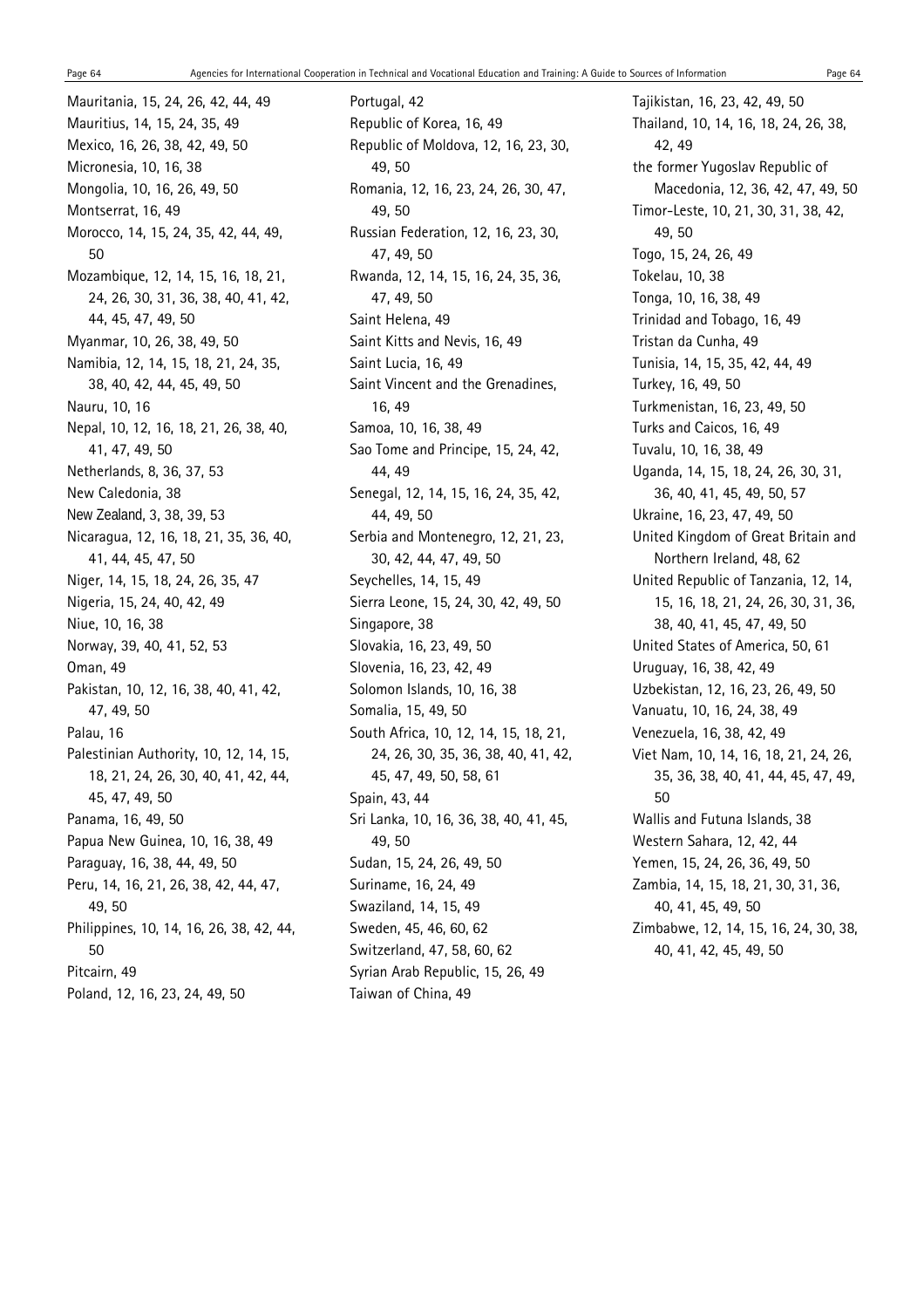Mauritania, 15, 24, 26, 42, 44, 49
Mauritius, 14, 15, 24, 35, 49
Mexico, 16, 26, 38, 42, 49, 50
Micronesia, 10, 16, 38
Mongolia, 10, 16, 26, 49, 50
Montserrat, 16, 49
Morocco, 14, 15, 24, 35, 42, 44, 49, 50
Mozambique, 12, 14, 15, 16, 18, 21, 24, 26, 30, 31, 36, 38, 40, 41, 42, 44, 45, 47, 49, 50
Myanmar, 10, 26, 38, 49, 50
Namibia, 12, 14, 15, 18, 21, 24, 35, 38, 40, 42, 44, 45, 49, 50
Nauru, 10, 16
Nepal, 10, 12, 16, 18, 21, 26, 38, 40, 41, 47, 49, 50
Netherlands, 8, 36, 37, 53
New Caledonia, 38
New Zealand, 3, 38, 39, 53
Nicaragua, 12, 16, 18, 21, 35, 36, 40, 41, 44, 45, 47, 50
Niger, 14, 15, 18, 24, 26, 35, 47
Nigeria, 15, 24, 40, 42, 49
Niue, 10, 16, 38
Norway, 39, 40, 41, 52, 53
Oman, 49
Pakistan, 10, 12, 16, 38, 40, 41, 42, 47, 49, 50
Palau, 16
Palestinian Authority, 10, 12, 14, 15, 18, 21, 24, 26, 30, 40, 41, 42, 44, 45, 47, 49, 50
Panama, 16, 49, 50
Papua New Guinea, 10, 16, 38, 49
Paraguay, 16, 38, 44, 49, 50
Peru, 14, 16, 21, 26, 38, 42, 44, 47, 49, 50
Philippines, 10, 14, 16, 26, 38, 42, 44, 50
Pitcairn, 49
Poland, 12, 16, 23, 24, 49, 50
Portugal, 42
Republic of Korea, 16, 49
Republic of Moldova, 12, 16, 23, 30, 49, 50
Romania, 12, 16, 23, 24, 26, 30, 47, 49, 50
Russian Federation, 12, 16, 23, 30, 47, 49, 50
Rwanda, 12, 14, 15, 16, 24, 35, 36, 47, 49, 50
Saint Helena, 49
Saint Kitts and Nevis, 16, 49
Saint Lucia, 16, 49
Saint Vincent and the Grenadines, 16, 49
Samoa, 10, 16, 38, 49
Sao Tome and Principe, 15, 24, 42, 44, 49
Senegal, 12, 14, 15, 16, 24, 35, 42, 44, 49, 50
Serbia and Montenegro, 12, 21, 23, 30, 42, 44, 47, 49, 50
Seychelles, 14, 15, 49
Sierra Leone, 15, 24, 30, 42, 49, 50
Singapore, 38
Slovakia, 16, 23, 49, 50
Slovenia, 16, 23, 42, 49
Solomon Islands, 10, 16, 38
Somalia, 15, 49, 50
South Africa, 10, 12, 14, 15, 18, 21, 24, 26, 30, 35, 36, 38, 40, 41, 42, 45, 47, 49, 50, 58, 61
Spain, 43, 44
Sri Lanka, 10, 16, 36, 38, 40, 41, 45, 49, 50
Sudan, 15, 24, 26, 49, 50
Suriname, 16, 24, 49
Swaziland, 14, 15, 49
Sweden, 45, 46, 60, 62
Switzerland, 47, 58, 60, 62
Syrian Arab Republic, 15, 26, 49
Taiwan of China, 49
Tajikistan, 16, 23, 42, 49, 50
Thailand, 10, 14, 16, 18, 24, 26, 38, 42, 49
the former Yugoslav Republic of Macedonia, 12, 36, 42, 47, 49, 50
Timor-Leste, 10, 21, 30, 31, 38, 42, 49, 50
Togo, 15, 24, 26, 49
Tokelau, 10, 38
Tonga, 10, 16, 38, 49
Trinidad and Tobago, 16, 49
Tristan da Cunha, 49
Tunisia, 14, 15, 35, 42, 44, 49
Turkey, 16, 49, 50
Turkmenistan, 16, 23, 49, 50
Turks and Caicos, 16, 49
Tuvalu, 10, 16, 38, 49
Uganda, 14, 15, 18, 24, 26, 30, 31, 36, 40, 41, 45, 49, 50, 57
Ukraine, 16, 23, 47, 49, 50
United Kingdom of Great Britain and Northern Ireland, 48, 62
United Republic of Tanzania, 12, 14, 15, 16, 18, 21, 24, 26, 30, 31, 36, 38, 40, 41, 45, 47, 49, 50
United States of America, 50, 61
Uruguay, 16, 38, 42, 49
Uzbekistan, 12, 16, 23, 26, 49, 50
Vanuatu, 10, 16, 24, 38, 49
Venezuela, 16, 38, 42, 49
Viet Nam, 10, 14, 16, 18, 21, 24, 26, 35, 36, 38, 40, 41, 44, 45, 47, 49, 50
Wallis and Futuna Islands, 38
Western Sahara, 12, 42, 44
Yemen, 15, 24, 26, 36, 49, 50
Zambia, 14, 15, 18, 21, 30, 31, 36, 40, 41, 45, 49, 50
Zimbabwe, 12, 14, 15, 16, 24, 30, 38, 40, 41, 42, 45, 49, 50